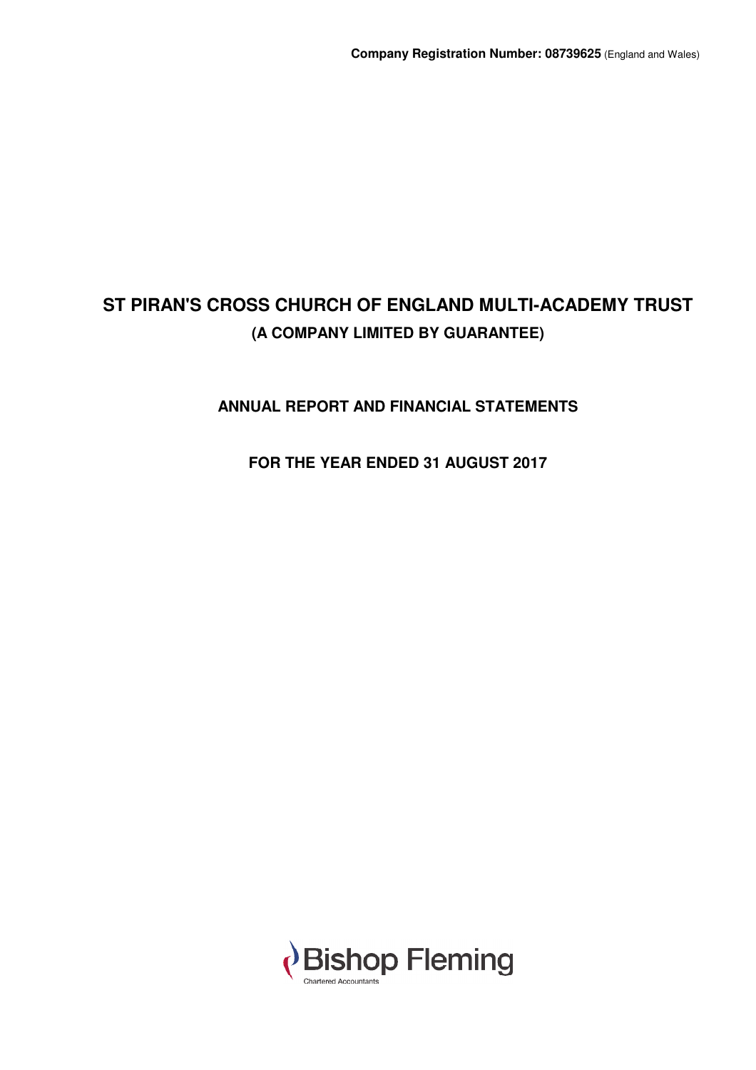**Company Registration Number: 08739625** (England and Wales)

# ST PIRAN'S CROSS CHURCH OF ENGLAND MULTI-ACADEMY TRUST

## (A COMPANY LIMITED BY GUARANTEE)

## ANNUAL REPORT AND FINANCIAL STATEMENTS

## FOR THE YEAR ENDED 31 AUGUST 2017

Bishop Fleming

Chartered Accountants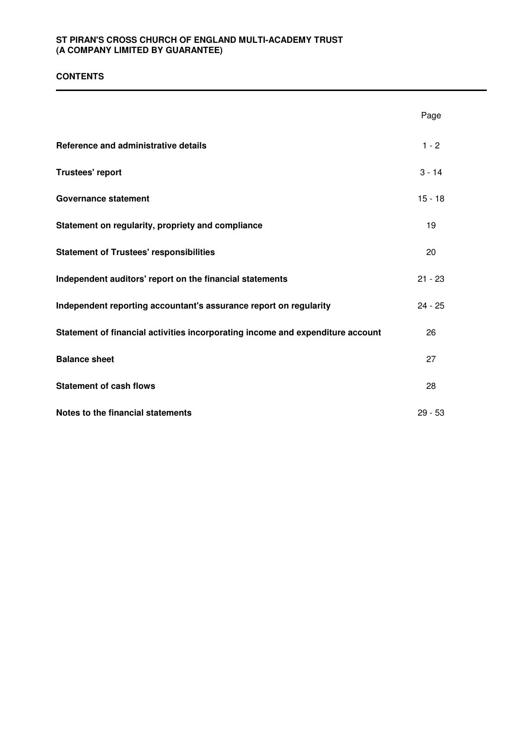**ST PIRAN'S CROSS CHURCH OF ENGLAND MULTI-ACADEMY TRUST**
**(A COMPANY LIMITED BY GUARANTEE)**

## CONTENTS

| | Page |
|---|---|
| **Reference and administrative details** | 1 - 2 |
| **Trustees' report** | 3 - 14 |
| **Governance statement** | 15 - 18 |
| **Statement on regularity, propriety and compliance** | 19 |
| **Statement of Trustees' responsibilities** | 20 |
| **Independent auditors' report on the financial statements** | 21 - 23 |
| **Independent reporting accountant's assurance report on regularity** | 24 - 25 |
| **Statement of financial activities incorporating income and expenditure account** | 26 |
| **Balance sheet** | 27 |
| **Statement of cash flows** | 28 |
| **Notes to the financial statements** | 29 - 53 |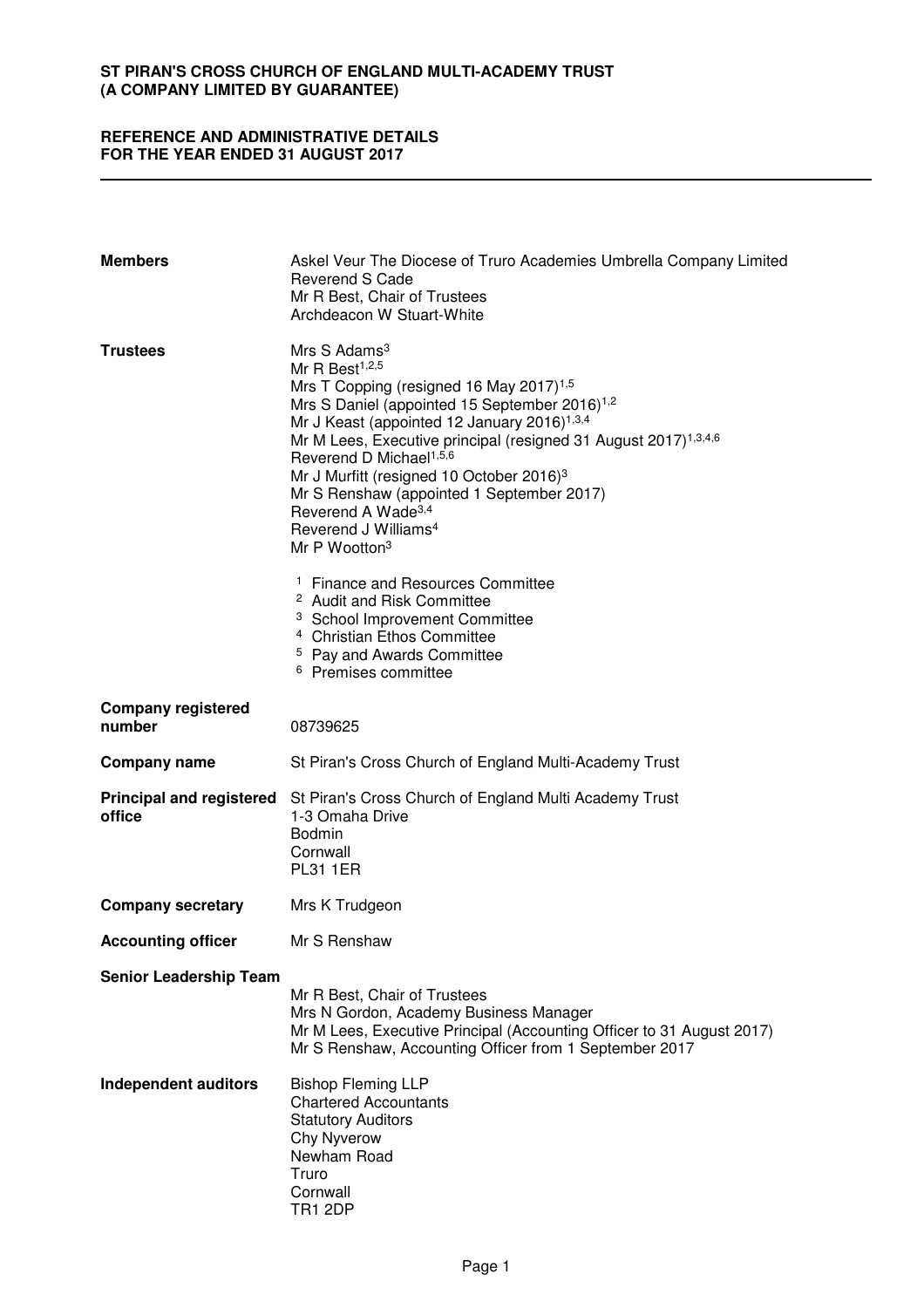# ST PIRAN'S CROSS CHURCH OF ENGLAND MULTI-ACADEMY TRUST
# (A COMPANY LIMITED BY GUARANTEE)

## REFERENCE AND ADMINISTRATIVE DETAILS
## FOR THE YEAR ENDED 31 AUGUST 2017

**Members**

Askel Veur The Diocese of Truro Academies Umbrella Company Limited
Reverend S Cade
Mr R Best, Chair of Trustees
Archdeacon W Stuart-White

**Trustees**

Mrs S Adams[3]
Mr R Best[1,2,5]
Mrs T Copping (resigned 16 May 2017)[1,5]
Mrs S Daniel (appointed 15 September 2016)[1,2]
Mr J Keast (appointed 12 January 2016)[1,3,4]
Mr M Lees, Executive principal (resigned 31 August 2017)[1,3,4,6]
Reverend D Michael[1,5,6]
Mr J Murfitt (resigned 10 October 2016)[3]
Mr S Renshaw (appointed 1 September 2017)
Reverend A Wade[3,4]
Reverend J Williams[4]
Mr P Wootton[3]

[1] Finance and Resources Committee
[2] Audit and Risk Committee
[3] School Improvement Committee
[4] Christian Ethos Committee
[5] Pay and Awards Committee
[6] Premises committee

**Company registered number**

08739625

**Company name**

St Piran's Cross Church of England Multi-Academy Trust

**Principal and registered office**

St Piran's Cross Church of England Multi Academy Trust
1-3 Omaha Drive
Bodmin
Cornwall
PL31 1ER

**Company secretary**

Mrs K Trudgeon

**Accounting officer**

Mr S Renshaw

**Senior Leadership Team**

Mr R Best, Chair of Trustees
Mrs N Gordon, Academy Business Manager
Mr M Lees, Executive Principal (Accounting Officer to 31 August 2017)
Mr S Renshaw, Accounting Officer from 1 September 2017

**Independent auditors**

Bishop Fleming LLP
Chartered Accountants
Statutory Auditors
Chy Nyverow
Newham Road
Truro
Cornwall
TR1 2DP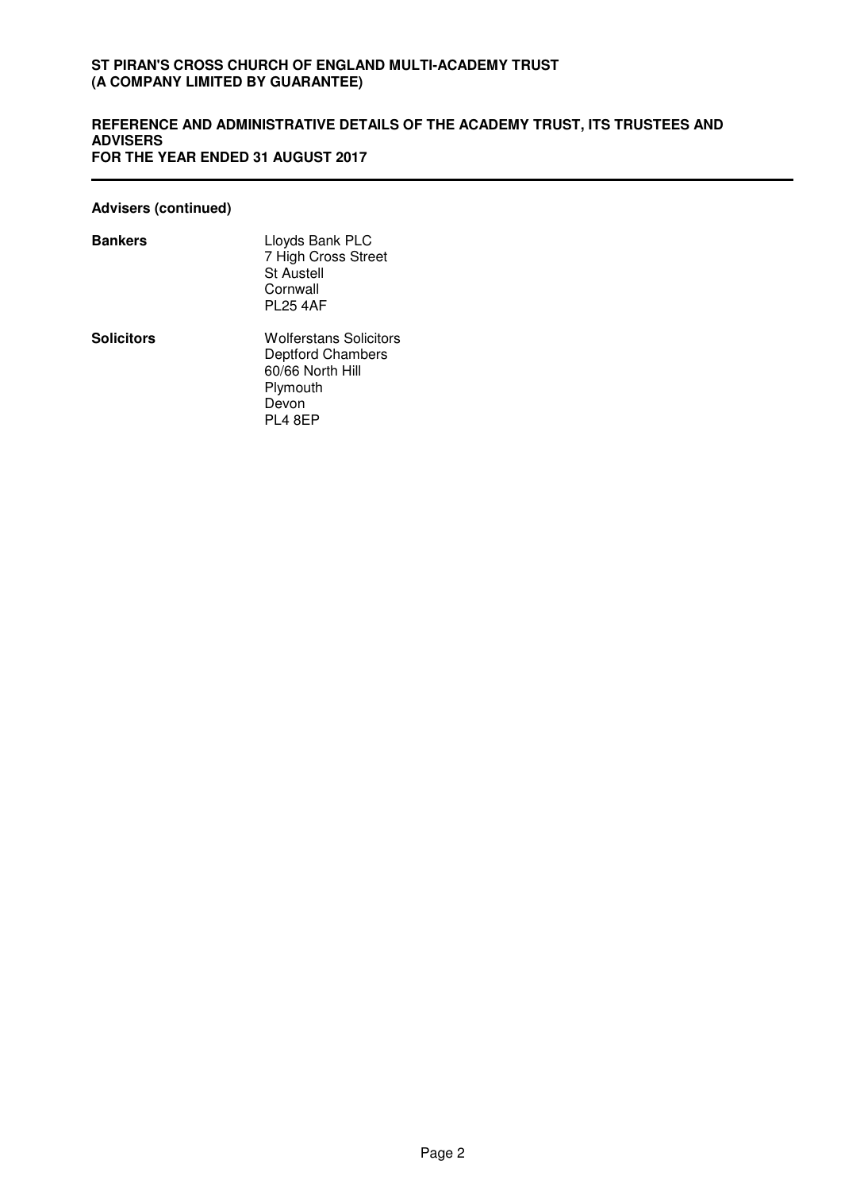**Advisers (continued)**

**Bankers**

Lloyds Bank PLC
7 High Cross Street
St Austell
Cornwall
PL25 4AF

**Solicitors**

Wolferstans Solicitors
Deptford Chambers
60/66 North Hill
Plymouth
Devon
PL4 8EP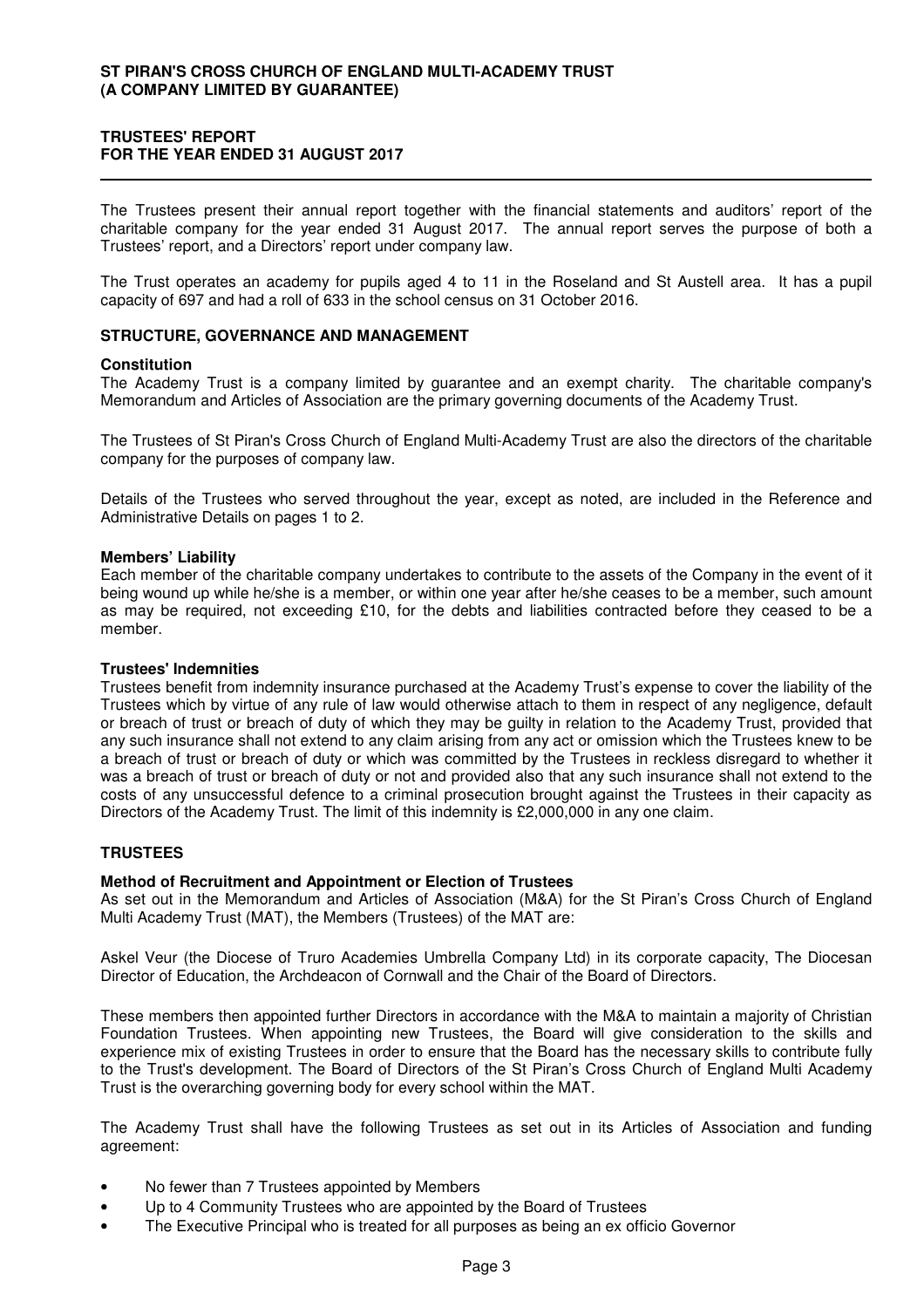**ST PIRAN'S CROSS CHURCH OF ENGLAND MULTI-ACADEMY TRUST (A COMPANY LIMITED BY GUARANTEE)**

**TRUSTEES' REPORT FOR THE YEAR ENDED 31 AUGUST 2017**

The Trustees present their annual report together with the financial statements and auditors' report of the charitable company for the year ended 31 August 2017. The annual report serves the purpose of both a Trustees' report, and a Directors' report under company law.

The Trust operates an academy for pupils aged 4 to 11 in the Roseland and St Austell area. It has a pupil capacity of 697 and had a roll of 633 in the school census on 31 October 2016.

## STRUCTURE, GOVERNANCE AND MANAGEMENT

### Constitution

The Academy Trust is a company limited by guarantee and an exempt charity. The charitable company's Memorandum and Articles of Association are the primary governing documents of the Academy Trust.

The Trustees of St Piran's Cross Church of England Multi-Academy Trust are also the directors of the charitable company for the purposes of company law.

Details of the Trustees who served throughout the year, except as noted, are included in the Reference and Administrative Details on pages 1 to 2.

### Members' Liability

Each member of the charitable company undertakes to contribute to the assets of the Company in the event of it being wound up while he/she is a member, or within one year after he/she ceases to be a member, such amount as may be required, not exceeding £10, for the debts and liabilities contracted before they ceased to be a member.

### Trustees' Indemnities

Trustees benefit from indemnity insurance purchased at the Academy Trust's expense to cover the liability of the Trustees which by virtue of any rule of law would otherwise attach to them in respect of any negligence, default or breach of trust or breach of duty of which they may be guilty in relation to the Academy Trust, provided that any such insurance shall not extend to any claim arising from any act or omission which the Trustees knew to be a breach of trust or breach of duty or which was committed by the Trustees in reckless disregard to whether it was a breach of trust or breach of duty or not and provided also that any such insurance shall not extend to the costs of any unsuccessful defence to a criminal prosecution brought against the Trustees in their capacity as Directors of the Academy Trust. The limit of this indemnity is £2,000,000 in any one claim.

## TRUSTEES

### Method of Recruitment and Appointment or Election of Trustees

As set out in the Memorandum and Articles of Association (M&A) for the St Piran's Cross Church of England Multi Academy Trust (MAT), the Members (Trustees) of the MAT are:

Askel Veur (the Diocese of Truro Academies Umbrella Company Ltd) in its corporate capacity, The Diocesan Director of Education, the Archdeacon of Cornwall and the Chair of the Board of Directors.

These members then appointed further Directors in accordance with the M&A to maintain a majority of Christian Foundation Trustees. When appointing new Trustees, the Board will give consideration to the skills and experience mix of existing Trustees in order to ensure that the Board has the necessary skills to contribute fully to the Trust's development. The Board of Directors of the St Piran's Cross Church of England Multi Academy Trust is the overarching governing body for every school within the MAT.

The Academy Trust shall have the following Trustees as set out in its Articles of Association and funding agreement:

- No fewer than 7 Trustees appointed by Members
- Up to 4 Community Trustees who are appointed by the Board of Trustees
- The Executive Principal who is treated for all purposes as being an ex officio Governor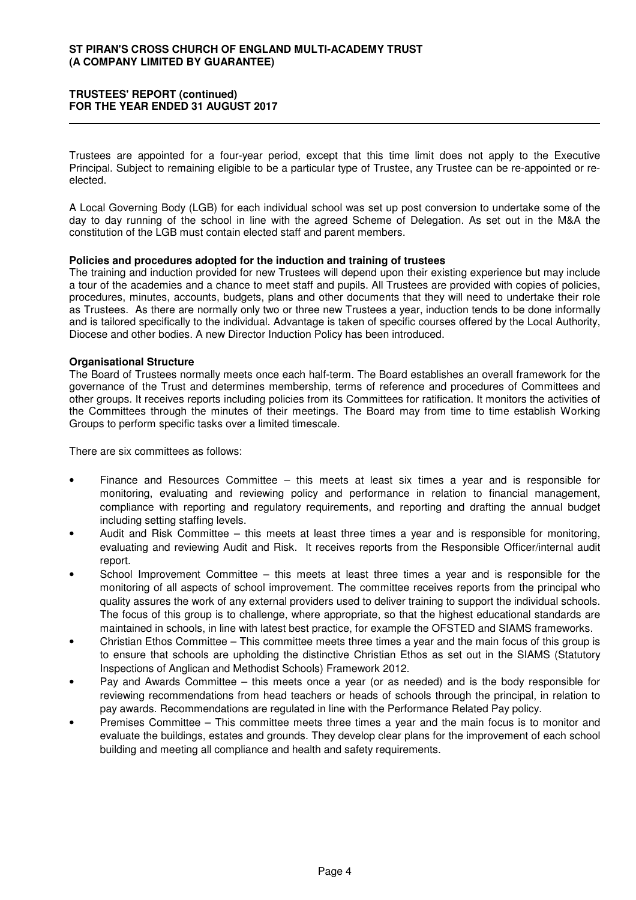Trustees are appointed for a four-year period, except that this time limit does not apply to the Executive Principal. Subject to remaining eligible to be a particular type of Trustee, any Trustee can be re-appointed or re-elected.

A Local Governing Body (LGB) for each individual school was set up post conversion to undertake some of the day to day running of the school in line with the agreed Scheme of Delegation. As set out in the M&A the constitution of the LGB must contain elected staff and parent members.

**Policies and procedures adopted for the induction and training of trustees**

The training and induction provided for new Trustees will depend upon their existing experience but may include a tour of the academies and a chance to meet staff and pupils. All Trustees are provided with copies of policies, procedures, minutes, accounts, budgets, plans and other documents that they will need to undertake their role as Trustees. As there are normally only two or three new Trustees a year, induction tends to be done informally and is tailored specifically to the individual. Advantage is taken of specific courses offered by the Local Authority, Diocese and other bodies. A new Director Induction Policy has been introduced.

**Organisational Structure**

The Board of Trustees normally meets once each half-term. The Board establishes an overall framework for the governance of the Trust and determines membership, terms of reference and procedures of Committees and other groups. It receives reports including policies from its Committees for ratification. It monitors the activities of the Committees through the minutes of their meetings. The Board may from time to time establish Working Groups to perform specific tasks over a limited timescale.

There are six committees as follows:

- Finance and Resources Committee – this meets at least six times a year and is responsible for monitoring, evaluating and reviewing policy and performance in relation to financial management, compliance with reporting and regulatory requirements, and reporting and drafting the annual budget including setting staffing levels.
- Audit and Risk Committee – this meets at least three times a year and is responsible for monitoring, evaluating and reviewing Audit and Risk. It receives reports from the Responsible Officer/internal audit report.
- School Improvement Committee – this meets at least three times a year and is responsible for the monitoring of all aspects of school improvement. The committee receives reports from the principal who quality assures the work of any external providers used to deliver training to support the individual schools. The focus of this group is to challenge, where appropriate, so that the highest educational standards are maintained in schools, in line with latest best practice, for example the OFSTED and SIAMS frameworks.
- Christian Ethos Committee – This committee meets three times a year and the main focus of this group is to ensure that schools are upholding the distinctive Christian Ethos as set out in the SIAMS (Statutory Inspections of Anglican and Methodist Schools) Framework 2012.
- Pay and Awards Committee – this meets once a year (or as needed) and is the body responsible for reviewing recommendations from head teachers or heads of schools through the principal, in relation to pay awards. Recommendations are regulated in line with the Performance Related Pay policy.
- Premises Committee – This committee meets three times a year and the main focus is to monitor and evaluate the buildings, estates and grounds. They develop clear plans for the improvement of each school building and meeting all compliance and health and safety requirements.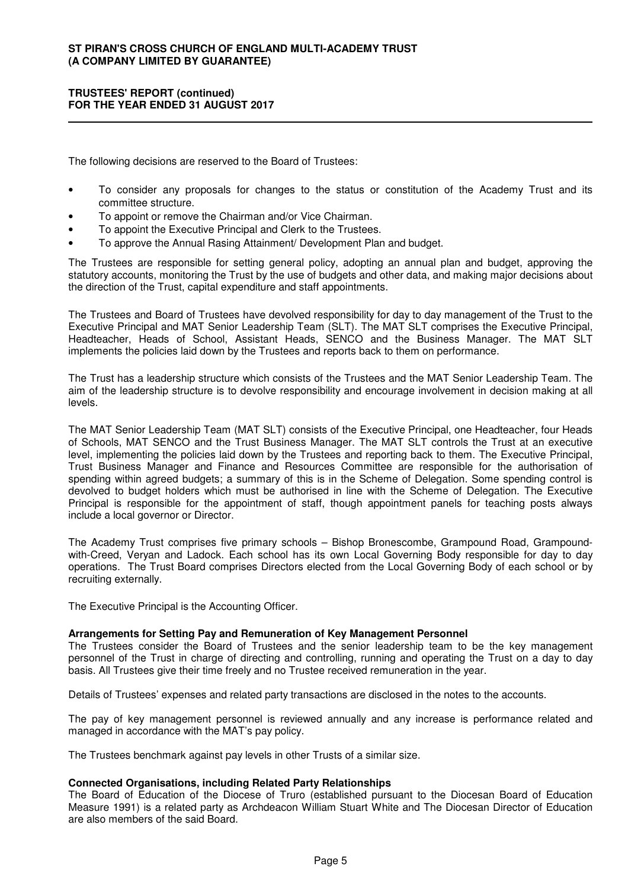The following decisions are reserved to the Board of Trustees:

- To consider any proposals for changes to the status or constitution of the Academy Trust and its committee structure.
- To appoint or remove the Chairman and/or Vice Chairman.
- To appoint the Executive Principal and Clerk to the Trustees.
- To approve the Annual Rasing Attainment/ Development Plan and budget.

The Trustees are responsible for setting general policy, adopting an annual plan and budget, approving the statutory accounts, monitoring the Trust by the use of budgets and other data, and making major decisions about the direction of the Trust, capital expenditure and staff appointments.

The Trustees and Board of Trustees have devolved responsibility for day to day management of the Trust to the Executive Principal and MAT Senior Leadership Team (SLT). The MAT SLT comprises the Executive Principal, Headteacher, Heads of School, Assistant Heads, SENCO and the Business Manager. The MAT SLT implements the policies laid down by the Trustees and reports back to them on performance.

The Trust has a leadership structure which consists of the Trustees and the MAT Senior Leadership Team. The aim of the leadership structure is to devolve responsibility and encourage involvement in decision making at all levels.

The MAT Senior Leadership Team (MAT SLT) consists of the Executive Principal, one Headteacher, four Heads of Schools, MAT SENCO and the Trust Business Manager. The MAT SLT controls the Trust at an executive level, implementing the policies laid down by the Trustees and reporting back to them. The Executive Principal, Trust Business Manager and Finance and Resources Committee are responsible for the authorisation of spending within agreed budgets; a summary of this is in the Scheme of Delegation. Some spending control is devolved to budget holders which must be authorised in line with the Scheme of Delegation. The Executive Principal is responsible for the appointment of staff, though appointment panels for teaching posts always include a local governor or Director.

The Academy Trust comprises five primary schools – Bishop Bronescombe, Grampound Road, Grampound-with-Creed, Veryan and Ladock. Each school has its own Local Governing Body responsible for day to day operations. The Trust Board comprises Directors elected from the Local Governing Body of each school or by recruiting externally.

The Executive Principal is the Accounting Officer.

**Arrangements for Setting Pay and Remuneration of Key Management Personnel**

The Trustees consider the Board of Trustees and the senior leadership team to be the key management personnel of the Trust in charge of directing and controlling, running and operating the Trust on a day to day basis. All Trustees give their time freely and no Trustee received remuneration in the year.

Details of Trustees' expenses and related party transactions are disclosed in the notes to the accounts.

The pay of key management personnel is reviewed annually and any increase is performance related and managed in accordance with the MAT's pay policy.

The Trustees benchmark against pay levels in other Trusts of a similar size.

**Connected Organisations, including Related Party Relationships**

The Board of Education of the Diocese of Truro (established pursuant to the Diocesan Board of Education Measure 1991) is a related party as Archdeacon William Stuart White and The Diocesan Director of Education are also members of the said Board.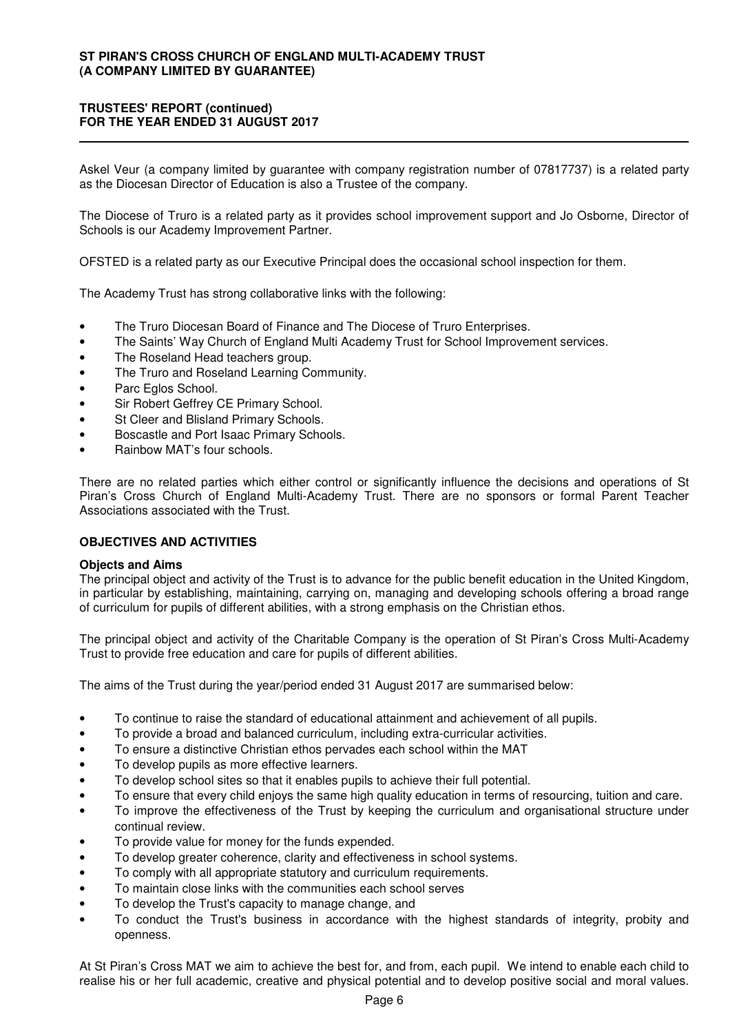Askel Veur (a company limited by guarantee with company registration number of 07817737) is a related party as the Diocesan Director of Education is also a Trustee of the company.

The Diocese of Truro is a related party as it provides school improvement support and Jo Osborne, Director of Schools is our Academy Improvement Partner.

OFSTED is a related party as our Executive Principal does the occasional school inspection for them.

The Academy Trust has strong collaborative links with the following:

- The Truro Diocesan Board of Finance and The Diocese of Truro Enterprises.
- The Saints' Way Church of England Multi Academy Trust for School Improvement services.
- The Roseland Head teachers group.
- The Truro and Roseland Learning Community.
- Parc Eglos School.
- Sir Robert Geffrey CE Primary School.
- St Cleer and Blisland Primary Schools.
- Boscastle and Port Isaac Primary Schools.
- Rainbow MAT's four schools.

There are no related parties which either control or significantly influence the decisions and operations of St Piran's Cross Church of England Multi-Academy Trust. There are no sponsors or formal Parent Teacher Associations associated with the Trust.

## OBJECTIVES AND ACTIVITIES

### Objects and Aims

The principal object and activity of the Trust is to advance for the public benefit education in the United Kingdom, in particular by establishing, maintaining, carrying on, managing and developing schools offering a broad range of curriculum for pupils of different abilities, with a strong emphasis on the Christian ethos.

The principal object and activity of the Charitable Company is the operation of St Piran's Cross Multi-Academy Trust to provide free education and care for pupils of different abilities.

The aims of the Trust during the year/period ended 31 August 2017 are summarised below:

- To continue to raise the standard of educational attainment and achievement of all pupils.
- To provide a broad and balanced curriculum, including extra-curricular activities.
- To ensure a distinctive Christian ethos pervades each school within the MAT
- To develop pupils as more effective learners.
- To develop school sites so that it enables pupils to achieve their full potential.
- To ensure that every child enjoys the same high quality education in terms of resourcing, tuition and care.
- To improve the effectiveness of the Trust by keeping the curriculum and organisational structure under continual review.
- To provide value for money for the funds expended.
- To develop greater coherence, clarity and effectiveness in school systems.
- To comply with all appropriate statutory and curriculum requirements.
- To maintain close links with the communities each school serves
- To develop the Trust's capacity to manage change, and
- To conduct the Trust's business in accordance with the highest standards of integrity, probity and openness.

At St Piran's Cross MAT we aim to achieve the best for, and from, each pupil. We intend to enable each child to realise his or her full academic, creative and physical potential and to develop positive social and moral values.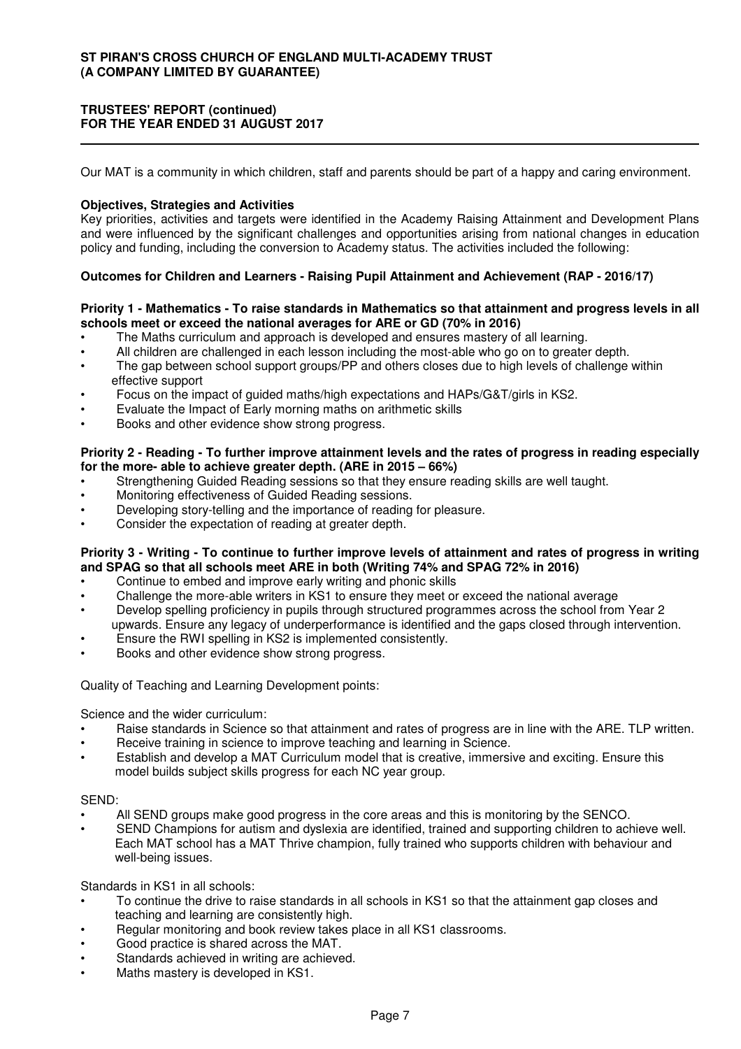Our MAT is a community in which children, staff and parents should be part of a happy and caring environment.

**Objectives, Strategies and Activities**

Key priorities, activities and targets were identified in the Academy Raising Attainment and Development Plans and were influenced by the significant challenges and opportunities arising from national changes in education policy and funding, including the conversion to Academy status. The activities included the following:

**Outcomes for Children and Learners - Raising Pupil Attainment and Achievement (RAP - 2016/17)**

**Priority 1 - Mathematics - To raise standards in Mathematics so that attainment and progress levels in all schools meet or exceed the national averages for ARE or GD (70% in 2016)**

- The Maths curriculum and approach is developed and ensures mastery of all learning.
- All children are challenged in each lesson including the most-able who go on to greater depth.
- The gap between school support groups/PP and others closes due to high levels of challenge within effective support
- Focus on the impact of guided maths/high expectations and HAPs/G&T/girls in KS2.
- Evaluate the Impact of Early morning maths on arithmetic skills
- Books and other evidence show strong progress.

**Priority 2 - Reading - To further improve attainment levels and the rates of progress in reading especially for the more- able to achieve greater depth. (ARE in 2015 – 66%)**

- Strengthening Guided Reading sessions so that they ensure reading skills are well taught.
- Monitoring effectiveness of Guided Reading sessions.
- Developing story-telling and the importance of reading for pleasure.
- Consider the expectation of reading at greater depth.

**Priority 3 - Writing - To continue to further improve levels of attainment and rates of progress in writing and SPAG so that all schools meet ARE in both (Writing 74% and SPAG 72% in 2016)**

- Continue to embed and improve early writing and phonic skills
- Challenge the more-able writers in KS1 to ensure they meet or exceed the national average
- Develop spelling proficiency in pupils through structured programmes across the school from Year 2 upwards. Ensure any legacy of underperformance is identified and the gaps closed through intervention.
- Ensure the RWI spelling in KS2 is implemented consistently.
- Books and other evidence show strong progress.

Quality of Teaching and Learning Development points:

Science and the wider curriculum:

- Raise standards in Science so that attainment and rates of progress are in line with the ARE. TLP written.
- Receive training in science to improve teaching and learning in Science.
- Establish and develop a MAT Curriculum model that is creative, immersive and exciting. Ensure this model builds subject skills progress for each NC year group.

SEND:

- All SEND groups make good progress in the core areas and this is monitoring by the SENCO.
- SEND Champions for autism and dyslexia are identified, trained and supporting children to achieve well. Each MAT school has a MAT Thrive champion, fully trained who supports children with behaviour and well-being issues.

Standards in KS1 in all schools:

- To continue the drive to raise standards in all schools in KS1 so that the attainment gap closes and teaching and learning are consistently high.
- Regular monitoring and book review takes place in all KS1 classrooms.
- Good practice is shared across the MAT.
- Standards achieved in writing are achieved.
- Maths mastery is developed in KS1.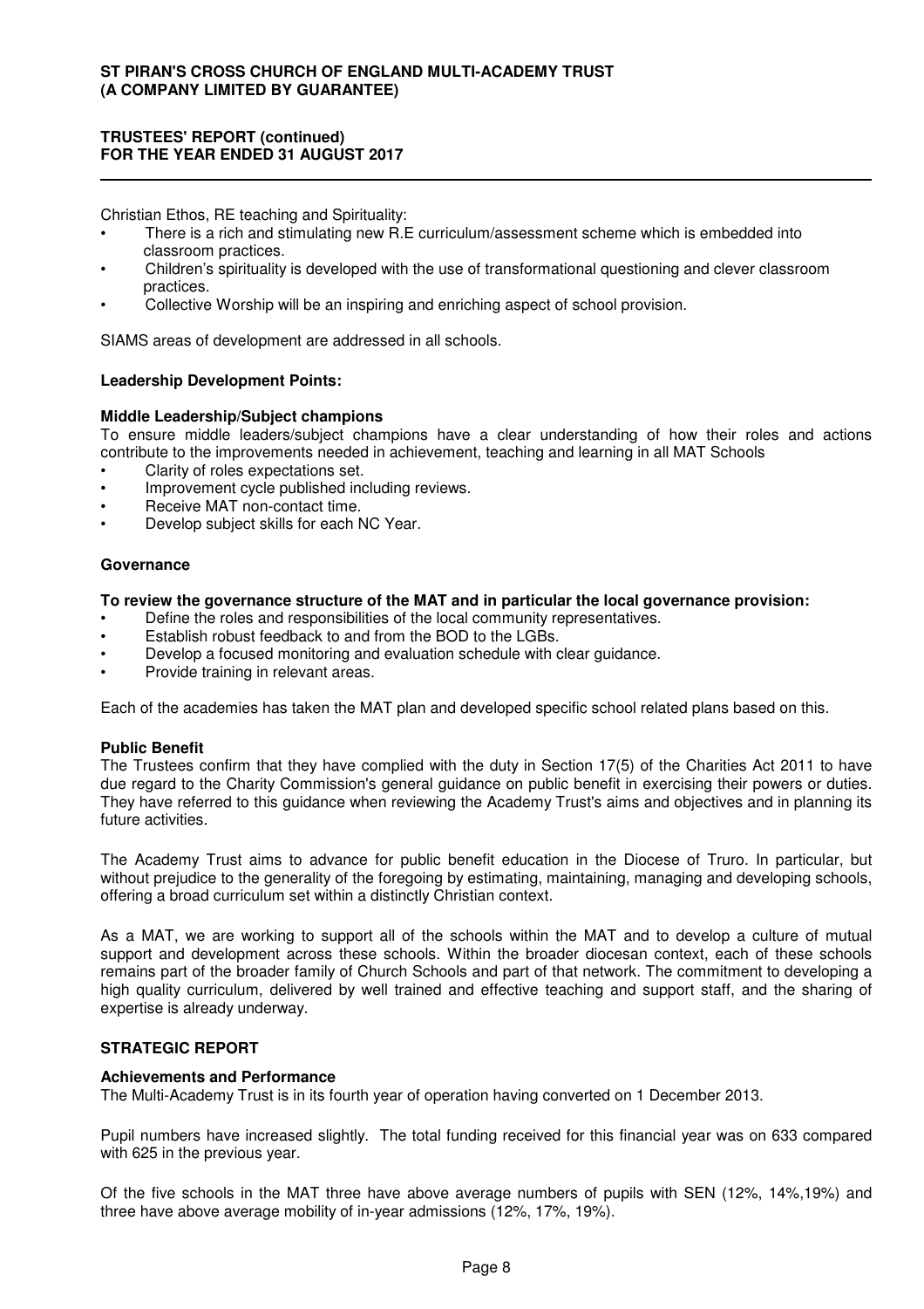Christian Ethos, RE teaching and Spirituality:

- There is a rich and stimulating new R.E curriculum/assessment scheme which is embedded into classroom practices.
- Children's spirituality is developed with the use of transformational questioning and clever classroom practices.
- Collective Worship will be an inspiring and enriching aspect of school provision.

SIAMS areas of development are addressed in all schools.

**Leadership Development Points:**

**Middle Leadership/Subject champions**

To ensure middle leaders/subject champions have a clear understanding of how their roles and actions contribute to the improvements needed in achievement, teaching and learning in all MAT Schools

- Clarity of roles expectations set.
- Improvement cycle published including reviews.
- Receive MAT non-contact time.
- Develop subject skills for each NC Year.

**Governance**

**To review the governance structure of the MAT and in particular the local governance provision:**

- Define the roles and responsibilities of the local community representatives.
- Establish robust feedback to and from the BOD to the LGBs.
- Develop a focused monitoring and evaluation schedule with clear guidance.
- Provide training in relevant areas.

Each of the academies has taken the MAT plan and developed specific school related plans based on this.

**Public Benefit**

The Trustees confirm that they have complied with the duty in Section 17(5) of the Charities Act 2011 to have due regard to the Charity Commission's general guidance on public benefit in exercising their powers or duties. They have referred to this guidance when reviewing the Academy Trust's aims and objectives and in planning its future activities.

The Academy Trust aims to advance for public benefit education in the Diocese of Truro. In particular, but without prejudice to the generality of the foregoing by estimating, maintaining, managing and developing schools, offering a broad curriculum set within a distinctly Christian context.

As a MAT, we are working to support all of the schools within the MAT and to develop a culture of mutual support and development across these schools. Within the broader diocesan context, each of these schools remains part of the broader family of Church Schools and part of that network. The commitment to developing a high quality curriculum, delivered by well trained and effective teaching and support staff, and the sharing of expertise is already underway.

## STRATEGIC REPORT

**Achievements and Performance**

The Multi-Academy Trust is in its fourth year of operation having converted on 1 December 2013.

Pupil numbers have increased slightly. The total funding received for this financial year was on 633 compared with 625 in the previous year.

Of the five schools in the MAT three have above average numbers of pupils with SEN (12%, 14%,19%) and three have above average mobility of in-year admissions (12%, 17%, 19%).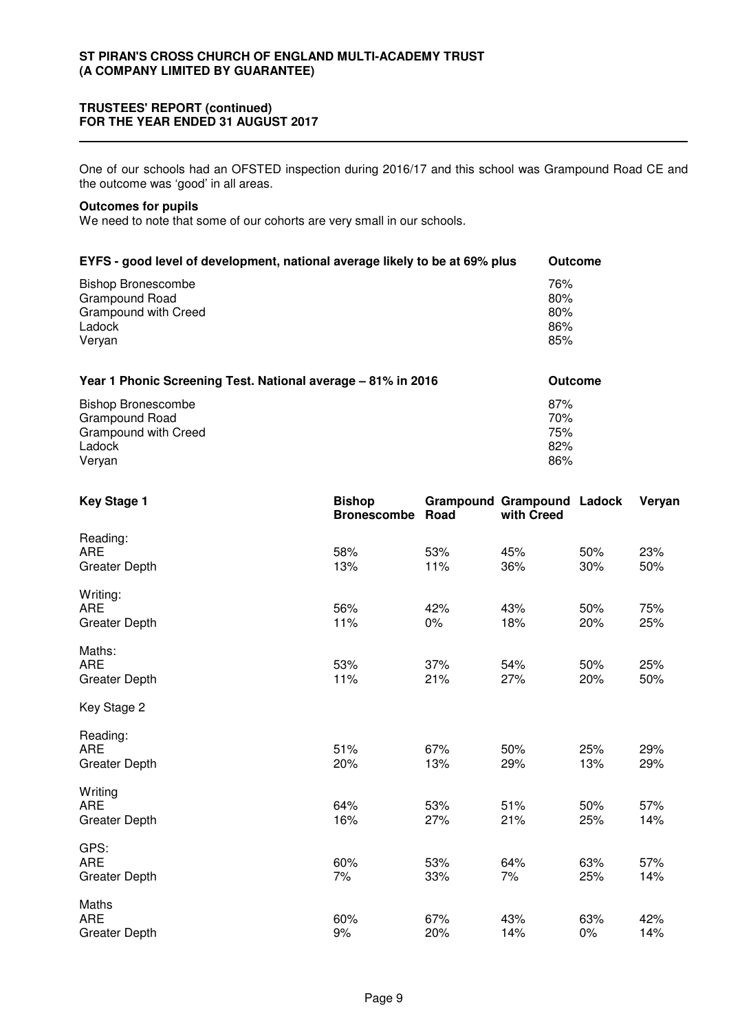One of our schools had an OFSTED inspection during 2016/17 and this school was Grampound Road CE and the outcome was 'good' in all areas.

**Outcomes for pupils**

We need to note that some of our cohorts are very small in our schools.

| EYFS - good level of development, national average likely to be at 69% plus | Outcome |
|---|---|
| Bishop Bronescombe | 76% |
| Grampound Road | 80% |
| Grampound with Creed | 80% |
| Ladock | 86% |
| Veryan | 85% |

| Year 1 Phonic Screening Test. National average – 81% in 2016 | Outcome |
|---|---|
| Bishop Bronescombe | 87% |
| Grampound Road | 70% |
| Grampound with Creed | 75% |
| Ladock | 82% |
| Veryan | 86% |

| Key Stage 1 | Bishop Bronescombe | Grampound Road | Grampound with Creed | Ladock | Veryan |
|---|---|---|---|---|---|
| Reading: | | | | | |
| ARE | 58% | 53% | 45% | 50% | 23% |
| Greater Depth | 13% | 11% | 36% | 30% | 50% |
| Writing: | | | | | |
| ARE | 56% | 42% | 43% | 50% | 75% |
| Greater Depth | 11% | 0% | 18% | 20% | 25% |
| Maths: | | | | | |
| ARE | 53% | 37% | 54% | 50% | 25% |
| Greater Depth | 11% | 21% | 27% | 20% | 50% |
| Key Stage 2 | | | | | |
| Reading: | | | | | |
| ARE | 51% | 67% | 50% | 25% | 29% |
| Greater Depth | 20% | 13% | 29% | 13% | 29% |
| Writing | | | | | |
| ARE | 64% | 53% | 51% | 50% | 57% |
| Greater Depth | 16% | 27% | 21% | 25% | 14% |
| GPS: | | | | | |
| ARE | 60% | 53% | 64% | 63% | 57% |
| Greater Depth | 7% | 33% | 7% | 25% | 14% |
| Maths | | | | | |
| ARE | 60% | 67% | 43% | 63% | 42% |
| Greater Depth | 9% | 20% | 14% | 0% | 14% |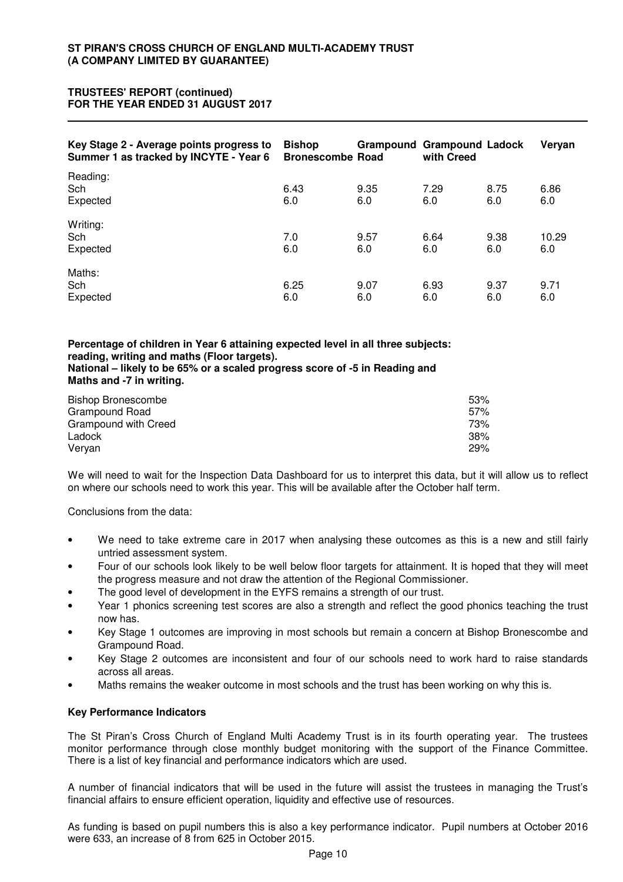| Key Stage 2 - Average points progress to Summer 1 as tracked by INCYTE - Year 6 | Bishop Bronescombe | Grampound Road | Grampound with Creed | Ladock | Veryan |
|---|---|---|---|---|---|
| Reading: | | | | | |
| Sch | 6.43 | 9.35 | 7.29 | 8.75 | 6.86 |
| Expected | 6.0 | 6.0 | 6.0 | 6.0 | 6.0 |
| Writing: | | | | | |
| Sch | 7.0 | 9.57 | 6.64 | 9.38 | 10.29 |
| Expected | 6.0 | 6.0 | 6.0 | 6.0 | 6.0 |
| Maths: | | | | | |
| Sch | 6.25 | 9.07 | 6.93 | 9.37 | 9.71 |
| Expected | 6.0 | 6.0 | 6.0 | 6.0 | 6.0 |

**Percentage of children in Year 6 attaining expected level in all three subjects: reading, writing and maths (Floor targets).**
**National – likely to be 65% or a scaled progress score of -5 in Reading and Maths and -7 in writing.**

| School | % |
|---|---|
| Bishop Bronescombe | 53% |
| Grampound Road | 57% |
| Grampound with Creed | 73% |
| Ladock | 38% |
| Veryan | 29% |

We will need to wait for the Inspection Data Dashboard for us to interpret this data, but it will allow us to reflect on where our schools need to work this year. This will be available after the October half term.

Conclusions from the data:

- We need to take extreme care in 2017 when analysing these outcomes as this is a new and still fairly untried assessment system.
- Four of our schools look likely to be well below floor targets for attainment. It is hoped that they will meet the progress measure and not draw the attention of the Regional Commissioner.
- The good level of development in the EYFS remains a strength of our trust.
- Year 1 phonics screening test scores are also a strength and reflect the good phonics teaching the trust now has.
- Key Stage 1 outcomes are improving in most schools but remain a concern at Bishop Bronescombe and Grampound Road.
- Key Stage 2 outcomes are inconsistent and four of our schools need to work hard to raise standards across all areas.
- Maths remains the weaker outcome in most schools and the trust has been working on why this is.

**Key Performance Indicators**

The St Piran's Cross Church of England Multi Academy Trust is in its fourth operating year. The trustees monitor performance through close monthly budget monitoring with the support of the Finance Committee. There is a list of key financial and performance indicators which are used.

A number of financial indicators that will be used in the future will assist the trustees in managing the Trust's financial affairs to ensure efficient operation, liquidity and effective use of resources.

As funding is based on pupil numbers this is also a key performance indicator. Pupil numbers at October 2016 were 633, an increase of 8 from 625 in October 2015.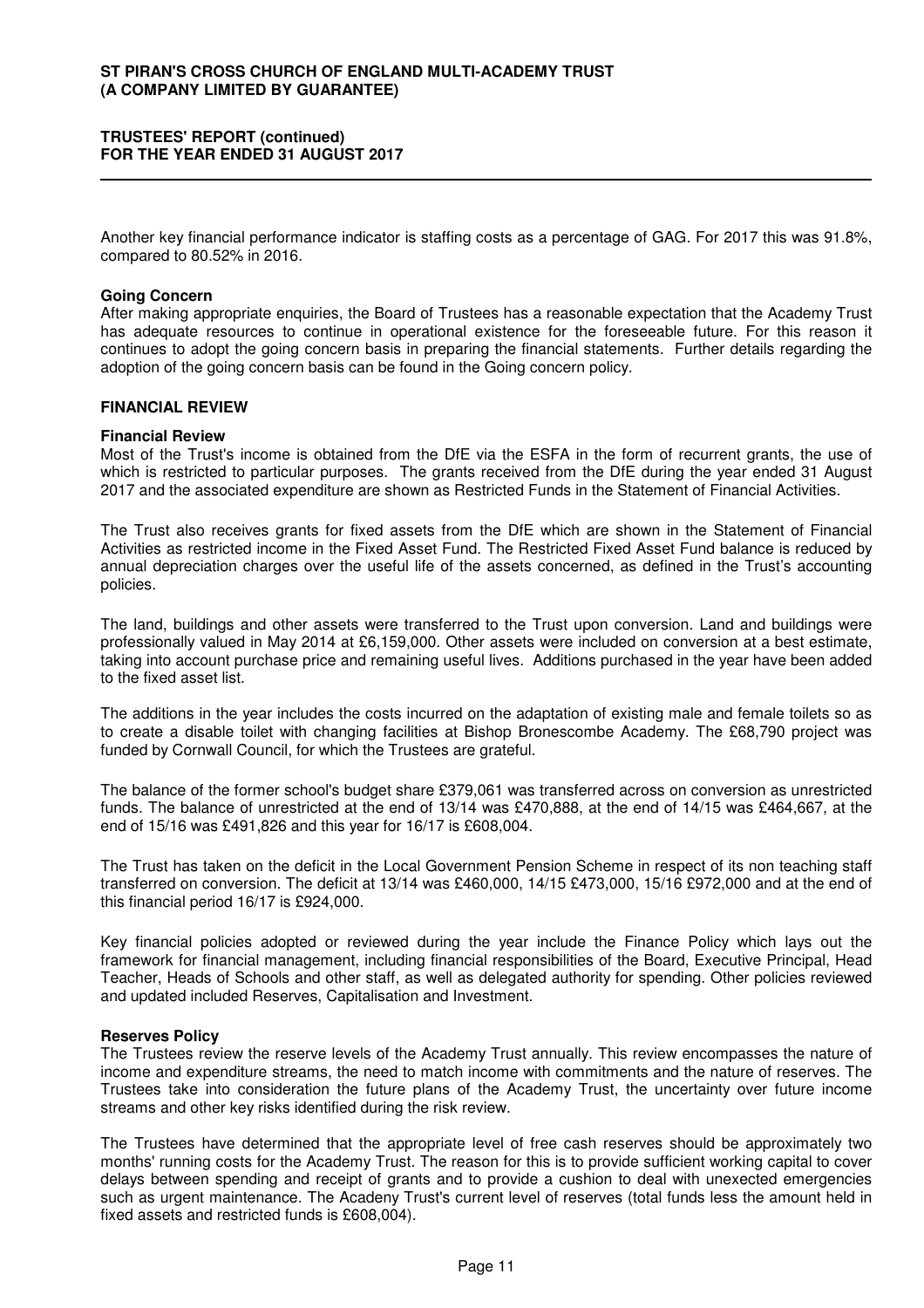Another key financial performance indicator is staffing costs as a percentage of GAG. For 2017 this was 91.8%, compared to 80.52% in 2016.

**Going Concern**

After making appropriate enquiries, the Board of Trustees has a reasonable expectation that the Academy Trust has adequate resources to continue in operational existence for the foreseeable future. For this reason it continues to adopt the going concern basis in preparing the financial statements. Further details regarding the adoption of the going concern basis can be found in the Going concern policy.

## FINANCIAL REVIEW

**Financial Review**

Most of the Trust's income is obtained from the DfE via the ESFA in the form of recurrent grants, the use of which is restricted to particular purposes. The grants received from the DfE during the year ended 31 August 2017 and the associated expenditure are shown as Restricted Funds in the Statement of Financial Activities.

The Trust also receives grants for fixed assets from the DfE which are shown in the Statement of Financial Activities as restricted income in the Fixed Asset Fund. The Restricted Fixed Asset Fund balance is reduced by annual depreciation charges over the useful life of the assets concerned, as defined in the Trust's accounting policies.

The land, buildings and other assets were transferred to the Trust upon conversion. Land and buildings were professionally valued in May 2014 at £6,159,000. Other assets were included on conversion at a best estimate, taking into account purchase price and remaining useful lives. Additions purchased in the year have been added to the fixed asset list.

The additions in the year includes the costs incurred on the adaptation of existing male and female toilets so as to create a disable toilet with changing facilities at Bishop Bronescombe Academy. The £68,790 project was funded by Cornwall Council, for which the Trustees are grateful.

The balance of the former school's budget share £379,061 was transferred across on conversion as unrestricted funds. The balance of unrestricted at the end of 13/14 was £470,888, at the end of 14/15 was £464,667, at the end of 15/16 was £491,826 and this year for 16/17 is £608,004.

The Trust has taken on the deficit in the Local Government Pension Scheme in respect of its non teaching staff transferred on conversion. The deficit at 13/14 was £460,000, 14/15 £473,000, 15/16 £972,000 and at the end of this financial period 16/17 is £924,000.

Key financial policies adopted or reviewed during the year include the Finance Policy which lays out the framework for financial management, including financial responsibilities of the Board, Executive Principal, Head Teacher, Heads of Schools and other staff, as well as delegated authority for spending. Other policies reviewed and updated included Reserves, Capitalisation and Investment.

**Reserves Policy**

The Trustees review the reserve levels of the Academy Trust annually. This review encompasses the nature of income and expenditure streams, the need to match income with commitments and the nature of reserves. The Trustees take into consideration the future plans of the Academy Trust, the uncertainty over future income streams and other key risks identified during the risk review.

The Trustees have determined that the appropriate level of free cash reserves should be approximately two months' running costs for the Academy Trust. The reason for this is to provide sufficient working capital to cover delays between spending and receipt of grants and to provide a cushion to deal with unexected emergencies such as urgent maintenance. The Acadeny Trust's current level of reserves (total funds less the amount held in fixed assets and restricted funds is £608,004).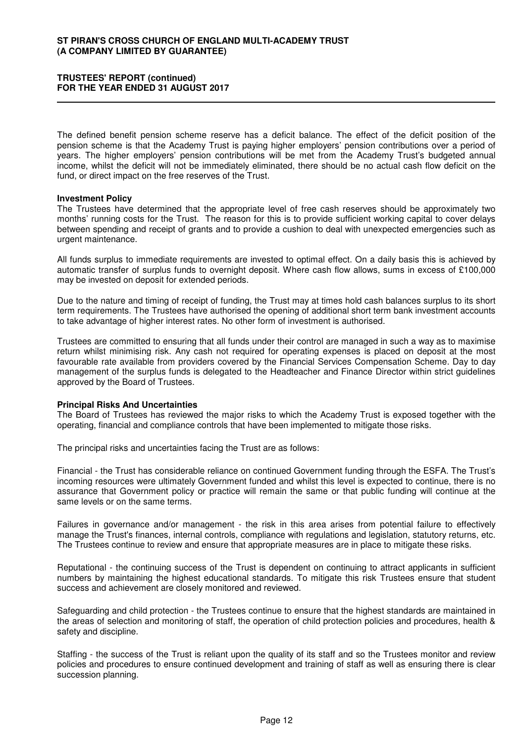The defined benefit pension scheme reserve has a deficit balance. The effect of the deficit position of the pension scheme is that the Academy Trust is paying higher employers' pension contributions over a period of years. The higher employers' pension contributions will be met from the Academy Trust's budgeted annual income, whilst the deficit will not be immediately eliminated, there should be no actual cash flow deficit on the fund, or direct impact on the free reserves of the Trust.

**Investment Policy**

The Trustees have determined that the appropriate level of free cash reserves should be approximately two months' running costs for the Trust. The reason for this is to provide sufficient working capital to cover delays between spending and receipt of grants and to provide a cushion to deal with unexpected emergencies such as urgent maintenance.

All funds surplus to immediate requirements are invested to optimal effect. On a daily basis this is achieved by automatic transfer of surplus funds to overnight deposit. Where cash flow allows, sums in excess of £100,000 may be invested on deposit for extended periods.

Due to the nature and timing of receipt of funding, the Trust may at times hold cash balances surplus to its short term requirements. The Trustees have authorised the opening of additional short term bank investment accounts to take advantage of higher interest rates. No other form of investment is authorised.

Trustees are committed to ensuring that all funds under their control are managed in such a way as to maximise return whilst minimising risk. Any cash not required for operating expenses is placed on deposit at the most favourable rate available from providers covered by the Financial Services Compensation Scheme. Day to day management of the surplus funds is delegated to the Headteacher and Finance Director within strict guidelines approved by the Board of Trustees.

**Principal Risks And Uncertainties**

The Board of Trustees has reviewed the major risks to which the Academy Trust is exposed together with the operating, financial and compliance controls that have been implemented to mitigate those risks.

The principal risks and uncertainties facing the Trust are as follows:

Financial - the Trust has considerable reliance on continued Government funding through the ESFA. The Trust's incoming resources were ultimately Government funded and whilst this level is expected to continue, there is no assurance that Government policy or practice will remain the same or that public funding will continue at the same levels or on the same terms.

Failures in governance and/or management - the risk in this area arises from potential failure to effectively manage the Trust's finances, internal controls, compliance with regulations and legislation, statutory returns, etc. The Trustees continue to review and ensure that appropriate measures are in place to mitigate these risks.

Reputational - the continuing success of the Trust is dependent on continuing to attract applicants in sufficient numbers by maintaining the highest educational standards. To mitigate this risk Trustees ensure that student success and achievement are closely monitored and reviewed.

Safeguarding and child protection - the Trustees continue to ensure that the highest standards are maintained in the areas of selection and monitoring of staff, the operation of child protection policies and procedures, health & safety and discipline.

Staffing - the success of the Trust is reliant upon the quality of its staff and so the Trustees monitor and review policies and procedures to ensure continued development and training of staff as well as ensuring there is clear succession planning.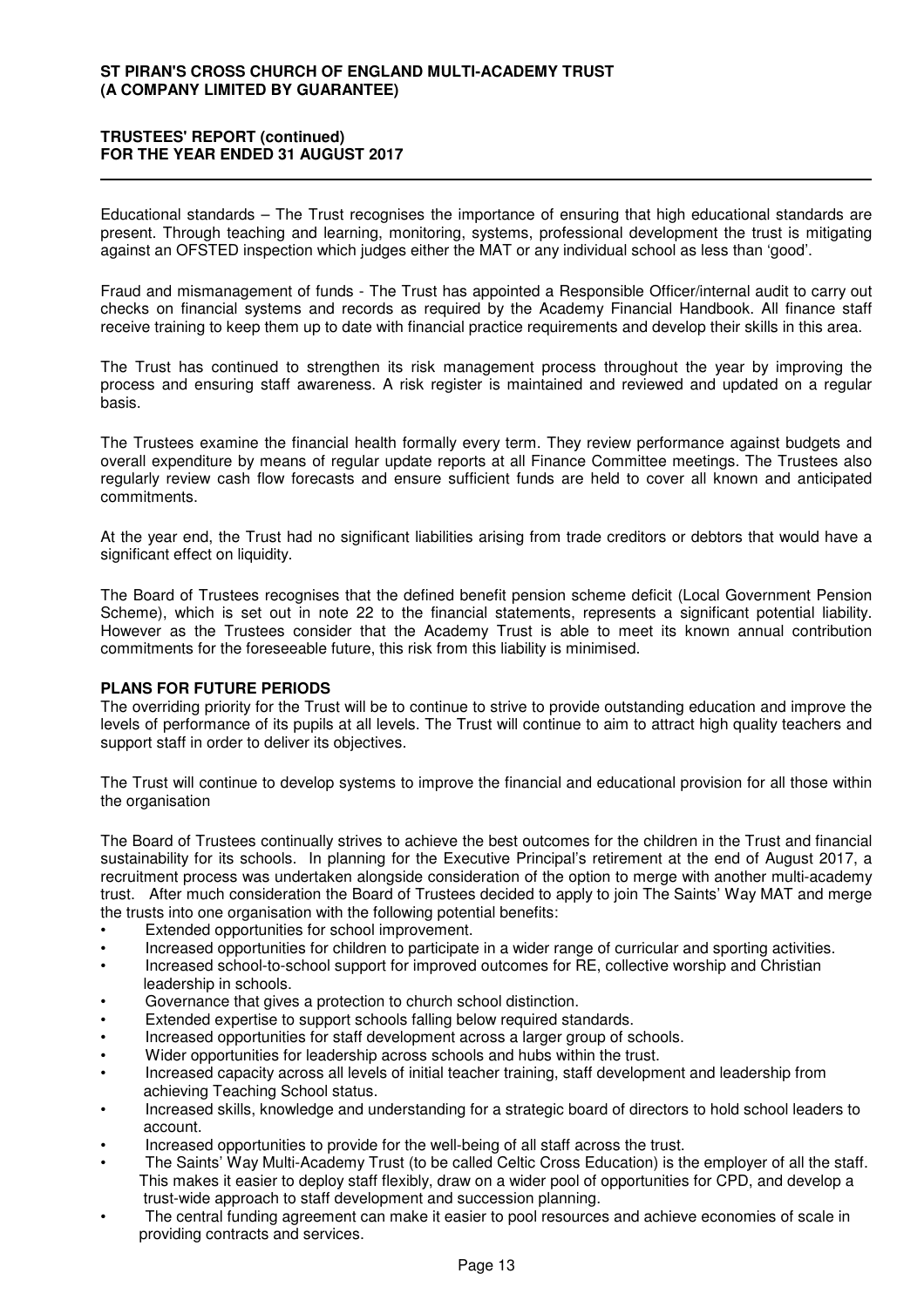Educational standards – The Trust recognises the importance of ensuring that high educational standards are present. Through teaching and learning, monitoring, systems, professional development the trust is mitigating against an OFSTED inspection which judges either the MAT or any individual school as less than 'good'.

Fraud and mismanagement of funds - The Trust has appointed a Responsible Officer/internal audit to carry out checks on financial systems and records as required by the Academy Financial Handbook. All finance staff receive training to keep them up to date with financial practice requirements and develop their skills in this area.

The Trust has continued to strengthen its risk management process throughout the year by improving the process and ensuring staff awareness. A risk register is maintained and reviewed and updated on a regular basis.

The Trustees examine the financial health formally every term. They review performance against budgets and overall expenditure by means of regular update reports at all Finance Committee meetings. The Trustees also regularly review cash flow forecasts and ensure sufficient funds are held to cover all known and anticipated commitments.

At the year end, the Trust had no significant liabilities arising from trade creditors or debtors that would have a significant effect on liquidity.

The Board of Trustees recognises that the defined benefit pension scheme deficit (Local Government Pension Scheme), which is set out in note 22 to the financial statements, represents a significant potential liability. However as the Trustees consider that the Academy Trust is able to meet its known annual contribution commitments for the foreseeable future, this risk from this liability is minimised.

**PLANS FOR FUTURE PERIODS**

The overriding priority for the Trust will be to continue to strive to provide outstanding education and improve the levels of performance of its pupils at all levels. The Trust will continue to aim to attract high quality teachers and support staff in order to deliver its objectives.

The Trust will continue to develop systems to improve the financial and educational provision for all those within the organisation

The Board of Trustees continually strives to achieve the best outcomes for the children in the Trust and financial sustainability for its schools. In planning for the Executive Principal's retirement at the end of August 2017, a recruitment process was undertaken alongside consideration of the option to merge with another multi-academy trust. After much consideration the Board of Trustees decided to apply to join The Saints' Way MAT and merge the trusts into one organisation with the following potential benefits:

- Extended opportunities for school improvement.
- Increased opportunities for children to participate in a wider range of curricular and sporting activities.
- Increased school-to-school support for improved outcomes for RE, collective worship and Christian leadership in schools.
- Governance that gives a protection to church school distinction.
- Extended expertise to support schools falling below required standards.
- Increased opportunities for staff development across a larger group of schools.
- Wider opportunities for leadership across schools and hubs within the trust.
- Increased capacity across all levels of initial teacher training, staff development and leadership from achieving Teaching School status.
- Increased skills, knowledge and understanding for a strategic board of directors to hold school leaders to account.
- Increased opportunities to provide for the well-being of all staff across the trust.
- The Saints' Way Multi-Academy Trust (to be called Celtic Cross Education) is the employer of all the staff. This makes it easier to deploy staff flexibly, draw on a wider pool of opportunities for CPD, and develop a trust-wide approach to staff development and succession planning.
- The central funding agreement can make it easier to pool resources and achieve economies of scale in providing contracts and services.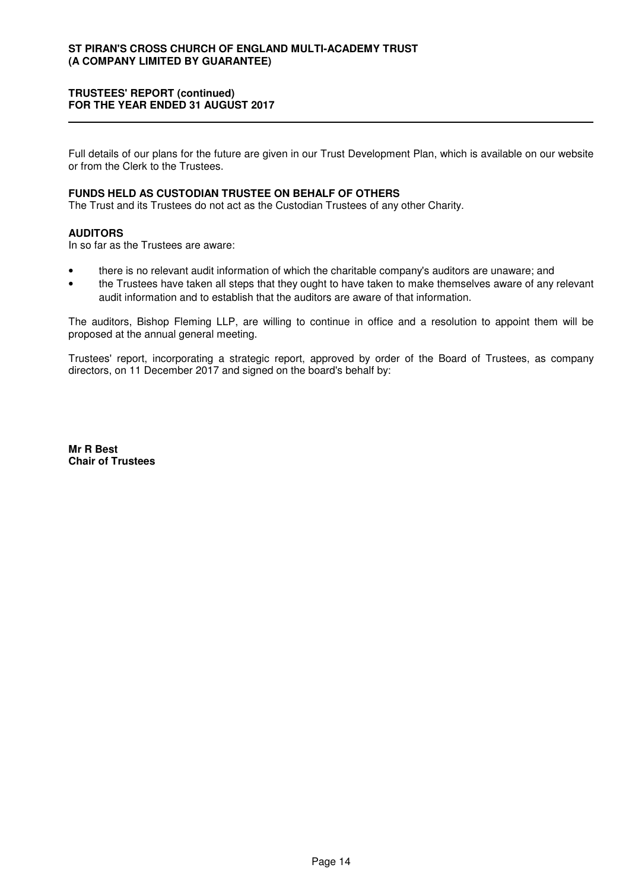Full details of our plans for the future are given in our Trust Development Plan, which is available on our website or from the Clerk to the Trustees.

## FUNDS HELD AS CUSTODIAN TRUSTEE ON BEHALF OF OTHERS

The Trust and its Trustees do not act as the Custodian Trustees of any other Charity.

## AUDITORS

In so far as the Trustees are aware:

- there is no relevant audit information of which the charitable company's auditors are unaware; and
- the Trustees have taken all steps that they ought to have taken to make themselves aware of any relevant audit information and to establish that the auditors are aware of that information.

The auditors, Bishop Fleming LLP, are willing to continue in office and a resolution to appoint them will be proposed at the annual general meeting.

Trustees' report, incorporating a strategic report, approved by order of the Board of Trustees, as company directors, on 11 December 2017 and signed on the board's behalf by:

**Mr R Best**
**Chair of Trustees**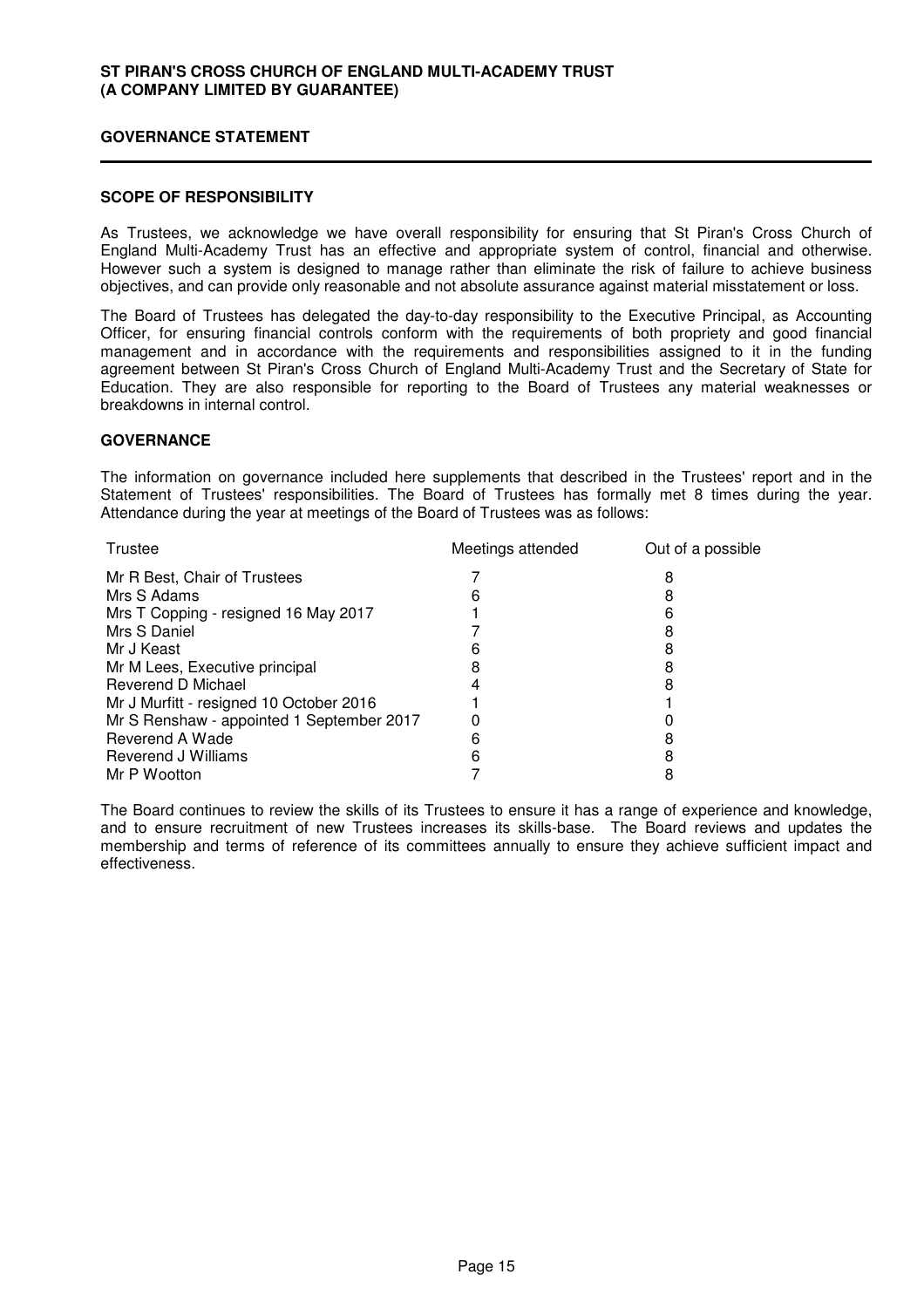**ST PIRAN'S CROSS CHURCH OF ENGLAND MULTI-ACADEMY TRUST**
**(A COMPANY LIMITED BY GUARANTEE)**

# GOVERNANCE STATEMENT

## SCOPE OF RESPONSIBILITY

As Trustees, we acknowledge we have overall responsibility for ensuring that St Piran's Cross Church of England Multi-Academy Trust has an effective and appropriate system of control, financial and otherwise. However such a system is designed to manage rather than eliminate the risk of failure to achieve business objectives, and can provide only reasonable and not absolute assurance against material misstatement or loss.

The Board of Trustees has delegated the day-to-day responsibility to the Executive Principal, as Accounting Officer, for ensuring financial controls conform with the requirements of both propriety and good financial management and in accordance with the requirements and responsibilities assigned to it in the funding agreement between St Piran's Cross Church of England Multi-Academy Trust and the Secretary of State for Education. They are also responsible for reporting to the Board of Trustees any material weaknesses or breakdowns in internal control.

## GOVERNANCE

The information on governance included here supplements that described in the Trustees' report and in the Statement of Trustees' responsibilities. The Board of Trustees has formally met 8 times during the year. Attendance during the year at meetings of the Board of Trustees was as follows:

| Trustee | Meetings attended | Out of a possible |
|---|---|---|
| Mr R Best, Chair of Trustees | 7 | 8 |
| Mrs S Adams | 6 | 8 |
| Mrs T Copping - resigned 16 May 2017 | 1 | 6 |
| Mrs S Daniel | 7 | 8 |
| Mr J Keast | 6 | 8 |
| Mr M Lees, Executive principal | 8 | 8 |
| Reverend D Michael | 4 | 8 |
| Mr J Murfitt - resigned 10 October 2016 | 1 | 1 |
| Mr S Renshaw - appointed 1 September 2017 | 0 | 0 |
| Reverend A Wade | 6 | 8 |
| Reverend J Williams | 6 | 8 |
| Mr P Wootton | 7 | 8 |

The Board continues to review the skills of its Trustees to ensure it has a range of experience and knowledge, and to ensure recruitment of new Trustees increases its skills-base. The Board reviews and updates the membership and terms of reference of its committees annually to ensure they achieve sufficient impact and effectiveness.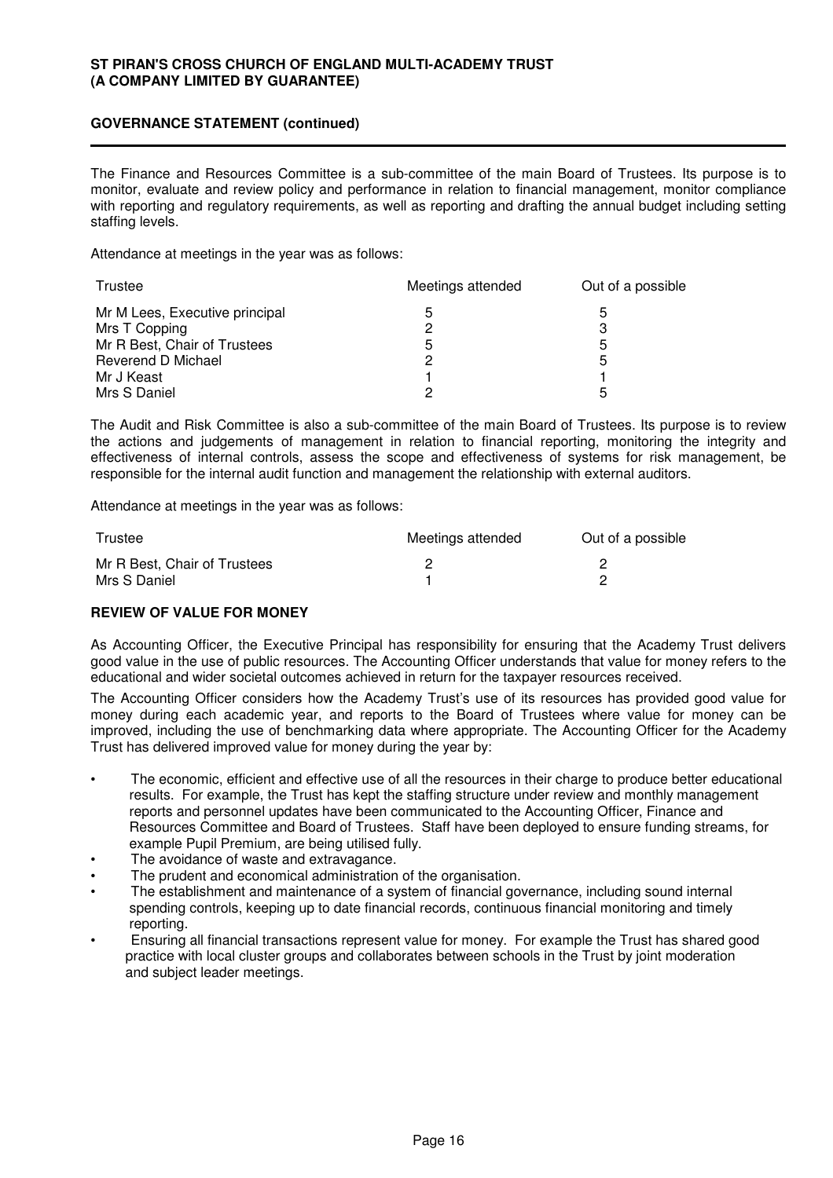## GOVERNANCE STATEMENT (continued)

The Finance and Resources Committee is a sub-committee of the main Board of Trustees. Its purpose is to monitor, evaluate and review policy and performance in relation to financial management, monitor compliance with reporting and regulatory requirements, as well as reporting and drafting the annual budget including setting staffing levels.

Attendance at meetings in the year was as follows:

| Trustee | Meetings attended | Out of a possible |
|---|---|---|
| Mr M Lees, Executive principal | 5 | 5 |
| Mrs T Copping | 2 | 3 |
| Mr R Best, Chair of Trustees | 5 | 5 |
| Reverend D Michael | 2 | 5 |
| Mr J Keast | 1 | 1 |
| Mrs S Daniel | 2 | 5 |

The Audit and Risk Committee is also a sub-committee of the main Board of Trustees. Its purpose is to review the actions and judgements of management in relation to financial reporting, monitoring the integrity and effectiveness of internal controls, assess the scope and effectiveness of systems for risk management, be responsible for the internal audit function and management the relationship with external auditors.

Attendance at meetings in the year was as follows:

| Trustee | Meetings attended | Out of a possible |
|---|---|---|
| Mr R Best, Chair of Trustees | 2 | 2 |
| Mrs S Daniel | 1 | 2 |

### REVIEW OF VALUE FOR MONEY

As Accounting Officer, the Executive Principal has responsibility for ensuring that the Academy Trust delivers good value in the use of public resources. The Accounting Officer understands that value for money refers to the educational and wider societal outcomes achieved in return for the taxpayer resources received.

The Accounting Officer considers how the Academy Trust's use of its resources has provided good value for money during each academic year, and reports to the Board of Trustees where value for money can be improved, including the use of benchmarking data where appropriate. The Accounting Officer for the Academy Trust has delivered improved value for money during the year by:

- The economic, efficient and effective use of all the resources in their charge to produce better educational results. For example, the Trust has kept the staffing structure under review and monthly management reports and personnel updates have been communicated to the Accounting Officer, Finance and Resources Committee and Board of Trustees. Staff have been deployed to ensure funding streams, for example Pupil Premium, are being utilised fully.
- The avoidance of waste and extravagance.
- The prudent and economical administration of the organisation.
- The establishment and maintenance of a system of financial governance, including sound internal spending controls, keeping up to date financial records, continuous financial monitoring and timely reporting.
- Ensuring all financial transactions represent value for money. For example the Trust has shared good practice with local cluster groups and collaborates between schools in the Trust by joint moderation and subject leader meetings.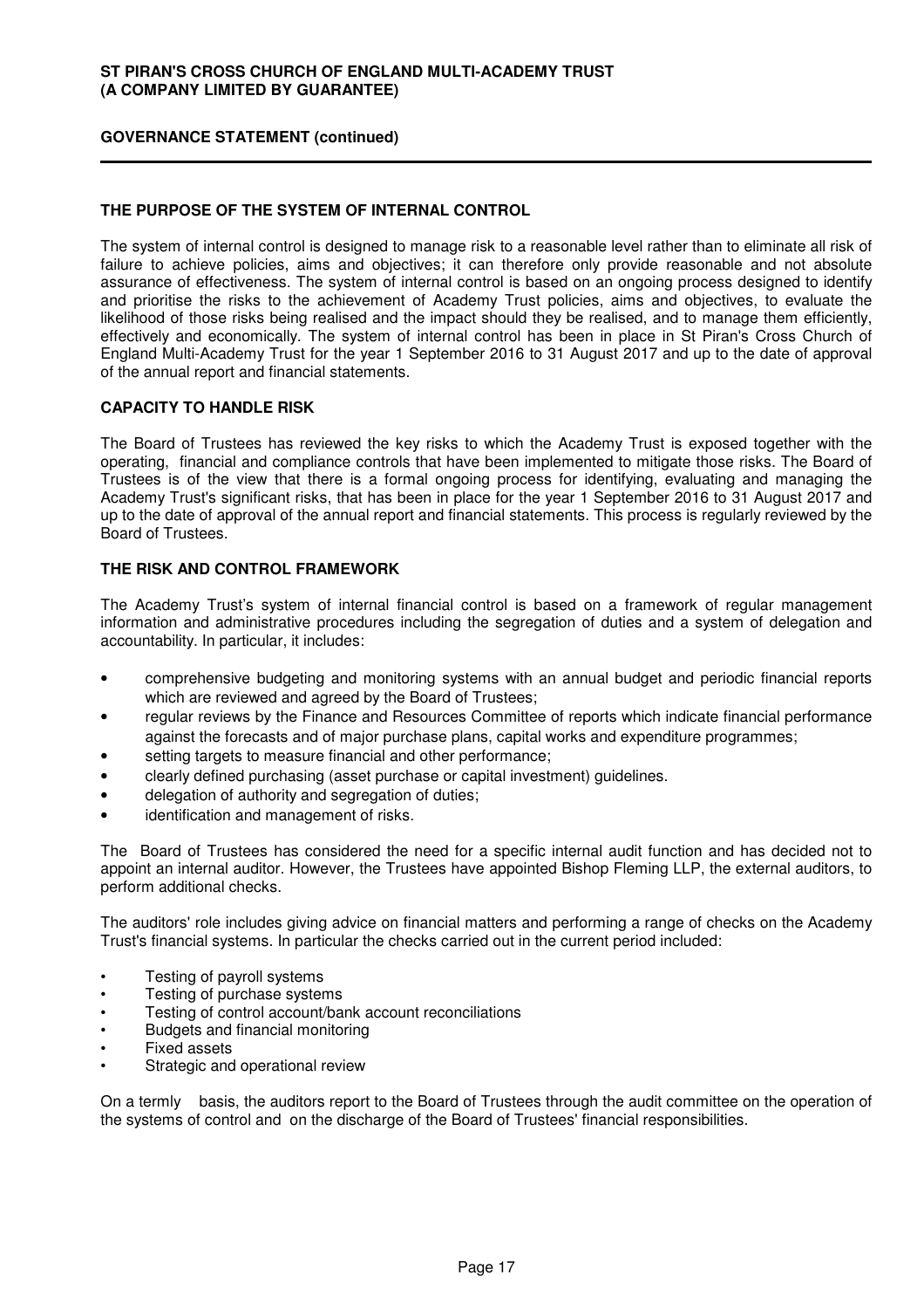## THE PURPOSE OF THE SYSTEM OF INTERNAL CONTROL

The system of internal control is designed to manage risk to a reasonable level rather than to eliminate all risk of failure to achieve policies, aims and objectives; it can therefore only provide reasonable and not absolute assurance of effectiveness. The system of internal control is based on an ongoing process designed to identify and prioritise the risks to the achievement of Academy Trust policies, aims and objectives, to evaluate the likelihood of those risks being realised and the impact should they be realised, and to manage them efficiently, effectively and economically. The system of internal control has been in place in St Piran's Cross Church of England Multi-Academy Trust for the year 1 September 2016 to 31 August 2017 and up to the date of approval of the annual report and financial statements.

## CAPACITY TO HANDLE RISK

The Board of Trustees has reviewed the key risks to which the Academy Trust is exposed together with the operating, financial and compliance controls that have been implemented to mitigate those risks. The Board of Trustees is of the view that there is a formal ongoing process for identifying, evaluating and managing the Academy Trust's significant risks, that has been in place for the year 1 September 2016 to 31 August 2017 and up to the date of approval of the annual report and financial statements. This process is regularly reviewed by the Board of Trustees.

## THE RISK AND CONTROL FRAMEWORK

The Academy Trust's system of internal financial control is based on a framework of regular management information and administrative procedures including the segregation of duties and a system of delegation and accountability. In particular, it includes:

- comprehensive budgeting and monitoring systems with an annual budget and periodic financial reports which are reviewed and agreed by the Board of Trustees;
- regular reviews by the Finance and Resources Committee of reports which indicate financial performance against the forecasts and of major purchase plans, capital works and expenditure programmes;
- setting targets to measure financial and other performance;
- clearly defined purchasing (asset purchase or capital investment) guidelines.
- delegation of authority and segregation of duties;
- identification and management of risks.

The Board of Trustees has considered the need for a specific internal audit function and has decided not to appoint an internal auditor. However, the Trustees have appointed Bishop Fleming LLP, the external auditors, to perform additional checks.

The auditors' role includes giving advice on financial matters and performing a range of checks on the Academy Trust's financial systems. In particular the checks carried out in the current period included:

- Testing of payroll systems
- Testing of purchase systems
- Testing of control account/bank account reconciliations
- Budgets and financial monitoring
- Fixed assets
- Strategic and operational review

On a termly basis, the auditors report to the Board of Trustees through the audit committee on the operation of the systems of control and on the discharge of the Board of Trustees' financial responsibilities.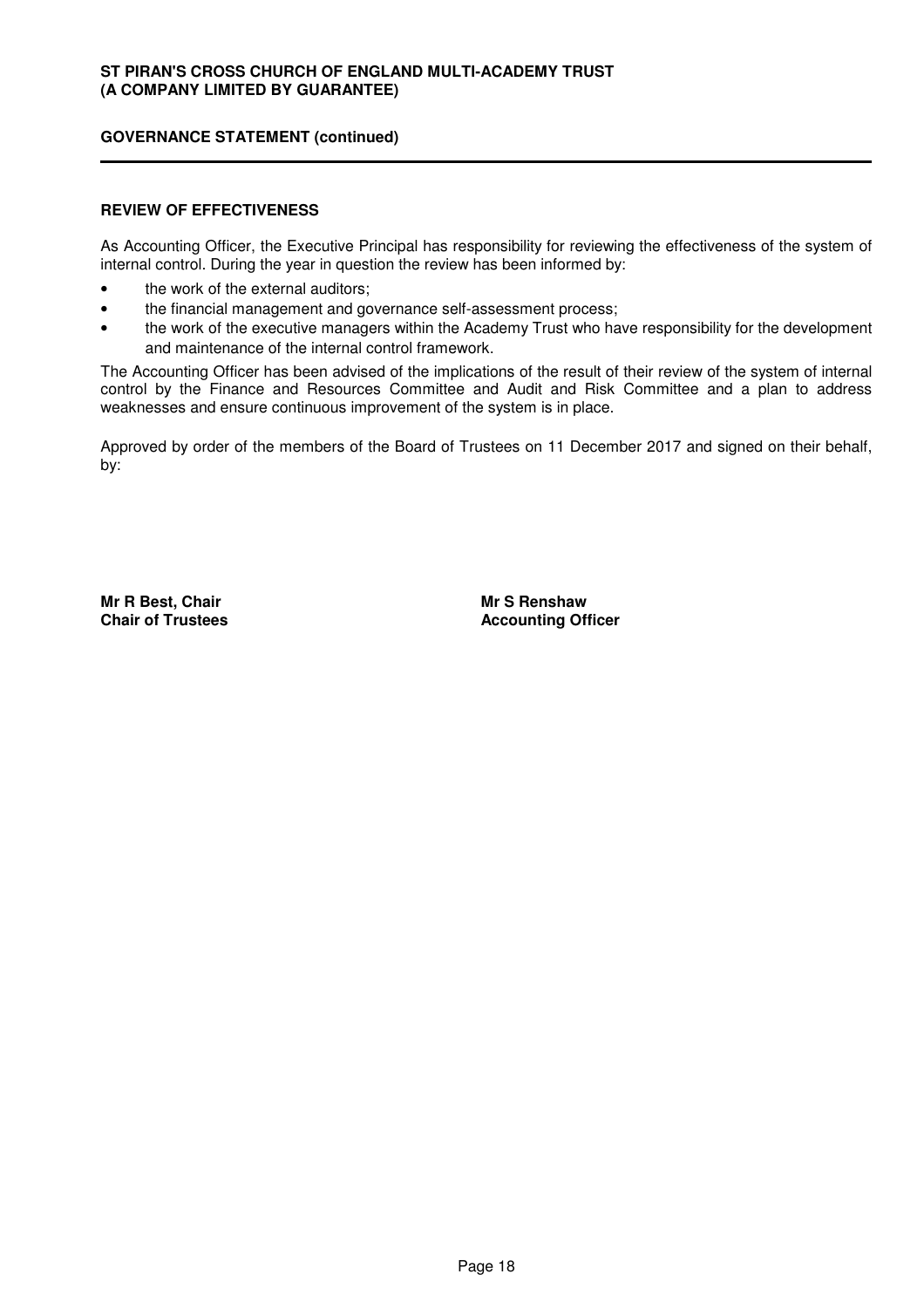## REVIEW OF EFFECTIVENESS

As Accounting Officer, the Executive Principal has responsibility for reviewing the effectiveness of the system of internal control. During the year in question the review has been informed by:

- the work of the external auditors;
- the financial management and governance self-assessment process;
- the work of the executive managers within the Academy Trust who have responsibility for the development and maintenance of the internal control framework.

The Accounting Officer has been advised of the implications of the result of their review of the system of internal control by the Finance and Resources Committee and Audit and Risk Committee and a plan to address weaknesses and ensure continuous improvement of the system is in place.

Approved by order of the members of the Board of Trustees on 11 December 2017 and signed on their behalf, by:

**Mr R Best, Chair**
**Chair of Trustees**

**Mr S Renshaw**
**Accounting Officer**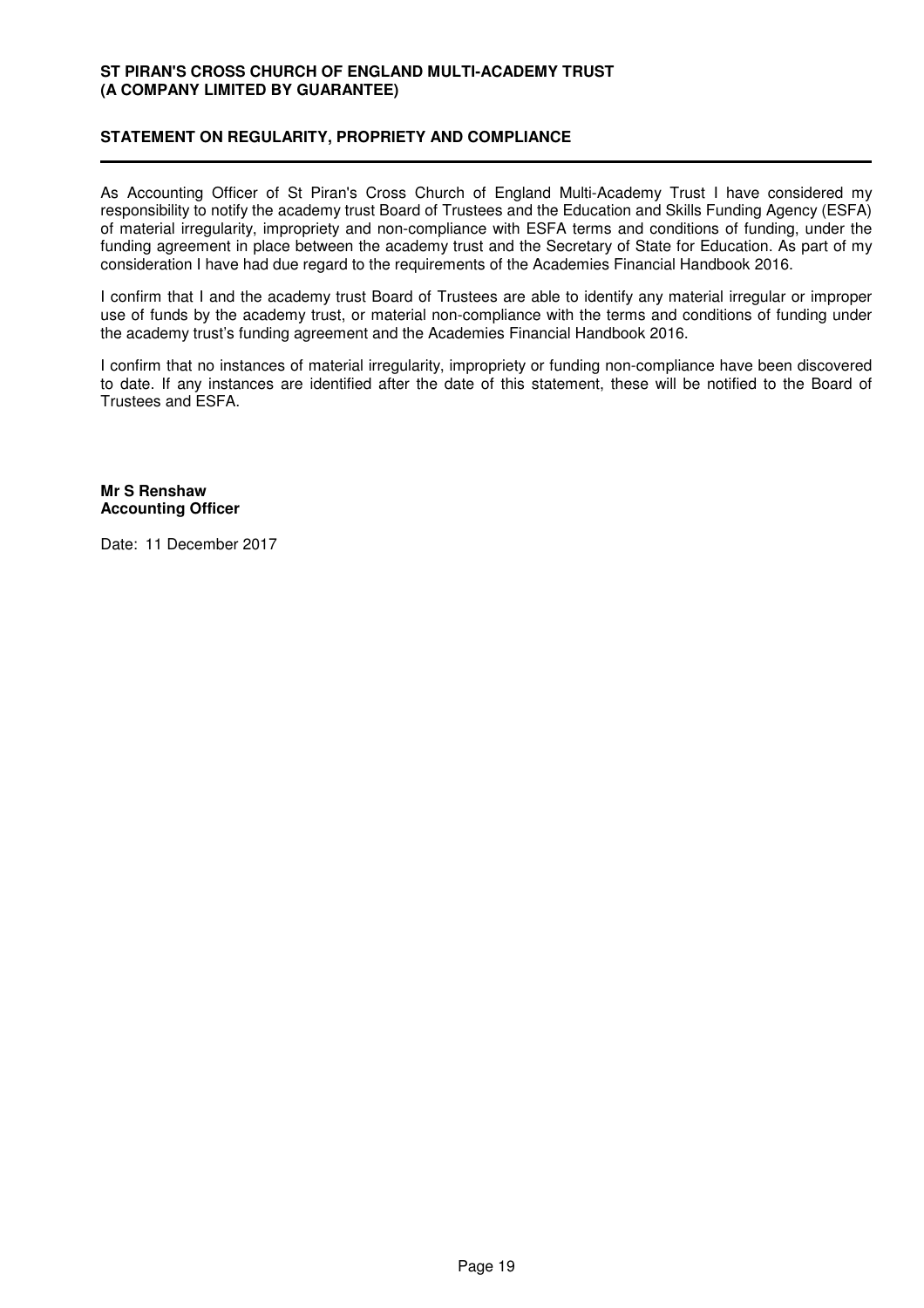## STATEMENT ON REGULARITY, PROPRIETY AND COMPLIANCE

As Accounting Officer of St Piran's Cross Church of England Multi-Academy Trust I have considered my responsibility to notify the academy trust Board of Trustees and the Education and Skills Funding Agency (ESFA) of material irregularity, impropriety and non-compliance with ESFA terms and conditions of funding, under the funding agreement in place between the academy trust and the Secretary of State for Education. As part of my consideration I have had due regard to the requirements of the Academies Financial Handbook 2016.

I confirm that I and the academy trust Board of Trustees are able to identify any material irregular or improper use of funds by the academy trust, or material non-compliance with the terms and conditions of funding under the academy trust's funding agreement and the Academies Financial Handbook 2016.

I confirm that no instances of material irregularity, impropriety or funding non-compliance have been discovered to date. If any instances are identified after the date of this statement, these will be notified to the Board of Trustees and ESFA.

**Mr S Renshaw**
**Accounting Officer**

Date: 11 December 2017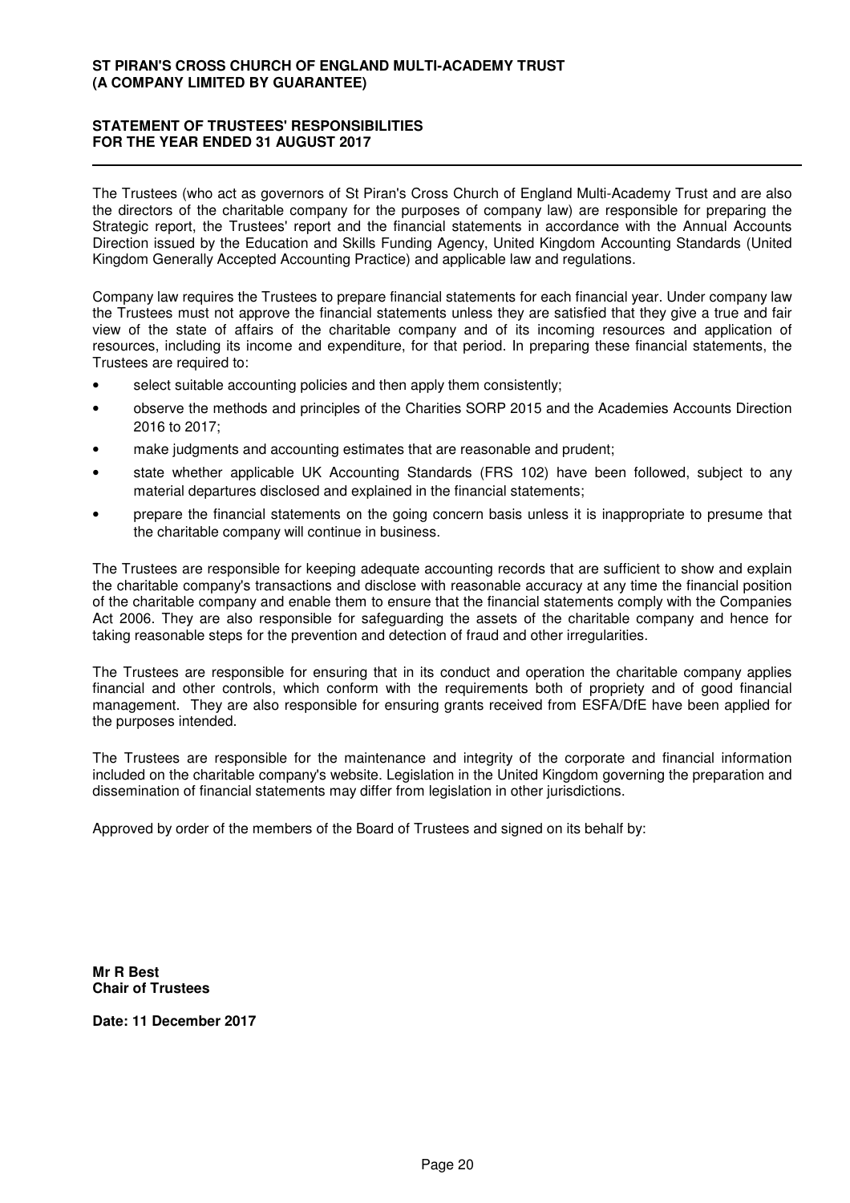**ST PIRAN'S CROSS CHURCH OF ENGLAND MULTI-ACADEMY TRUST**
**(A COMPANY LIMITED BY GUARANTEE)**

## STATEMENT OF TRUSTEES' RESPONSIBILITIES FOR THE YEAR ENDED 31 AUGUST 2017

The Trustees (who act as governors of St Piran's Cross Church of England Multi-Academy Trust and are also the directors of the charitable company for the purposes of company law) are responsible for preparing the Strategic report, the Trustees' report and the financial statements in accordance with the Annual Accounts Direction issued by the Education and Skills Funding Agency, United Kingdom Accounting Standards (United Kingdom Generally Accepted Accounting Practice) and applicable law and regulations.

Company law requires the Trustees to prepare financial statements for each financial year. Under company law the Trustees must not approve the financial statements unless they are satisfied that they give a true and fair view of the state of affairs of the charitable company and of its incoming resources and application of resources, including its income and expenditure, for that period. In preparing these financial statements, the Trustees are required to:

- select suitable accounting policies and then apply them consistently;
- observe the methods and principles of the Charities SORP 2015 and the Academies Accounts Direction 2016 to 2017;
- make judgments and accounting estimates that are reasonable and prudent;
- state whether applicable UK Accounting Standards (FRS 102) have been followed, subject to any material departures disclosed and explained in the financial statements;
- prepare the financial statements on the going concern basis unless it is inappropriate to presume that the charitable company will continue in business.

The Trustees are responsible for keeping adequate accounting records that are sufficient to show and explain the charitable company's transactions and disclose with reasonable accuracy at any time the financial position of the charitable company and enable them to ensure that the financial statements comply with the Companies Act 2006. They are also responsible for safeguarding the assets of the charitable company and hence for taking reasonable steps for the prevention and detection of fraud and other irregularities.

The Trustees are responsible for ensuring that in its conduct and operation the charitable company applies financial and other controls, which conform with the requirements both of propriety and of good financial management. They are also responsible for ensuring grants received from ESFA/DfE have been applied for the purposes intended.

The Trustees are responsible for the maintenance and integrity of the corporate and financial information included on the charitable company's website. Legislation in the United Kingdom governing the preparation and dissemination of financial statements may differ from legislation in other jurisdictions.

Approved by order of the members of the Board of Trustees and signed on its behalf by:

**Mr R Best**
**Chair of Trustees**

**Date: 11 December 2017**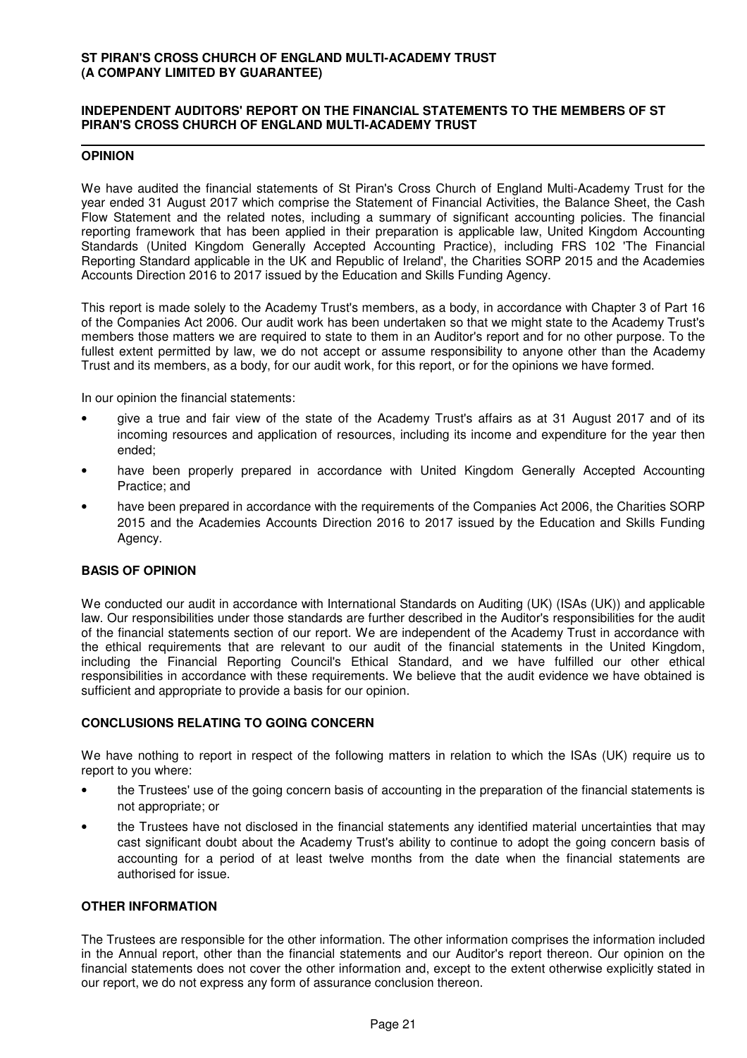**ST PIRAN'S CROSS CHURCH OF ENGLAND MULTI-ACADEMY TRUST**
**(A COMPANY LIMITED BY GUARANTEE)**

# INDEPENDENT AUDITORS' REPORT ON THE FINANCIAL STATEMENTS TO THE MEMBERS OF ST PIRAN'S CROSS CHURCH OF ENGLAND MULTI-ACADEMY TRUST

## OPINION

We have audited the financial statements of St Piran's Cross Church of England Multi-Academy Trust for the year ended 31 August 2017 which comprise the Statement of Financial Activities, the Balance Sheet, the Cash Flow Statement and the related notes, including a summary of significant accounting policies. The financial reporting framework that has been applied in their preparation is applicable law, United Kingdom Accounting Standards (United Kingdom Generally Accepted Accounting Practice), including FRS 102 'The Financial Reporting Standard applicable in the UK and Republic of Ireland', the Charities SORP 2015 and the Academies Accounts Direction 2016 to 2017 issued by the Education and Skills Funding Agency.

This report is made solely to the Academy Trust's members, as a body, in accordance with Chapter 3 of Part 16 of the Companies Act 2006. Our audit work has been undertaken so that we might state to the Academy Trust's members those matters we are required to state to them in an Auditor's report and for no other purpose. To the fullest extent permitted by law, we do not accept or assume responsibility to anyone other than the Academy Trust and its members, as a body, for our audit work, for this report, or for the opinions we have formed.

In our opinion the financial statements:

- give a true and fair view of the state of the Academy Trust's affairs as at 31 August 2017 and of its incoming resources and application of resources, including its income and expenditure for the year then ended;
- have been properly prepared in accordance with United Kingdom Generally Accepted Accounting Practice; and
- have been prepared in accordance with the requirements of the Companies Act 2006, the Charities SORP 2015 and the Academies Accounts Direction 2016 to 2017 issued by the Education and Skills Funding Agency.

## BASIS OF OPINION

We conducted our audit in accordance with International Standards on Auditing (UK) (ISAs (UK)) and applicable law. Our responsibilities under those standards are further described in the Auditor's responsibilities for the audit of the financial statements section of our report. We are independent of the Academy Trust in accordance with the ethical requirements that are relevant to our audit of the financial statements in the United Kingdom, including the Financial Reporting Council's Ethical Standard, and we have fulfilled our other ethical responsibilities in accordance with these requirements. We believe that the audit evidence we have obtained is sufficient and appropriate to provide a basis for our opinion.

## CONCLUSIONS RELATING TO GOING CONCERN

We have nothing to report in respect of the following matters in relation to which the ISAs (UK) require us to report to you where:

- the Trustees' use of the going concern basis of accounting in the preparation of the financial statements is not appropriate; or
- the Trustees have not disclosed in the financial statements any identified material uncertainties that may cast significant doubt about the Academy Trust's ability to continue to adopt the going concern basis of accounting for a period of at least twelve months from the date when the financial statements are authorised for issue.

## OTHER INFORMATION

The Trustees are responsible for the other information. The other information comprises the information included in the Annual report, other than the financial statements and our Auditor's report thereon. Our opinion on the financial statements does not cover the other information and, except to the extent otherwise explicitly stated in our report, we do not express any form of assurance conclusion thereon.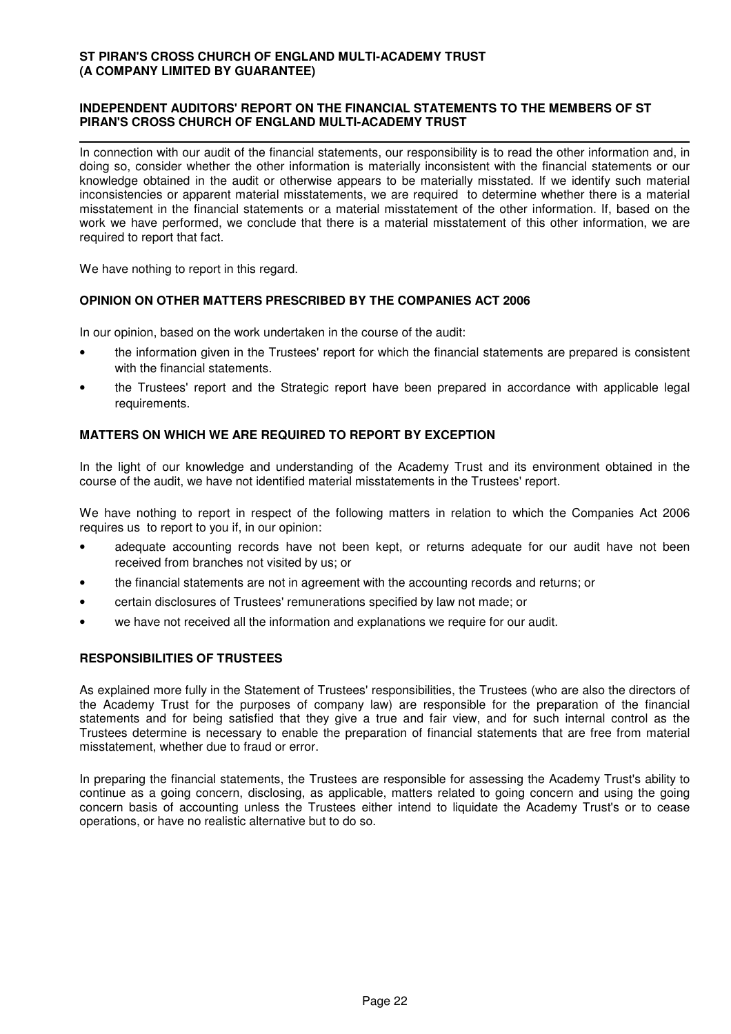## INDEPENDENT AUDITORS' REPORT ON THE FINANCIAL STATEMENTS TO THE MEMBERS OF ST PIRAN'S CROSS CHURCH OF ENGLAND MULTI-ACADEMY TRUST

In connection with our audit of the financial statements, our responsibility is to read the other information and, in doing so, consider whether the other information is materially inconsistent with the financial statements or our knowledge obtained in the audit or otherwise appears to be materially misstated. If we identify such material inconsistencies or apparent material misstatements, we are required to determine whether there is a material misstatement in the financial statements or a material misstatement of the other information. If, based on the work we have performed, we conclude that there is a material misstatement of this other information, we are required to report that fact.

We have nothing to report in this regard.

### OPINION ON OTHER MATTERS PRESCRIBED BY THE COMPANIES ACT 2006

In our opinion, based on the work undertaken in the course of the audit:

- the information given in the Trustees' report for which the financial statements are prepared is consistent with the financial statements.
- the Trustees' report and the Strategic report have been prepared in accordance with applicable legal requirements.

### MATTERS ON WHICH WE ARE REQUIRED TO REPORT BY EXCEPTION

In the light of our knowledge and understanding of the Academy Trust and its environment obtained in the course of the audit, we have not identified material misstatements in the Trustees' report.

We have nothing to report in respect of the following matters in relation to which the Companies Act 2006 requires us to report to you if, in our opinion:

- adequate accounting records have not been kept, or returns adequate for our audit have not been received from branches not visited by us; or
- the financial statements are not in agreement with the accounting records and returns; or
- certain disclosures of Trustees' remunerations specified by law not made; or
- we have not received all the information and explanations we require for our audit.

### RESPONSIBILITIES OF TRUSTEES

As explained more fully in the Statement of Trustees' responsibilities, the Trustees (who are also the directors of the Academy Trust for the purposes of company law) are responsible for the preparation of the financial statements and for being satisfied that they give a true and fair view, and for such internal control as the Trustees determine is necessary to enable the preparation of financial statements that are free from material misstatement, whether due to fraud or error.

In preparing the financial statements, the Trustees are responsible for assessing the Academy Trust's ability to continue as a going concern, disclosing, as applicable, matters related to going concern and using the going concern basis of accounting unless the Trustees either intend to liquidate the Academy Trust's or to cease operations, or have no realistic alternative but to do so.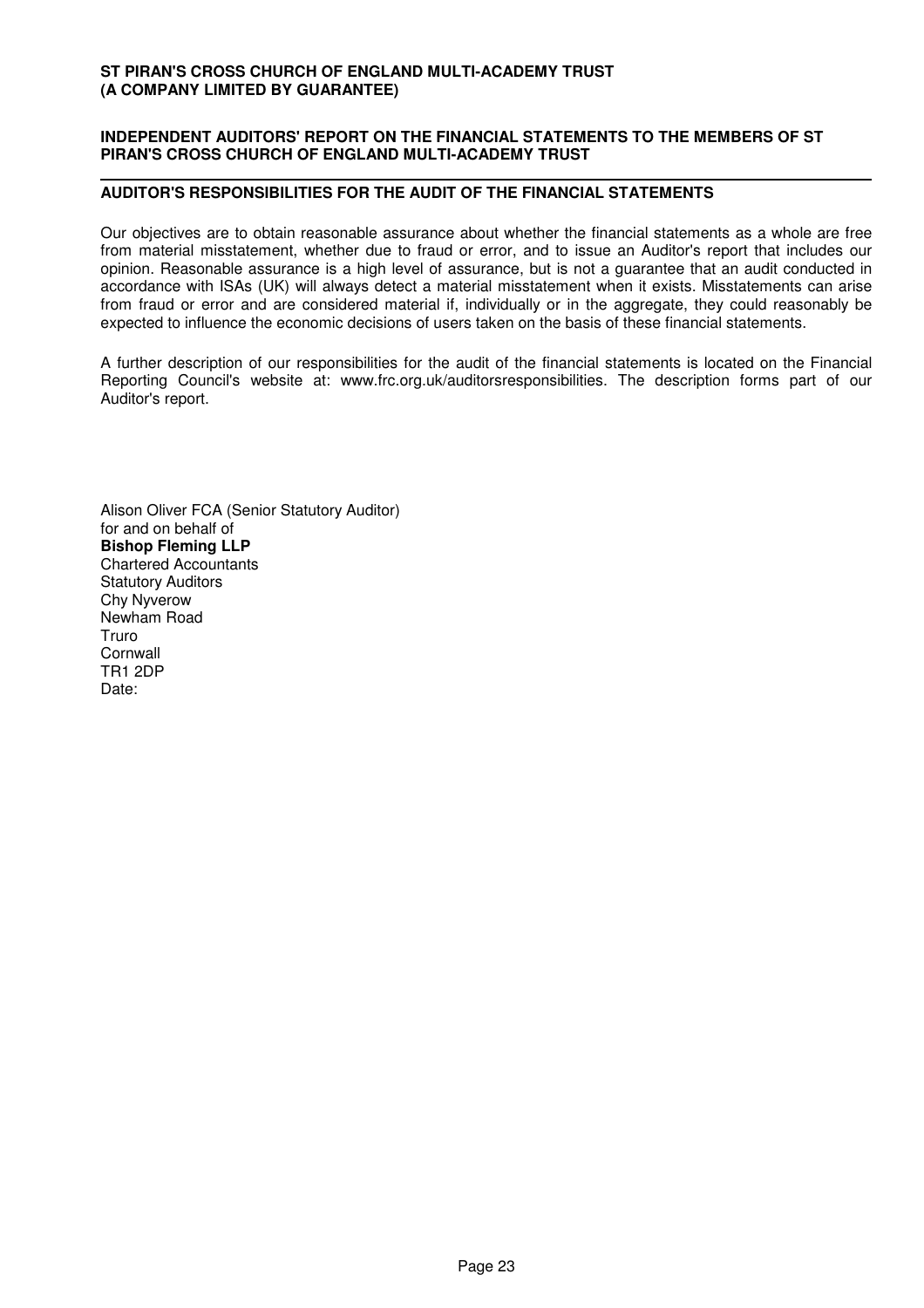## AUDITOR'S RESPONSIBILITIES FOR THE AUDIT OF THE FINANCIAL STATEMENTS

Our objectives are to obtain reasonable assurance about whether the financial statements as a whole are free from material misstatement, whether due to fraud or error, and to issue an Auditor's report that includes our opinion. Reasonable assurance is a high level of assurance, but is not a guarantee that an audit conducted in accordance with ISAs (UK) will always detect a material misstatement when it exists. Misstatements can arise from fraud or error and are considered material if, individually or in the aggregate, they could reasonably be expected to influence the economic decisions of users taken on the basis of these financial statements.

A further description of our responsibilities for the audit of the financial statements is located on the Financial Reporting Council's website at: www.frc.org.uk/auditorsresponsibilities. The description forms part of our Auditor's report.

Alison Oliver FCA (Senior Statutory Auditor)
for and on behalf of
**Bishop Fleming LLP**
Chartered Accountants
Statutory Auditors
Chy Nyverow
Newham Road
Truro
Cornwall
TR1 2DP
Date: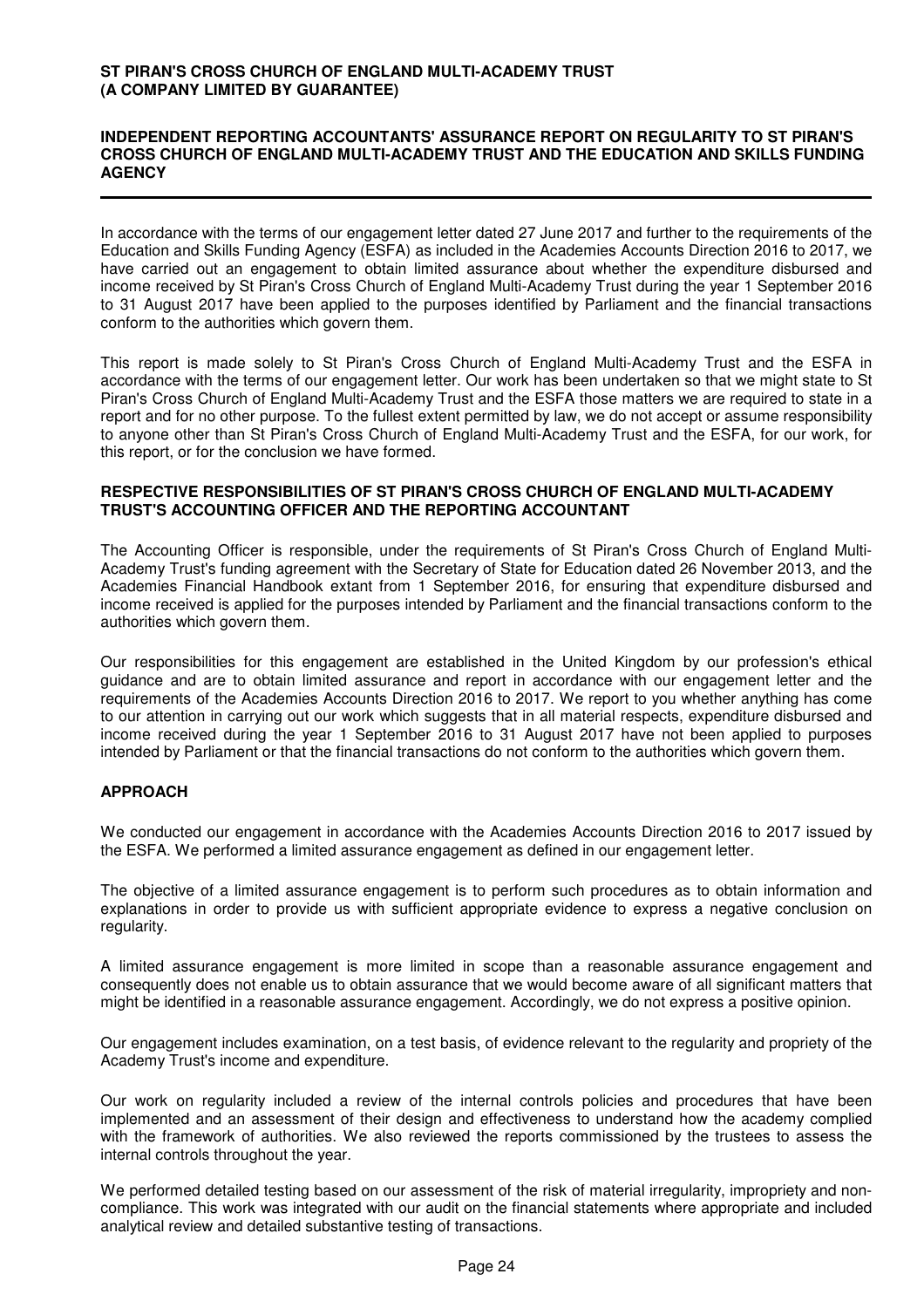**ST PIRAN'S CROSS CHURCH OF ENGLAND MULTI-ACADEMY TRUST**
**(A COMPANY LIMITED BY GUARANTEE)**

## INDEPENDENT REPORTING ACCOUNTANTS' ASSURANCE REPORT ON REGULARITY TO ST PIRAN'S CROSS CHURCH OF ENGLAND MULTI-ACADEMY TRUST AND THE EDUCATION AND SKILLS FUNDING AGENCY

In accordance with the terms of our engagement letter dated 27 June 2017 and further to the requirements of the Education and Skills Funding Agency (ESFA) as included in the Academies Accounts Direction 2016 to 2017, we have carried out an engagement to obtain limited assurance about whether the expenditure disbursed and income received by St Piran's Cross Church of England Multi-Academy Trust during the year 1 September 2016 to 31 August 2017 have been applied to the purposes identified by Parliament and the financial transactions conform to the authorities which govern them.

This report is made solely to St Piran's Cross Church of England Multi-Academy Trust and the ESFA in accordance with the terms of our engagement letter. Our work has been undertaken so that we might state to St Piran's Cross Church of England Multi-Academy Trust and the ESFA those matters we are required to state in a report and for no other purpose. To the fullest extent permitted by law, we do not accept or assume responsibility to anyone other than St Piran's Cross Church of England Multi-Academy Trust and the ESFA, for our work, for this report, or for the conclusion we have formed.

### RESPECTIVE RESPONSIBILITIES OF ST PIRAN'S CROSS CHURCH OF ENGLAND MULTI-ACADEMY TRUST'S ACCOUNTING OFFICER AND THE REPORTING ACCOUNTANT

The Accounting Officer is responsible, under the requirements of St Piran's Cross Church of England Multi-Academy Trust's funding agreement with the Secretary of State for Education dated 26 November 2013, and the Academies Financial Handbook extant from 1 September 2016, for ensuring that expenditure disbursed and income received is applied for the purposes intended by Parliament and the financial transactions conform to the authorities which govern them.

Our responsibilities for this engagement are established in the United Kingdom by our profession's ethical guidance and are to obtain limited assurance and report in accordance with our engagement letter and the requirements of the Academies Accounts Direction 2016 to 2017. We report to you whether anything has come to our attention in carrying out our work which suggests that in all material respects, expenditure disbursed and income received during the year 1 September 2016 to 31 August 2017 have not been applied to purposes intended by Parliament or that the financial transactions do not conform to the authorities which govern them.

### APPROACH

We conducted our engagement in accordance with the Academies Accounts Direction 2016 to 2017 issued by the ESFA. We performed a limited assurance engagement as defined in our engagement letter.

The objective of a limited assurance engagement is to perform such procedures as to obtain information and explanations in order to provide us with sufficient appropriate evidence to express a negative conclusion on regularity.

A limited assurance engagement is more limited in scope than a reasonable assurance engagement and consequently does not enable us to obtain assurance that we would become aware of all significant matters that might be identified in a reasonable assurance engagement. Accordingly, we do not express a positive opinion.

Our engagement includes examination, on a test basis, of evidence relevant to the regularity and propriety of the Academy Trust's income and expenditure.

Our work on regularity included a review of the internal controls policies and procedures that have been implemented and an assessment of their design and effectiveness to understand how the academy complied with the framework of authorities. We also reviewed the reports commissioned by the trustees to assess the internal controls throughout the year.

We performed detailed testing based on our assessment of the risk of material irregularity, impropriety and non-compliance. This work was integrated with our audit on the financial statements where appropriate and included analytical review and detailed substantive testing of transactions.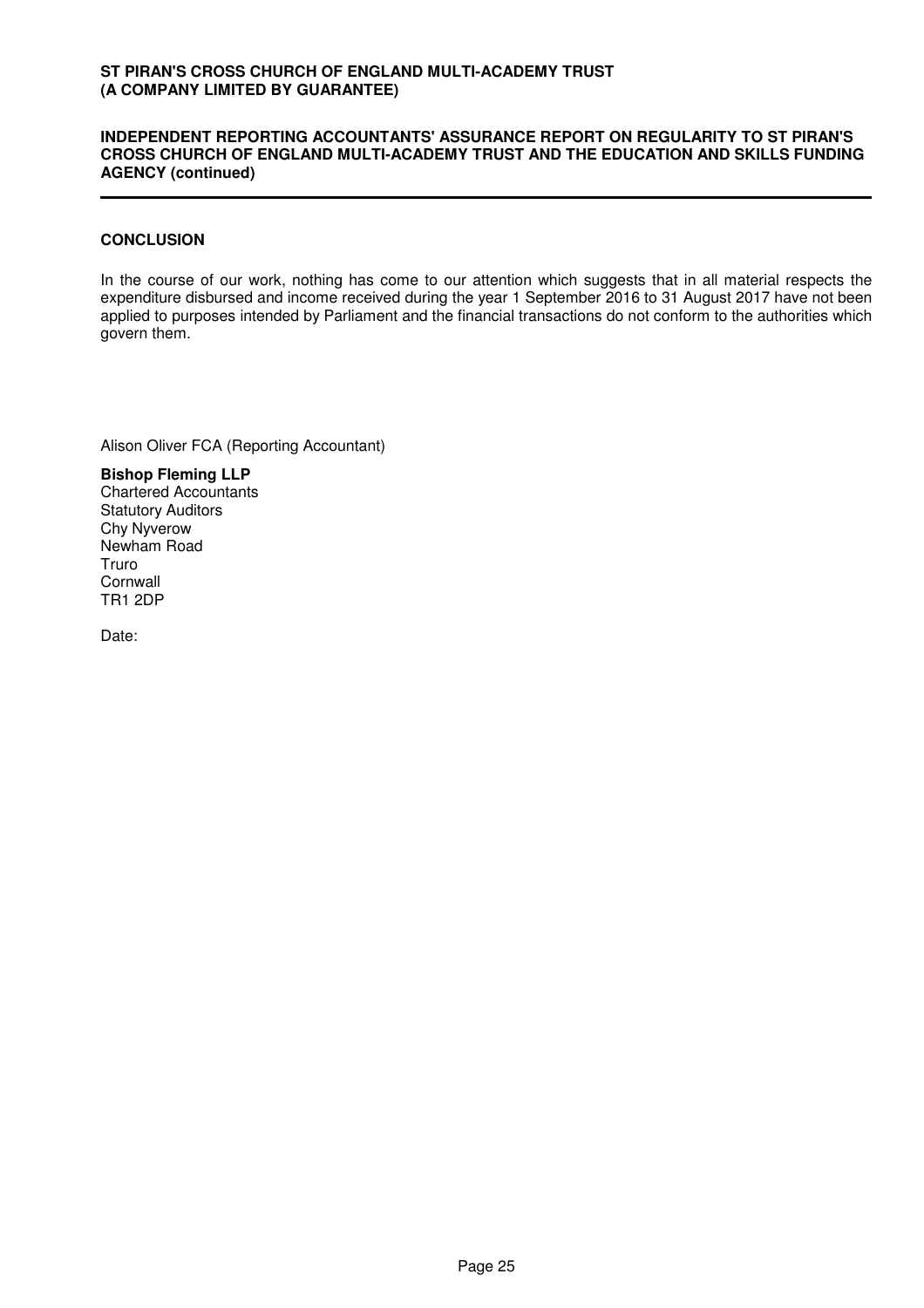## CONCLUSION

In the course of our work, nothing has come to our attention which suggests that in all material respects the expenditure disbursed and income received during the year 1 September 2016 to 31 August 2017 have not been applied to purposes intended by Parliament and the financial transactions do not conform to the authorities which govern them.

Alison Oliver FCA (Reporting Accountant)

**Bishop Fleming LLP**
Chartered Accountants
Statutory Auditors
Chy Nyverow
Newham Road
Truro
Cornwall
TR1 2DP

Date: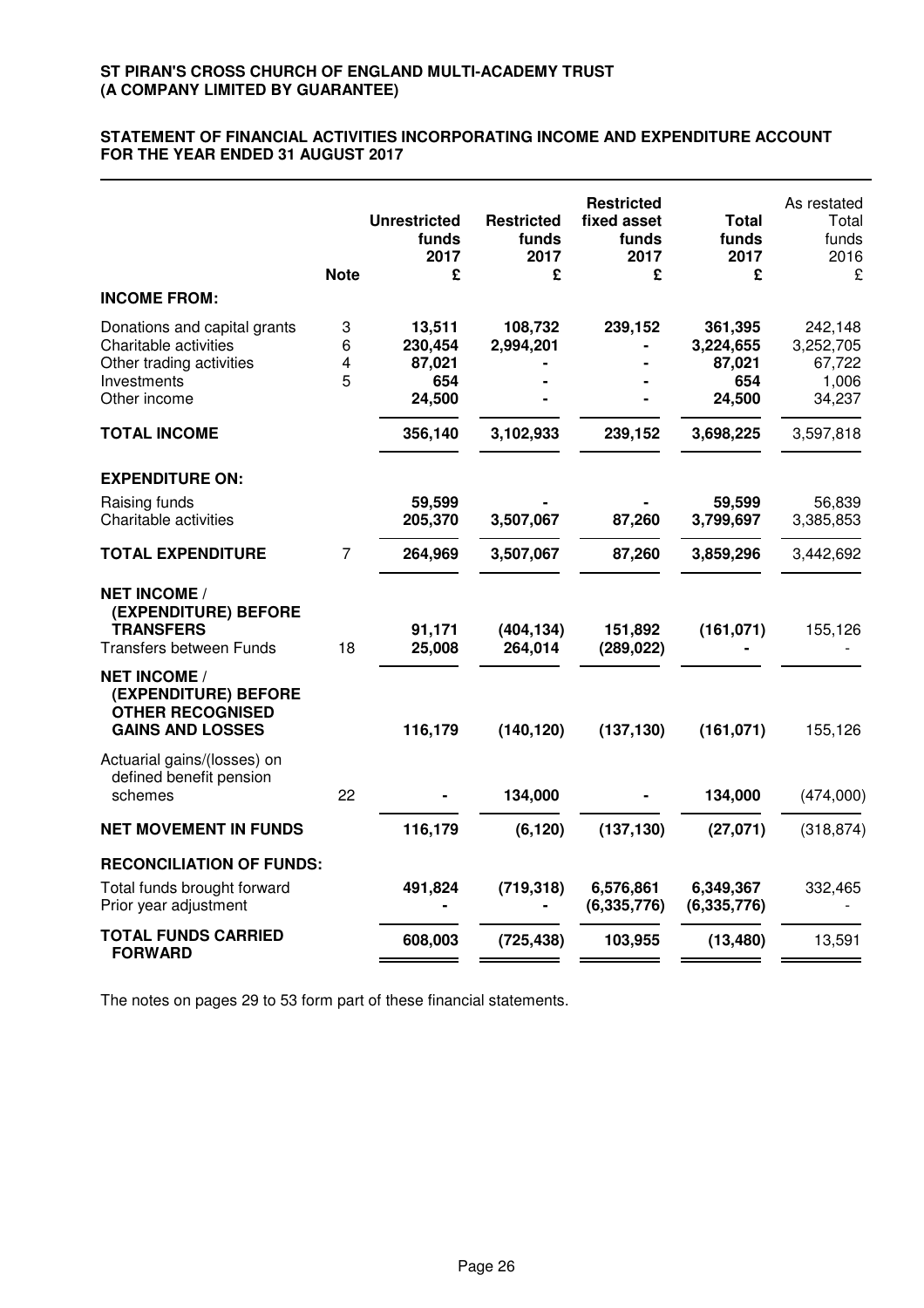**ST PIRAN'S CROSS CHURCH OF ENGLAND MULTI-ACADEMY TRUST**
**(A COMPANY LIMITED BY GUARANTEE)**

## STATEMENT OF FINANCIAL ACTIVITIES INCORPORATING INCOME AND EXPENDITURE ACCOUNT FOR THE YEAR ENDED 31 AUGUST 2017

| | Note | Unrestricted funds 2017 £ | Restricted funds 2017 £ | Restricted fixed asset funds 2017 £ | Total funds 2017 £ | As restated Total funds 2016 £ |
|---|---|---|---|---|---|---|
| **INCOME FROM:** | | | | | | |
| Donations and capital grants | 3 | 13,511 | 108,732 | 239,152 | 361,395 | 242,148 |
| Charitable activities | 6 | 230,454 | 2,994,201 | - | 3,224,655 | 3,252,705 |
| Other trading activities | 4 | 87,021 | - | - | 87,021 | 67,722 |
| Investments | 5 | 654 | - | - | 654 | 1,006 |
| Other income | | 24,500 | - | - | 24,500 | 34,237 |
| **TOTAL INCOME** | | 356,140 | 3,102,933 | 239,152 | 3,698,225 | 3,597,818 |
| **EXPENDITURE ON:** | | | | | | |
| Raising funds | | 59,599 | - | - | 59,599 | 56,839 |
| Charitable activities | | 205,370 | 3,507,067 | 87,260 | 3,799,697 | 3,385,853 |
| **TOTAL EXPENDITURE** | 7 | 264,969 | 3,507,067 | 87,260 | 3,859,296 | 3,442,692 |
| **NET INCOME / (EXPENDITURE) BEFORE TRANSFERS** | | 91,171 | (404,134) | 151,892 | (161,071) | 155,126 |
| Transfers between Funds | 18 | 25,008 | 264,014 | (289,022) | - | - |
| **NET INCOME / (EXPENDITURE) BEFORE OTHER RECOGNISED GAINS AND LOSSES** | | 116,179 | (140,120) | (137,130) | (161,071) | 155,126 |
| Actuarial gains/(losses) on defined benefit pension schemes | 22 | - | 134,000 | - | 134,000 | (474,000) |
| **NET MOVEMENT IN FUNDS** | | 116,179 | (6,120) | (137,130) | (27,071) | (318,874) |
| **RECONCILIATION OF FUNDS:** | | | | | | |
| Total funds brought forward | | 491,824 | (719,318) | 6,576,861 | 6,349,367 | 332,465 |
| Prior year adjustment | | - | - | (6,335,776) | (6,335,776) | - |
| **TOTAL FUNDS CARRIED FORWARD** | | 608,003 | (725,438) | 103,955 | (13,480) | 13,591 |

The notes on pages 29 to 53 form part of these financial statements.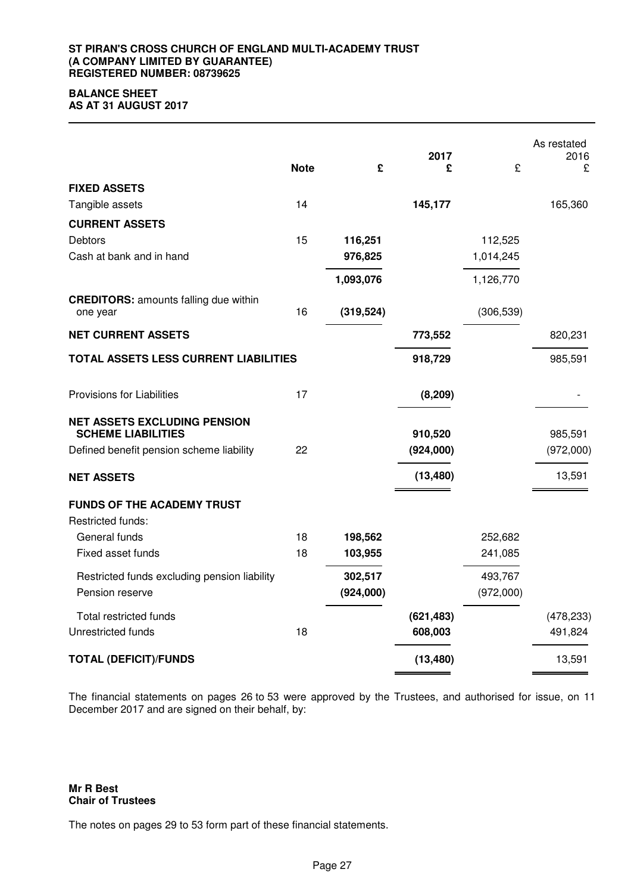**ST PIRAN'S CROSS CHURCH OF ENGLAND MULTI-ACADEMY TRUST**
**(A COMPANY LIMITED BY GUARANTEE)**
**REGISTERED NUMBER: 08739625**

# BALANCE SHEET
## AS AT 31 AUGUST 2017

| | Note | £ | 2017 £ | £ | As restated 2016 £ |
|---|---|---|---|---|---|
| **FIXED ASSETS** | | | | | |
| Tangible assets | 14 | | **145,177** | | 165,360 |
| **CURRENT ASSETS** | | | | | |
| Debtors | 15 | **116,251** | | 112,525 | |
| Cash at bank and in hand | | **976,825** | | 1,014,245 | |
| | | **1,093,076** | | 1,126,770 | |
| **CREDITORS:** amounts falling due within one year | 16 | **(319,524)** | | (306,539) | |
| **NET CURRENT ASSETS** | | | **773,552** | | 820,231 |
| **TOTAL ASSETS LESS CURRENT LIABILITIES** | | | **918,729** | | 985,591 |
| Provisions for Liabilities | 17 | | **(8,209)** | | - |
| **NET ASSETS EXCLUDING PENSION SCHEME LIABILITIES** | | | **910,520** | | 985,591 |
| Defined benefit pension scheme liability | 22 | | **(924,000)** | | (972,000) |
| **NET ASSETS** | | | **(13,480)** | | 13,591 |
| **FUNDS OF THE ACADEMY TRUST** | | | | | |
| Restricted funds: | | | | | |
| General funds | 18 | **198,562** | | 252,682 | |
| Fixed asset funds | 18 | **103,955** | | 241,085 | |
| Restricted funds excluding pension liability | | **302,517** | | 493,767 | |
| Pension reserve | | **(924,000)** | | (972,000) | |
| Total restricted funds | | | **(621,483)** | | (478,233) |
| Unrestricted funds | 18 | | **608,003** | | 491,824 |
| **TOTAL (DEFICIT)/FUNDS** | | | **(13,480)** | | 13,591 |

The financial statements on pages 26 to 53 were approved by the Trustees, and authorised for issue, on 11 December 2017 and are signed on their behalf, by:

**Mr R Best**
**Chair of Trustees**

The notes on pages 29 to 53 form part of these financial statements.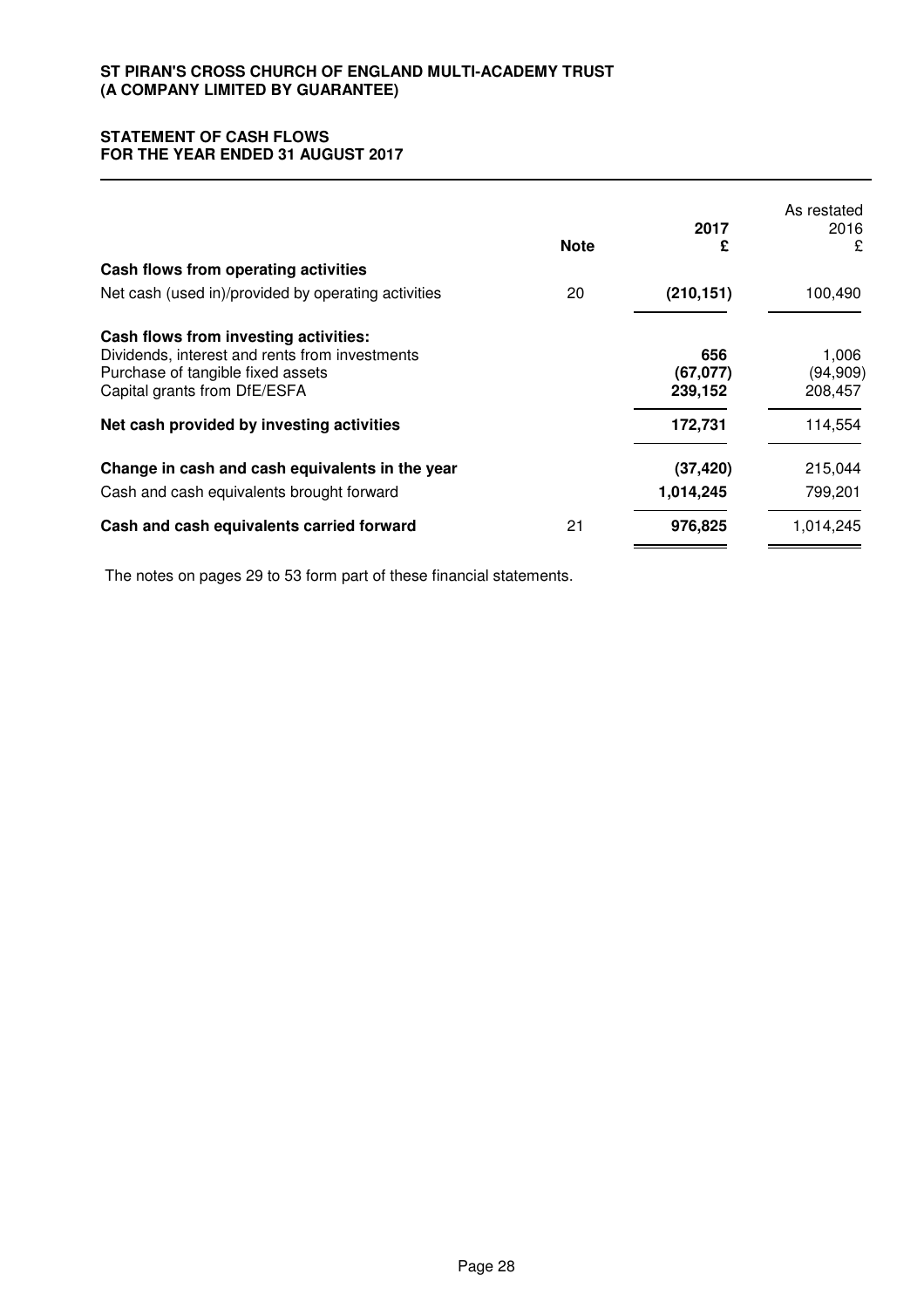**ST PIRAN'S CROSS CHURCH OF ENGLAND MULTI-ACADEMY TRUST**
**(A COMPANY LIMITED BY GUARANTEE)**

## STATEMENT OF CASH FLOWS
## FOR THE YEAR ENDED 31 AUGUST 2017

| | Note | 2017 £ | As restated 2016 £ |
|---|---|---|---|
| **Cash flows from operating activities** | | | |
| Net cash (used in)/provided by operating activities | 20 | **(210,151)** | 100,490 |
| **Cash flows from investing activities:** | | | |
| Dividends, interest and rents from investments | | **656** | 1,006 |
| Purchase of tangible fixed assets | | **(67,077)** | (94,909) |
| Capital grants from DfE/ESFA | | **239,152** | 208,457 |
| **Net cash provided by investing activities** | | **172,731** | 114,554 |
| **Change in cash and cash equivalents in the year** | | **(37,420)** | 215,044 |
| Cash and cash equivalents brought forward | | **1,014,245** | 799,201 |
| **Cash and cash equivalents carried forward** | 21 | **976,825** | 1,014,245 |

The notes on pages 29 to 53 form part of these financial statements.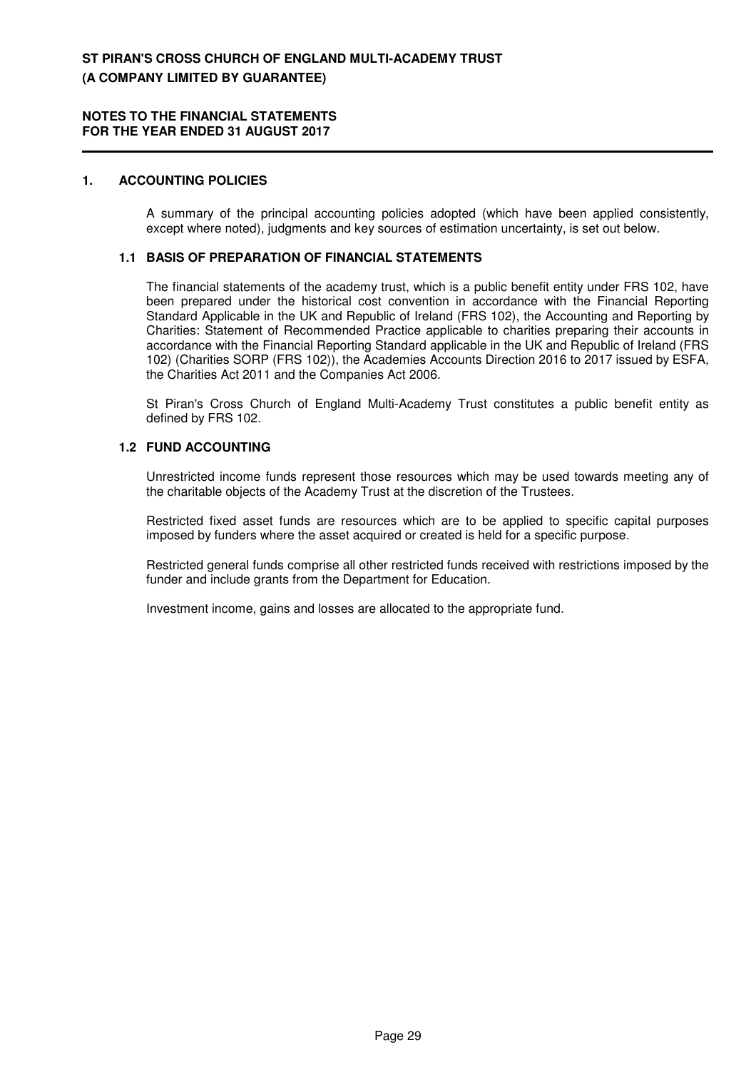# 1. ACCOUNTING POLICIES

A summary of the principal accounting policies adopted (which have been applied consistently, except where noted), judgments and key sources of estimation uncertainty, is set out below.

## 1.1 BASIS OF PREPARATION OF FINANCIAL STATEMENTS

The financial statements of the academy trust, which is a public benefit entity under FRS 102, have been prepared under the historical cost convention in accordance with the Financial Reporting Standard Applicable in the UK and Republic of Ireland (FRS 102), the Accounting and Reporting by Charities: Statement of Recommended Practice applicable to charities preparing their accounts in accordance with the Financial Reporting Standard applicable in the UK and Republic of Ireland (FRS 102) (Charities SORP (FRS 102)), the Academies Accounts Direction 2016 to 2017 issued by ESFA, the Charities Act 2011 and the Companies Act 2006.

St Piran's Cross Church of England Multi-Academy Trust constitutes a public benefit entity as defined by FRS 102.

## 1.2 FUND ACCOUNTING

Unrestricted income funds represent those resources which may be used towards meeting any of the charitable objects of the Academy Trust at the discretion of the Trustees.

Restricted fixed asset funds are resources which are to be applied to specific capital purposes imposed by funders where the asset acquired or created is held for a specific purpose.

Restricted general funds comprise all other restricted funds received with restrictions imposed by the funder and include grants from the Department for Education.

Investment income, gains and losses are allocated to the appropriate fund.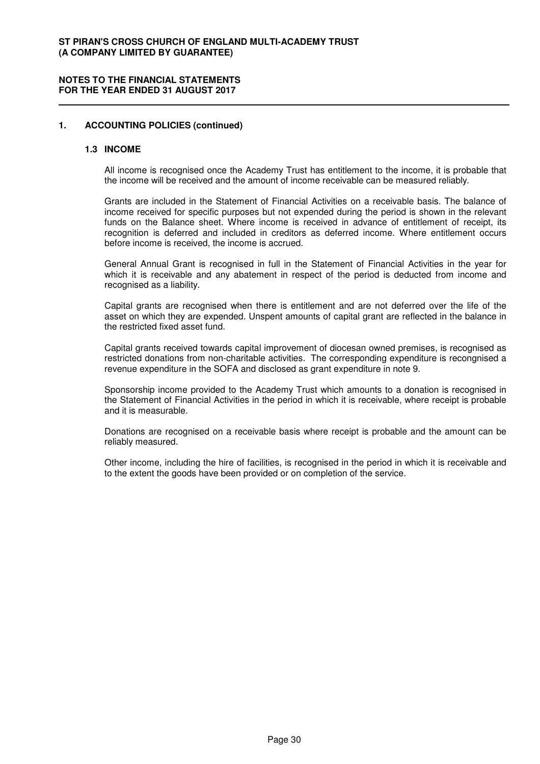## 1. ACCOUNTING POLICIES (continued)

### 1.3 INCOME

All income is recognised once the Academy Trust has entitlement to the income, it is probable that the income will be received and the amount of income receivable can be measured reliably.

Grants are included in the Statement of Financial Activities on a receivable basis. The balance of income received for specific purposes but not expended during the period is shown in the relevant funds on the Balance sheet. Where income is received in advance of entitlement of receipt, its recognition is deferred and included in creditors as deferred income. Where entitlement occurs before income is received, the income is accrued.

General Annual Grant is recognised in full in the Statement of Financial Activities in the year for which it is receivable and any abatement in respect of the period is deducted from income and recognised as a liability.

Capital grants are recognised when there is entitlement and are not deferred over the life of the asset on which they are expended. Unspent amounts of capital grant are reflected in the balance in the restricted fixed asset fund.

Capital grants received towards capital improvement of diocesan owned premises, is recognised as restricted donations from non-charitable activities. The corresponding expenditure is recongnised a revenue expenditure in the SOFA and disclosed as grant expenditure in note 9.

Sponsorship income provided to the Academy Trust which amounts to a donation is recognised in the Statement of Financial Activities in the period in which it is receivable, where receipt is probable and it is measurable.

Donations are recognised on a receivable basis where receipt is probable and the amount can be reliably measured.

Other income, including the hire of facilities, is recognised in the period in which it is receivable and to the extent the goods have been provided or on completion of the service.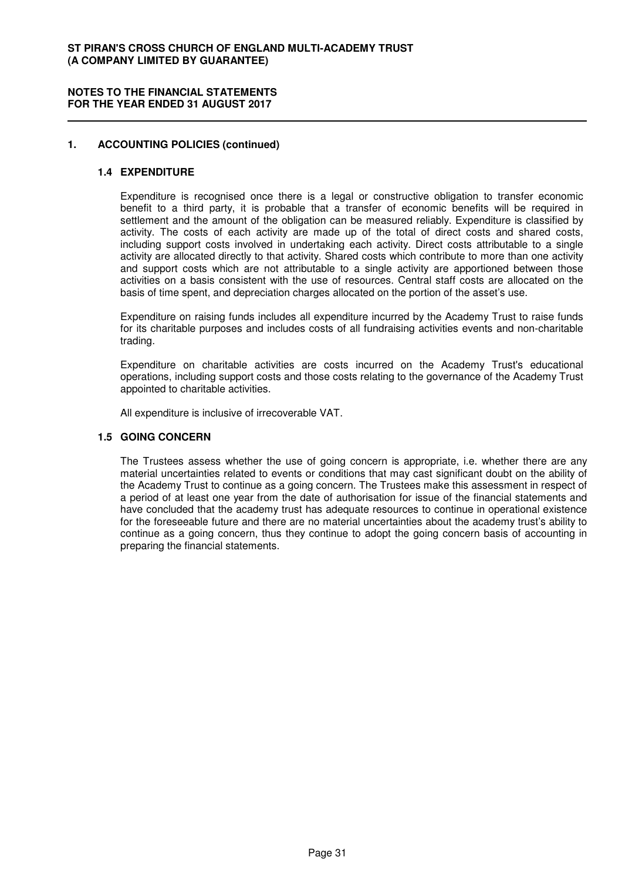## 1. ACCOUNTING POLICIES (continued)

### 1.4 EXPENDITURE

Expenditure is recognised once there is a legal or constructive obligation to transfer economic benefit to a third party, it is probable that a transfer of economic benefits will be required in settlement and the amount of the obligation can be measured reliably. Expenditure is classified by activity. The costs of each activity are made up of the total of direct costs and shared costs, including support costs involved in undertaking each activity. Direct costs attributable to a single activity are allocated directly to that activity. Shared costs which contribute to more than one activity and support costs which are not attributable to a single activity are apportioned between those activities on a basis consistent with the use of resources. Central staff costs are allocated on the basis of time spent, and depreciation charges allocated on the portion of the asset's use.

Expenditure on raising funds includes all expenditure incurred by the Academy Trust to raise funds for its charitable purposes and includes costs of all fundraising activities events and non-charitable trading.

Expenditure on charitable activities are costs incurred on the Academy Trust's educational operations, including support costs and those costs relating to the governance of the Academy Trust appointed to charitable activities.

All expenditure is inclusive of irrecoverable VAT.

### 1.5 GOING CONCERN

The Trustees assess whether the use of going concern is appropriate, i.e. whether there are any material uncertainties related to events or conditions that may cast significant doubt on the ability of the Academy Trust to continue as a going concern. The Trustees make this assessment in respect of a period of at least one year from the date of authorisation for issue of the financial statements and have concluded that the academy trust has adequate resources to continue in operational existence for the foreseeable future and there are no material uncertainties about the academy trust's ability to continue as a going concern, thus they continue to adopt the going concern basis of accounting in preparing the financial statements.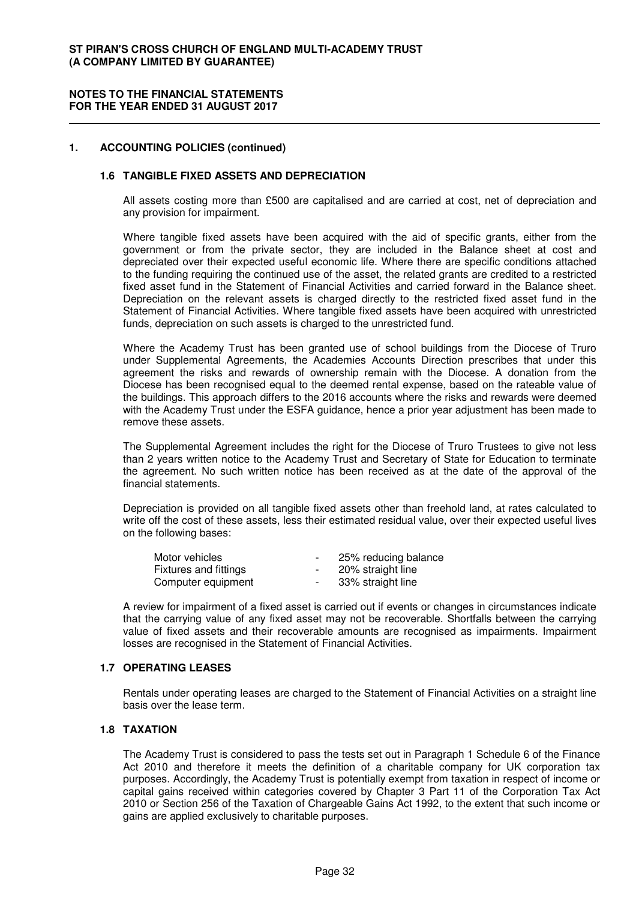## 1. ACCOUNTING POLICIES (continued)

### 1.6 TANGIBLE FIXED ASSETS AND DEPRECIATION

All assets costing more than £500 are capitalised and are carried at cost, net of depreciation and any provision for impairment.

Where tangible fixed assets have been acquired with the aid of specific grants, either from the government or from the private sector, they are included in the Balance sheet at cost and depreciated over their expected useful economic life. Where there are specific conditions attached to the funding requiring the continued use of the asset, the related grants are credited to a restricted fixed asset fund in the Statement of Financial Activities and carried forward in the Balance sheet. Depreciation on the relevant assets is charged directly to the restricted fixed asset fund in the Statement of Financial Activities. Where tangible fixed assets have been acquired with unrestricted funds, depreciation on such assets is charged to the unrestricted fund.

Where the Academy Trust has been granted use of school buildings from the Diocese of Truro under Supplemental Agreements, the Academies Accounts Direction prescribes that under this agreement the risks and rewards of ownership remain with the Diocese. A donation from the Diocese has been recognised equal to the deemed rental expense, based on the rateable value of the buildings. This approach differs to the 2016 accounts where the risks and rewards were deemed with the Academy Trust under the ESFA guidance, hence a prior year adjustment has been made to remove these assets.

The Supplemental Agreement includes the right for the Diocese of Truro Trustees to give not less than 2 years written notice to the Academy Trust and Secretary of State for Education to terminate the agreement. No such written notice has been received as at the date of the approval of the financial statements.

Depreciation is provided on all tangible fixed assets other than freehold land, at rates calculated to write off the cost of these assets, less their estimated residual value, over their expected useful lives on the following bases:

| | | |
|---|---|---|
| Motor vehicles | - | 25% reducing balance |
| Fixtures and fittings | - | 20% straight line |
| Computer equipment | - | 33% straight line |

A review for impairment of a fixed asset is carried out if events or changes in circumstances indicate that the carrying value of any fixed asset may not be recoverable. Shortfalls between the carrying value of fixed assets and their recoverable amounts are recognised as impairments. Impairment losses are recognised in the Statement of Financial Activities.

### 1.7 OPERATING LEASES

Rentals under operating leases are charged to the Statement of Financial Activities on a straight line basis over the lease term.

### 1.8 TAXATION

The Academy Trust is considered to pass the tests set out in Paragraph 1 Schedule 6 of the Finance Act 2010 and therefore it meets the definition of a charitable company for UK corporation tax purposes. Accordingly, the Academy Trust is potentially exempt from taxation in respect of income or capital gains received within categories covered by Chapter 3 Part 11 of the Corporation Tax Act 2010 or Section 256 of the Taxation of Chargeable Gains Act 1992, to the extent that such income or gains are applied exclusively to charitable purposes.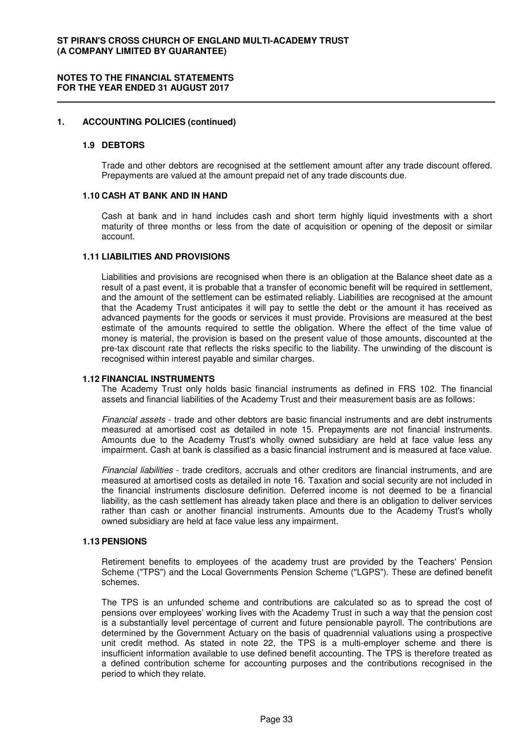## 1. ACCOUNTING POLICIES (continued)

### 1.9 DEBTORS

Trade and other debtors are recognised at the settlement amount after any trade discount offered. Prepayments are valued at the amount prepaid net of any trade discounts due.

### 1.10 CASH AT BANK AND IN HAND

Cash at bank and in hand includes cash and short term highly liquid investments with a short maturity of three months or less from the date of acquisition or opening of the deposit or similar account.

### 1.11 LIABILITIES AND PROVISIONS

Liabilities and provisions are recognised when there is an obligation at the Balance sheet date as a result of a past event, it is probable that a transfer of economic benefit will be required in settlement, and the amount of the settlement can be estimated reliably. Liabilities are recognised at the amount that the Academy Trust anticipates it will pay to settle the debt or the amount it has received as advanced payments for the goods or services it must provide. Provisions are measured at the best estimate of the amounts required to settle the obligation. Where the effect of the time value of money is material, the provision is based on the present value of those amounts, discounted at the pre-tax discount rate that reflects the risks specific to the liability. The unwinding of the discount is recognised within interest payable and similar charges.

### 1.12 FINANCIAL INSTRUMENTS

The Academy Trust only holds basic financial instruments as defined in FRS 102. The financial assets and financial liabilities of the Academy Trust and their measurement basis are as follows:

*Financial assets* - trade and other debtors are basic financial instruments and are debt instruments measured at amortised cost as detailed in note 15. Prepayments are not financial instruments. Amounts due to the Academy Trust's wholly owned subsidiary are held at face value less any impairment. Cash at bank is classified as a basic financial instrument and is measured at face value.

*Financial liabilities* - trade creditors, accruals and other creditors are financial instruments, and are measured at amortised costs as detailed in note 16. Taxation and social security are not included in the financial instruments disclosure definition. Deferred income is not deemed to be a financial liability, as the cash settlement has already taken place and there is an obligation to deliver services rather than cash or another financial instruments. Amounts due to the Academy Trust's wholly owned subsidiary are held at face value less any impairment.

### 1.13 PENSIONS

Retirement benefits to employees of the academy trust are provided by the Teachers' Pension Scheme ("TPS") and the Local Governments Pension Scheme ("LGPS"). These are defined benefit schemes.

The TPS is an unfunded scheme and contributions are calculated so as to spread the cost of pensions over employees' working lives with the Academy Trust in such a way that the pension cost is a substantially level percentage of current and future pensionable payroll. The contributions are determined by the Government Actuary on the basis of quadrennial valuations using a prospective unit credit method. As stated in note 22, the TPS is a multi-employer scheme and there is insufficient information available to use defined benefit accounting. The TPS is therefore treated as a defined contribution scheme for accounting purposes and the contributions recognised in the period to which they relate.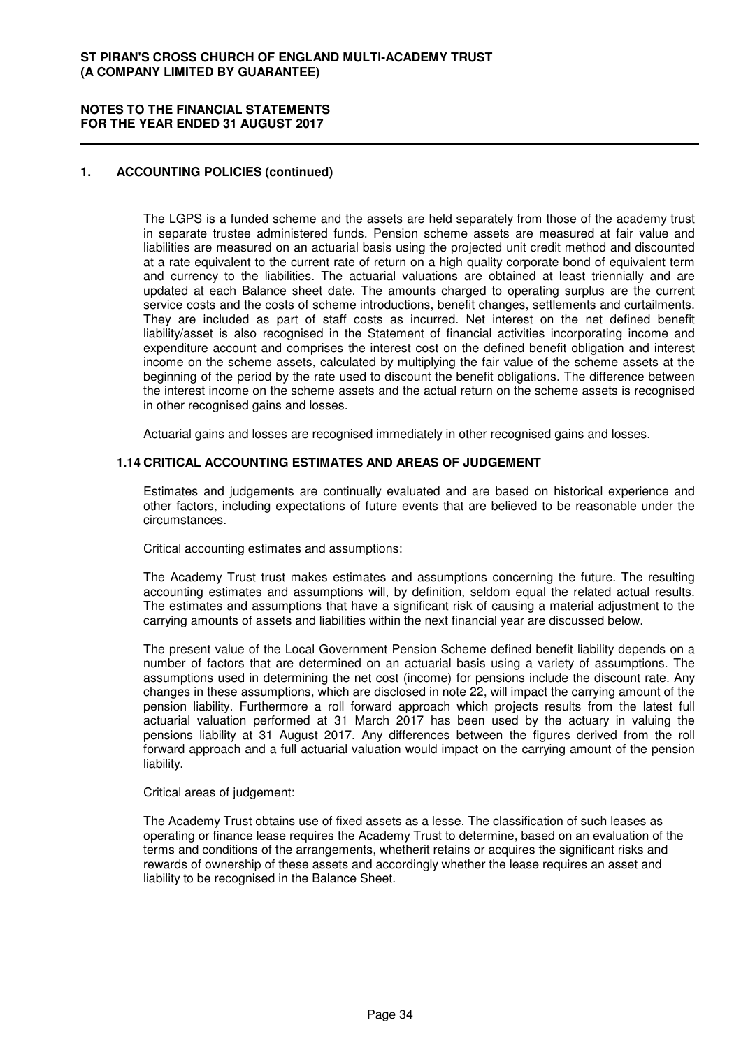## 1. ACCOUNTING POLICIES (continued)

The LGPS is a funded scheme and the assets are held separately from those of the academy trust in separate trustee administered funds. Pension scheme assets are measured at fair value and liabilities are measured on an actuarial basis using the projected unit credit method and discounted at a rate equivalent to the current rate of return on a high quality corporate bond of equivalent term and currency to the liabilities. The actuarial valuations are obtained at least triennially and are updated at each Balance sheet date. The amounts charged to operating surplus are the current service costs and the costs of scheme introductions, benefit changes, settlements and curtailments. They are included as part of staff costs as incurred. Net interest on the net defined benefit liability/asset is also recognised in the Statement of financial activities incorporating income and expenditure account and comprises the interest cost on the defined benefit obligation and interest income on the scheme assets, calculated by multiplying the fair value of the scheme assets at the beginning of the period by the rate used to discount the benefit obligations. The difference between the interest income on the scheme assets and the actual return on the scheme assets is recognised in other recognised gains and losses.

Actuarial gains and losses are recognised immediately in other recognised gains and losses.

### 1.14 CRITICAL ACCOUNTING ESTIMATES AND AREAS OF JUDGEMENT

Estimates and judgements are continually evaluated and are based on historical experience and other factors, including expectations of future events that are believed to be reasonable under the circumstances.

Critical accounting estimates and assumptions:

The Academy Trust trust makes estimates and assumptions concerning the future. The resulting accounting estimates and assumptions will, by definition, seldom equal the related actual results. The estimates and assumptions that have a significant risk of causing a material adjustment to the carrying amounts of assets and liabilities within the next financial year are discussed below.

The present value of the Local Government Pension Scheme defined benefit liability depends on a number of factors that are determined on an actuarial basis using a variety of assumptions. The assumptions used in determining the net cost (income) for pensions include the discount rate. Any changes in these assumptions, which are disclosed in note 22, will impact the carrying amount of the pension liability. Furthermore a roll forward approach which projects results from the latest full actuarial valuation performed at 31 March 2017 has been used by the actuary in valuing the pensions liability at 31 August 2017. Any differences between the figures derived from the roll forward approach and a full actuarial valuation would impact on the carrying amount of the pension liability.

Critical areas of judgement:

The Academy Trust obtains use of fixed assets as a lesse. The classification of such leases as operating or finance lease requires the Academy Trust to determine, based on an evaluation of the terms and conditions of the arrangements, whetherit retains or acquires the significant risks and rewards of ownership of these assets and accordingly whether the lease requires an asset and liability to be recognised in the Balance Sheet.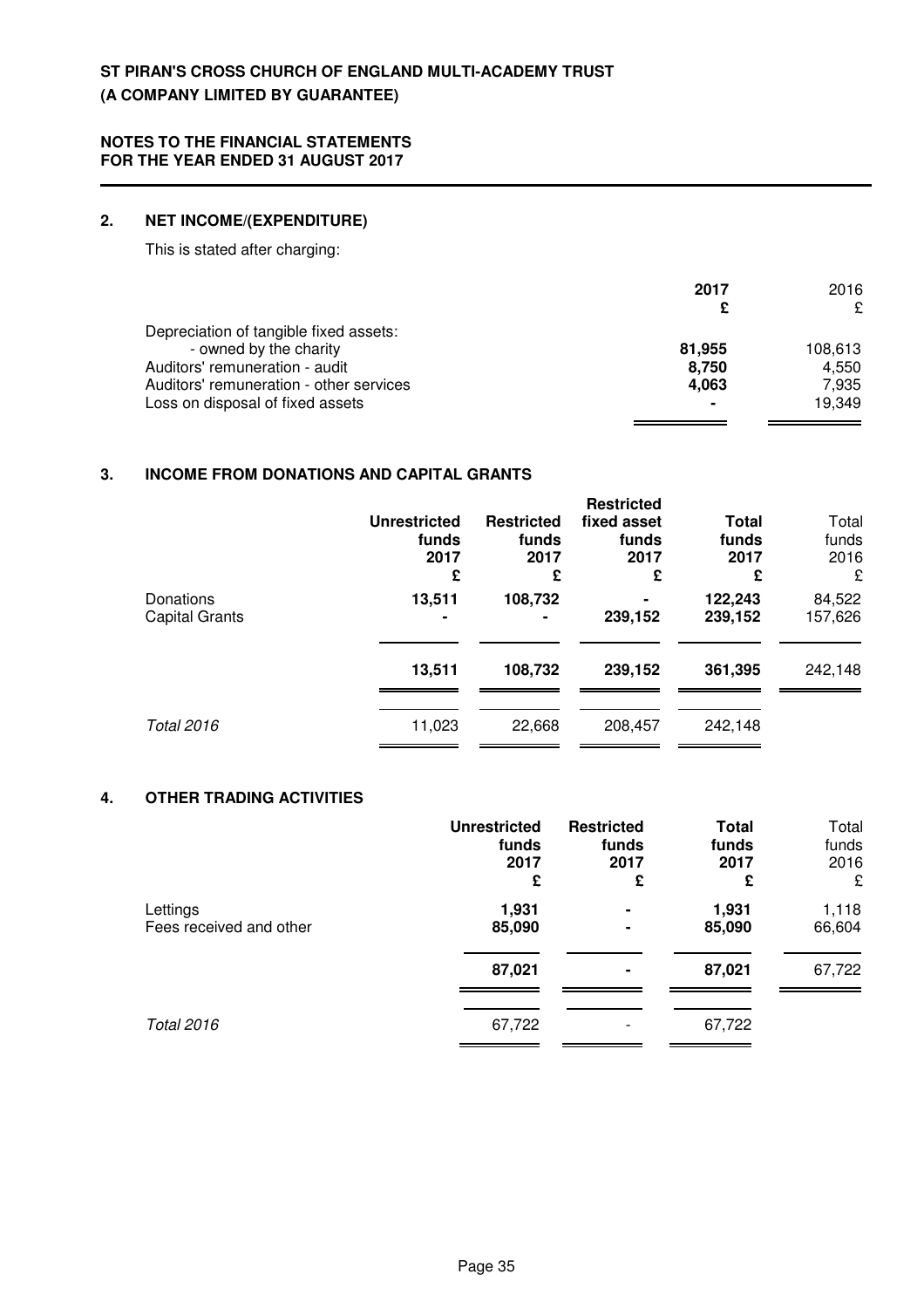**ST PIRAN'S CROSS CHURCH OF ENGLAND MULTI-ACADEMY TRUST**
**(A COMPANY LIMITED BY GUARANTEE)**

**NOTES TO THE FINANCIAL STATEMENTS**
**FOR THE YEAR ENDED 31 AUGUST 2017**

## 2. NET INCOME/(EXPENDITURE)

This is stated after charging:

| | 2017 £ | 2016 £ |
|---|---|---|
| Depreciation of tangible fixed assets: | | |
| - owned by the charity | 81,955 | 108,613 |
| Auditors' remuneration - audit | 8,750 | 4,550 |
| Auditors' remuneration - other services | 4,063 | 7,935 |
| Loss on disposal of fixed assets | - | 19,349 |

## 3. INCOME FROM DONATIONS AND CAPITAL GRANTS

| | Unrestricted funds 2017 £ | Restricted funds 2017 £ | Restricted fixed asset funds 2017 £ | Total funds 2017 £ | Total funds 2016 £ |
|---|---|---|---|---|---|
| Donations | 13,511 | 108,732 | - | 122,243 | 84,522 |
| Capital Grants | - | - | 239,152 | 239,152 | 157,626 |
| | 13,511 | 108,732 | 239,152 | 361,395 | 242,148 |
| *Total 2016* | 11,023 | 22,668 | 208,457 | 242,148 | |

## 4. OTHER TRADING ACTIVITIES

| | Unrestricted funds 2017 £ | Restricted funds 2017 £ | Total funds 2017 £ | Total funds 2016 £ |
|---|---|---|---|---|
| Lettings | 1,931 | - | 1,931 | 1,118 |
| Fees received and other | 85,090 | - | 85,090 | 66,604 |
| | 87,021 | - | 87,021 | 67,722 |
| *Total 2016* | 67,722 | - | 67,722 | |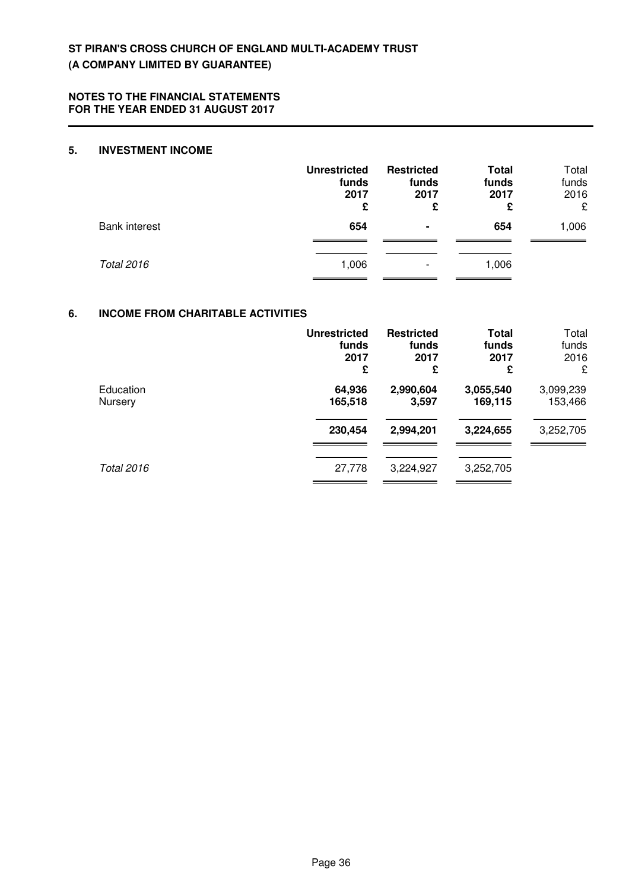**ST PIRAN'S CROSS CHURCH OF ENGLAND MULTI-ACADEMY TRUST**
**(A COMPANY LIMITED BY GUARANTEE)**

**NOTES TO THE FINANCIAL STATEMENTS**
**FOR THE YEAR ENDED 31 AUGUST 2017**

## 5. INVESTMENT INCOME

| | **Unrestricted funds 2017 £** | **Restricted funds 2017 £** | **Total funds 2017 £** | Total funds 2016 £ |
|---|---|---|---|---|
| Bank interest | **654** | **-** | **654** | 1,006 |
| *Total 2016* | 1,006 | - | 1,006 | |

## 6. INCOME FROM CHARITABLE ACTIVITIES

| | **Unrestricted funds 2017 £** | **Restricted funds 2017 £** | **Total funds 2017 £** | Total funds 2016 £ |
|---|---|---|---|---|
| Education | **64,936** | **2,990,604** | **3,055,540** | 3,099,239 |
| Nursery | **165,518** | **3,597** | **169,115** | 153,466 |
| | **230,454** | **2,994,201** | **3,224,655** | 3,252,705 |
| *Total 2016* | 27,778 | 3,224,927 | 3,252,705 | |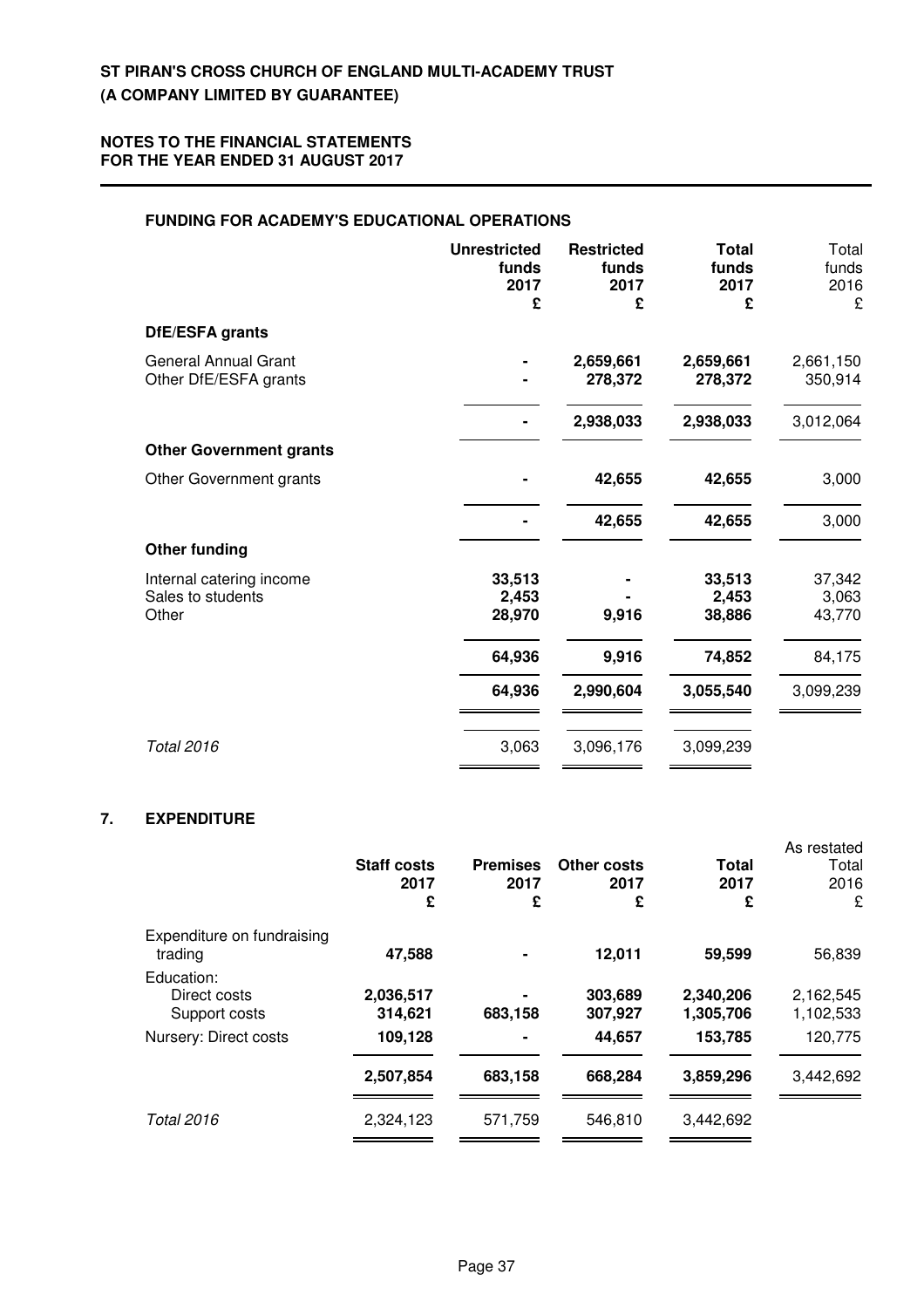### FUNDING FOR ACADEMY'S EDUCATIONAL OPERATIONS

| | Unrestricted funds 2017 £ | Restricted funds 2017 £ | Total funds 2017 £ | Total funds 2016 £ |
|---|---|---|---|---|
| **DfE/ESFA grants** | | | | |
| General Annual Grant | - | 2,659,661 | 2,659,661 | 2,661,150 |
| Other DfE/ESFA grants | - | 278,372 | 278,372 | 350,914 |
| | - | 2,938,033 | 2,938,033 | 3,012,064 |
| **Other Government grants** | | | | |
| Other Government grants | - | 42,655 | 42,655 | 3,000 |
| | - | 42,655 | 42,655 | 3,000 |
| **Other funding** | | | | |
| Internal catering income | 33,513 | - | 33,513 | 37,342 |
| Sales to students | 2,453 | - | 2,453 | 3,063 |
| Other | 28,970 | 9,916 | 38,886 | 43,770 |
| | 64,936 | 9,916 | 74,852 | 84,175 |
| | 64,936 | 2,990,604 | 3,055,540 | 3,099,239 |
| *Total 2016* | 3,063 | 3,096,176 | 3,099,239 | |

## 7. EXPENDITURE

| | Staff costs 2017 £ | Premises 2017 £ | Other costs 2017 £ | Total 2017 £ | As restated Total 2016 £ |
|---|---|---|---|---|---|
| Expenditure on fundraising trading | 47,588 | - | 12,011 | 59,599 | 56,839 |
| Education: | | | | | |
| Direct costs | 2,036,517 | - | 303,689 | 2,340,206 | 2,162,545 |
| Support costs | 314,621 | 683,158 | 307,927 | 1,305,706 | 1,102,533 |
| Nursery: Direct costs | 109,128 | - | 44,657 | 153,785 | 120,775 |
| | 2,507,854 | 683,158 | 668,284 | 3,859,296 | 3,442,692 |
| *Total 2016* | 2,324,123 | 571,759 | 546,810 | 3,442,692 | |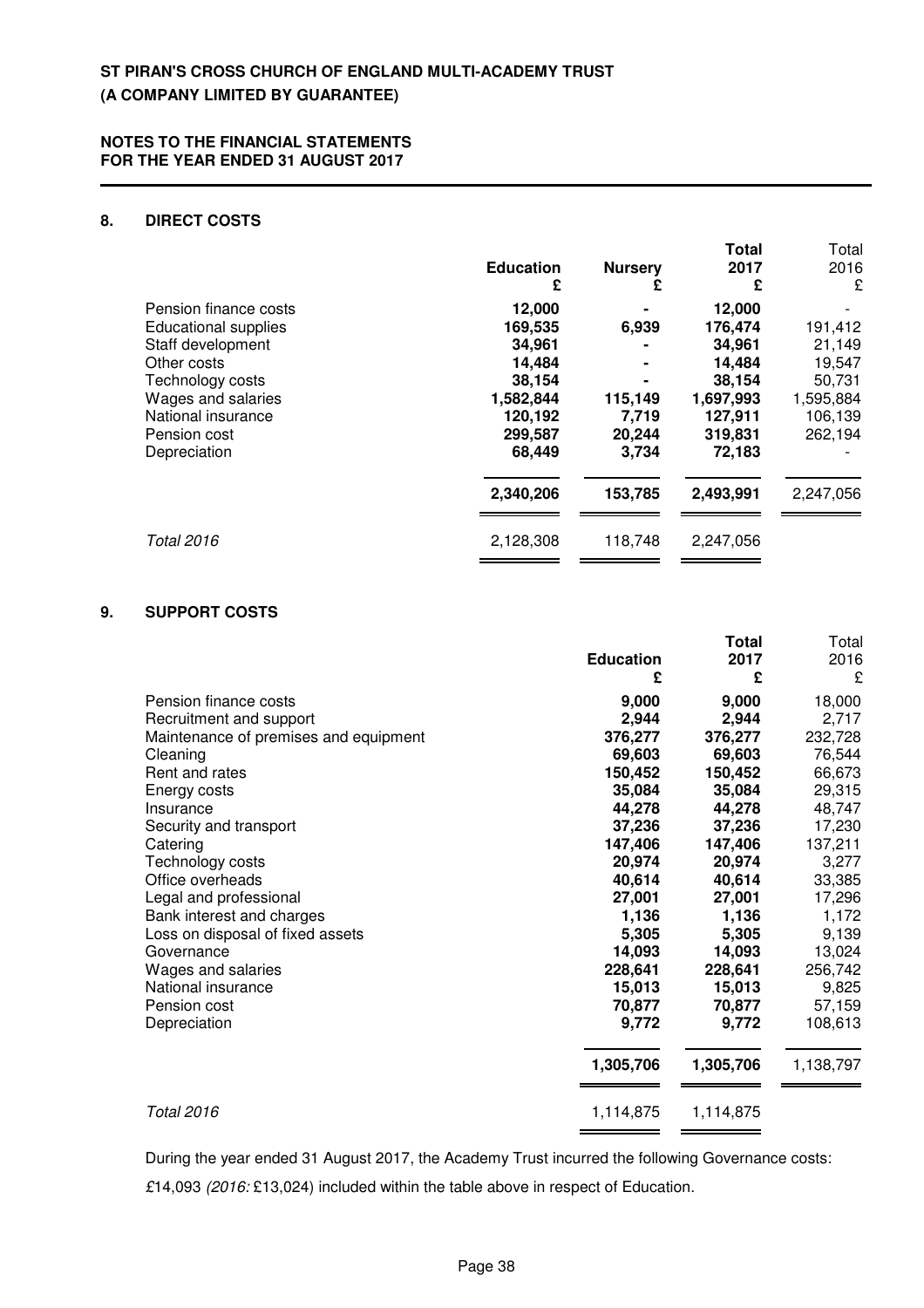**ST PIRAN'S CROSS CHURCH OF ENGLAND MULTI-ACADEMY TRUST**
**(A COMPANY LIMITED BY GUARANTEE)**

**NOTES TO THE FINANCIAL STATEMENTS**
**FOR THE YEAR ENDED 31 AUGUST 2017**

## 8. DIRECT COSTS

| | Education £ | Nursery £ | Total 2017 £ | Total 2016 £ |
|---|---|---|---|---|
| Pension finance costs | 12,000 | - | 12,000 | - |
| Educational supplies | 169,535 | 6,939 | 176,474 | 191,412 |
| Staff development | 34,961 | - | 34,961 | 21,149 |
| Other costs | 14,484 | - | 14,484 | 19,547 |
| Technology costs | 38,154 | - | 38,154 | 50,731 |
| Wages and salaries | 1,582,844 | 115,149 | 1,697,993 | 1,595,884 |
| National insurance | 120,192 | 7,719 | 127,911 | 106,139 |
| Pension cost | 299,587 | 20,244 | 319,831 | 262,194 |
| Depreciation | 68,449 | 3,734 | 72,183 | - |
| | **2,340,206** | **153,785** | **2,493,991** | 2,247,056 |
| *Total 2016* | 2,128,308 | 118,748 | 2,247,056 | |

## 9. SUPPORT COSTS

| | Education £ | Total 2017 £ | Total 2016 £ |
|---|---|---|---|
| Pension finance costs | 9,000 | 9,000 | 18,000 |
| Recruitment and support | 2,944 | 2,944 | 2,717 |
| Maintenance of premises and equipment | 376,277 | 376,277 | 232,728 |
| Cleaning | 69,603 | 69,603 | 76,544 |
| Rent and rates | 150,452 | 150,452 | 66,673 |
| Energy costs | 35,084 | 35,084 | 29,315 |
| Insurance | 44,278 | 44,278 | 48,747 |
| Security and transport | 37,236 | 37,236 | 17,230 |
| Catering | 147,406 | 147,406 | 137,211 |
| Technology costs | 20,974 | 20,974 | 3,277 |
| Office overheads | 40,614 | 40,614 | 33,385 |
| Legal and professional | 27,001 | 27,001 | 17,296 |
| Bank interest and charges | 1,136 | 1,136 | 1,172 |
| Loss on disposal of fixed assets | 5,305 | 5,305 | 9,139 |
| Governance | 14,093 | 14,093 | 13,024 |
| Wages and salaries | 228,641 | 228,641 | 256,742 |
| National insurance | 15,013 | 15,013 | 9,825 |
| Pension cost | 70,877 | 70,877 | 57,159 |
| Depreciation | 9,772 | 9,772 | 108,613 |
| | **1,305,706** | **1,305,706** | 1,138,797 |
| *Total 2016* | 1,114,875 | 1,114,875 | |

During the year ended 31 August 2017, the Academy Trust incurred the following Governance costs:

£14,093 *(2016:* £13,024) included within the table above in respect of Education.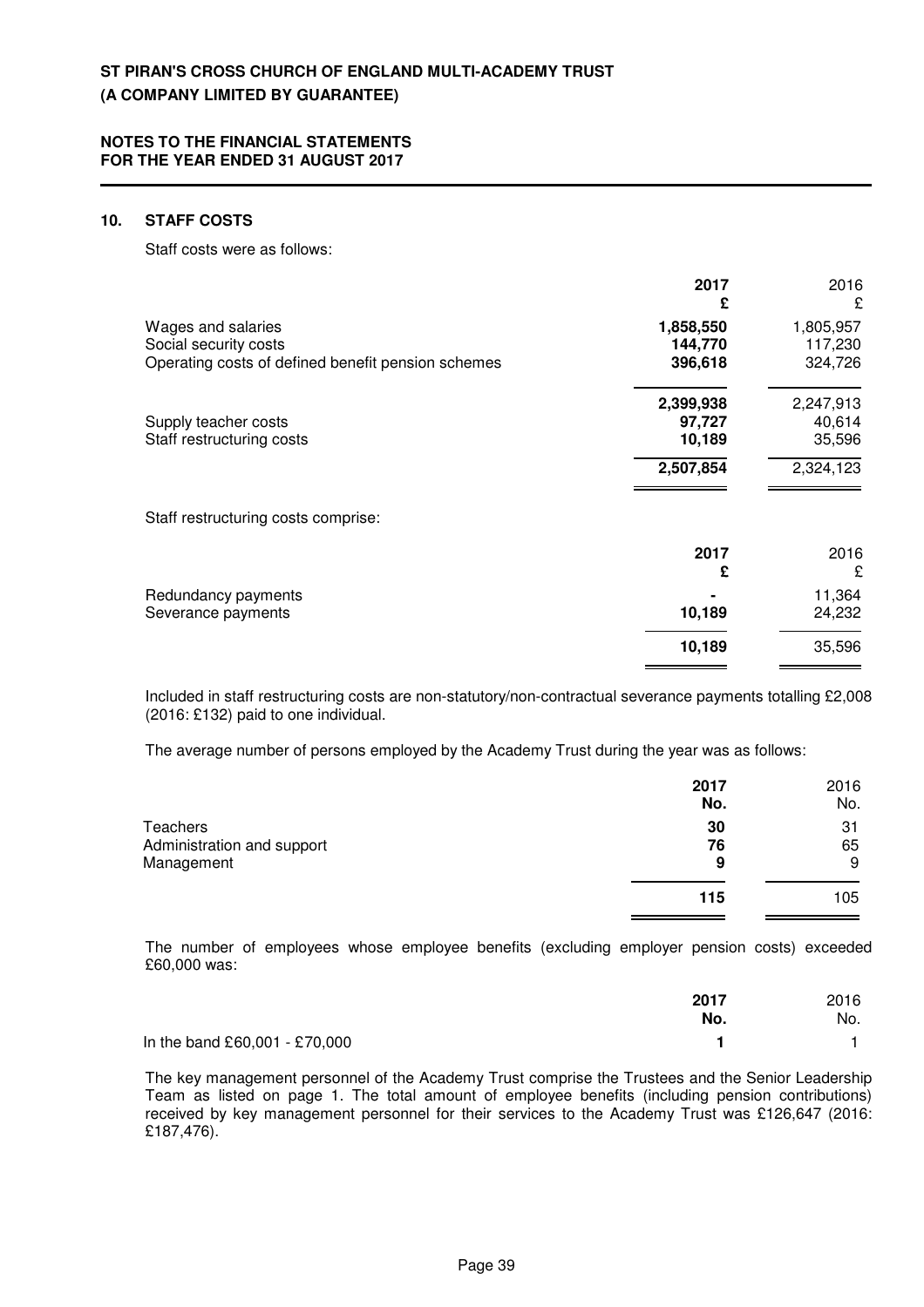## 10. STAFF COSTS

Staff costs were as follows:

| | 2017 £ | 2016 £ |
|---|---|---|
| Wages and salaries | **1,858,550** | 1,805,957 |
| Social security costs | **144,770** | 117,230 |
| Operating costs of defined benefit pension schemes | **396,618** | 324,726 |
| | **2,399,938** | 2,247,913 |
| Supply teacher costs | **97,727** | 40,614 |
| Staff restructuring costs | **10,189** | 35,596 |
| | **2,507,854** | 2,324,123 |

Staff restructuring costs comprise:

| | 2017 £ | 2016 £ |
|---|---|---|
| Redundancy payments | **-** | 11,364 |
| Severance payments | **10,189** | 24,232 |
| | **10,189** | 35,596 |

Included in staff restructuring costs are non-statutory/non-contractual severance payments totalling £2,008 (2016: £132) paid to one individual.

The average number of persons employed by the Academy Trust during the year was as follows:

| | 2017 No. | 2016 No. |
|---|---|---|
| Teachers | **30** | 31 |
| Administration and support | **76** | 65 |
| Management | **9** | 9 |
| | **115** | 105 |

The number of employees whose employee benefits (excluding employer pension costs) exceeded £60,000 was:

| | 2017 No. | 2016 No. |
|---|---|---|
| In the band £60,001 - £70,000 | **1** | 1 |

The key management personnel of the Academy Trust comprise the Trustees and the Senior Leadership Team as listed on page 1. The total amount of employee benefits (including pension contributions) received by key management personnel for their services to the Academy Trust was £126,647 (2016: £187,476).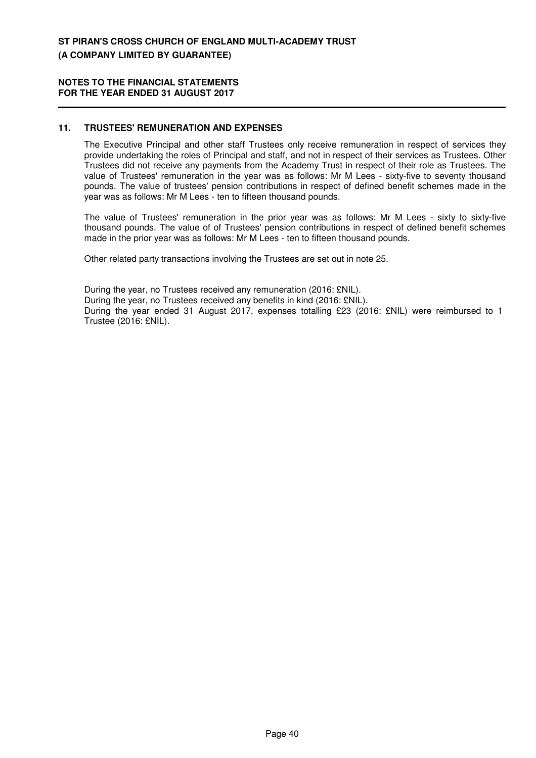## 11. TRUSTEES' REMUNERATION AND EXPENSES

The Executive Principal and other staff Trustees only receive remuneration in respect of services they provide undertaking the roles of Principal and staff, and not in respect of their services as Trustees. Other Trustees did not receive any payments from the Academy Trust in respect of their role as Trustees. The value of Trustees' remuneration in the year was as follows: Mr M Lees - sixty-five to seventy thousand pounds. The value of trustees' pension contributions in respect of defined benefit schemes made in the year was as follows: Mr M Lees - ten to fifteen thousand pounds.

The value of Trustees' remuneration in the prior year was as follows: Mr M Lees - sixty to sixty-five thousand pounds. The value of of Trustees' pension contributions in respect of defined benefit schemes made in the prior year was as follows: Mr M Lees - ten to fifteen thousand pounds.

Other related party transactions involving the Trustees are set out in note 25.

During the year, no Trustees received any remuneration (2016: £NIL).
During the year, no Trustees received any benefits in kind (2016: £NIL).
During the year ended 31 August 2017, expenses totalling £23 (2016: £NIL) were reimbursed to 1 Trustee (2016: £NIL).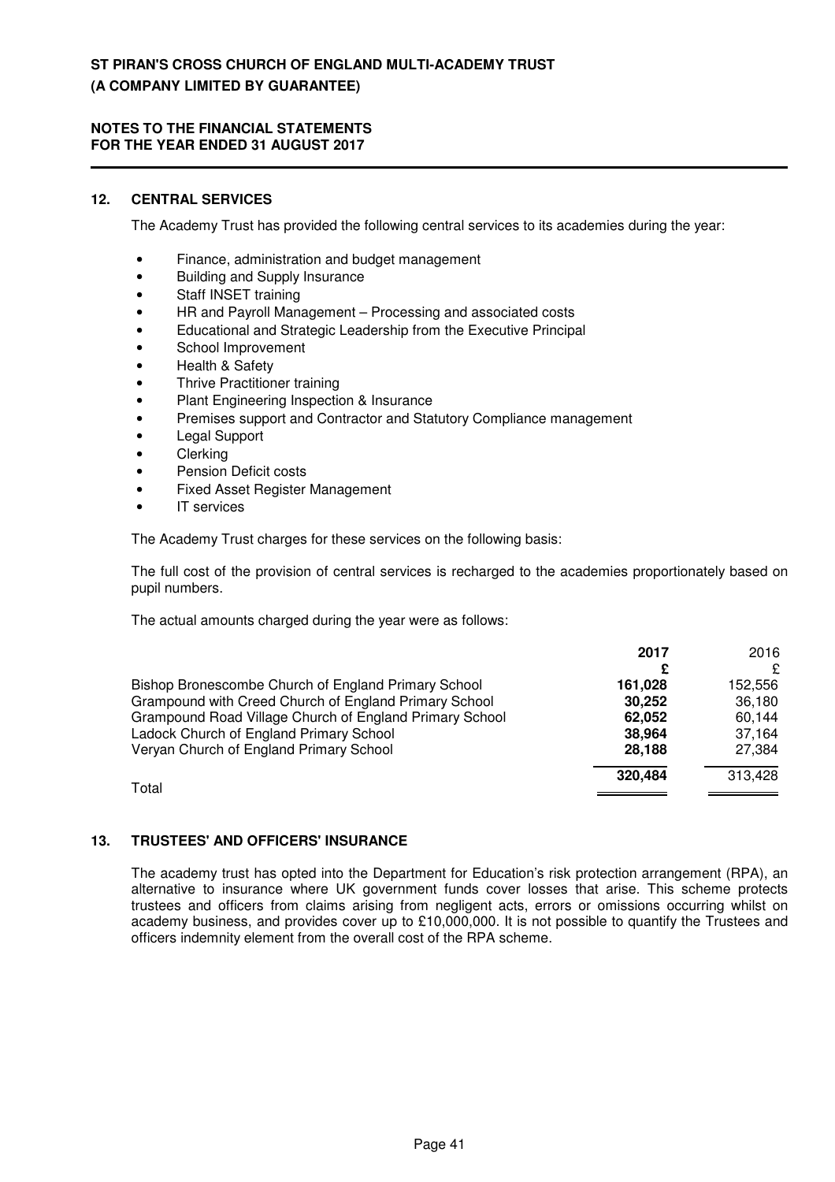## 12. CENTRAL SERVICES

The Academy Trust has provided the following central services to its academies during the year:

- Finance, administration and budget management
- Building and Supply Insurance
- Staff INSET training
- HR and Payroll Management – Processing and associated costs
- Educational and Strategic Leadership from the Executive Principal
- School Improvement
- Health & Safety
- Thrive Practitioner training
- Plant Engineering Inspection & Insurance
- Premises support and Contractor and Statutory Compliance management
- Legal Support
- Clerking
- Pension Deficit costs
- Fixed Asset Register Management
- IT services

The Academy Trust charges for these services on the following basis:

The full cost of the provision of central services is recharged to the academies proportionately based on pupil numbers.

The actual amounts charged during the year were as follows:

| | **2017** | 2016 |
|---|---|---|
| | **£** | £ |
| Bishop Bronescombe Church of England Primary School | **161,028** | 152,556 |
| Grampound with Creed Church of England Primary School | **30,252** | 36,180 |
| Grampound Road Village Church of England Primary School | **62,052** | 60,144 |
| Ladock Church of England Primary School | **38,964** | 37,164 |
| Veryan Church of England Primary School | **28,188** | 27,384 |
| Total | **320,484** | 313,428 |

## 13. TRUSTEES' AND OFFICERS' INSURANCE

The academy trust has opted into the Department for Education's risk protection arrangement (RPA), an alternative to insurance where UK government funds cover losses that arise. This scheme protects trustees and officers from claims arising from negligent acts, errors or omissions occurring whilst on academy business, and provides cover up to £10,000,000. It is not possible to quantify the Trustees and officers indemnity element from the overall cost of the RPA scheme.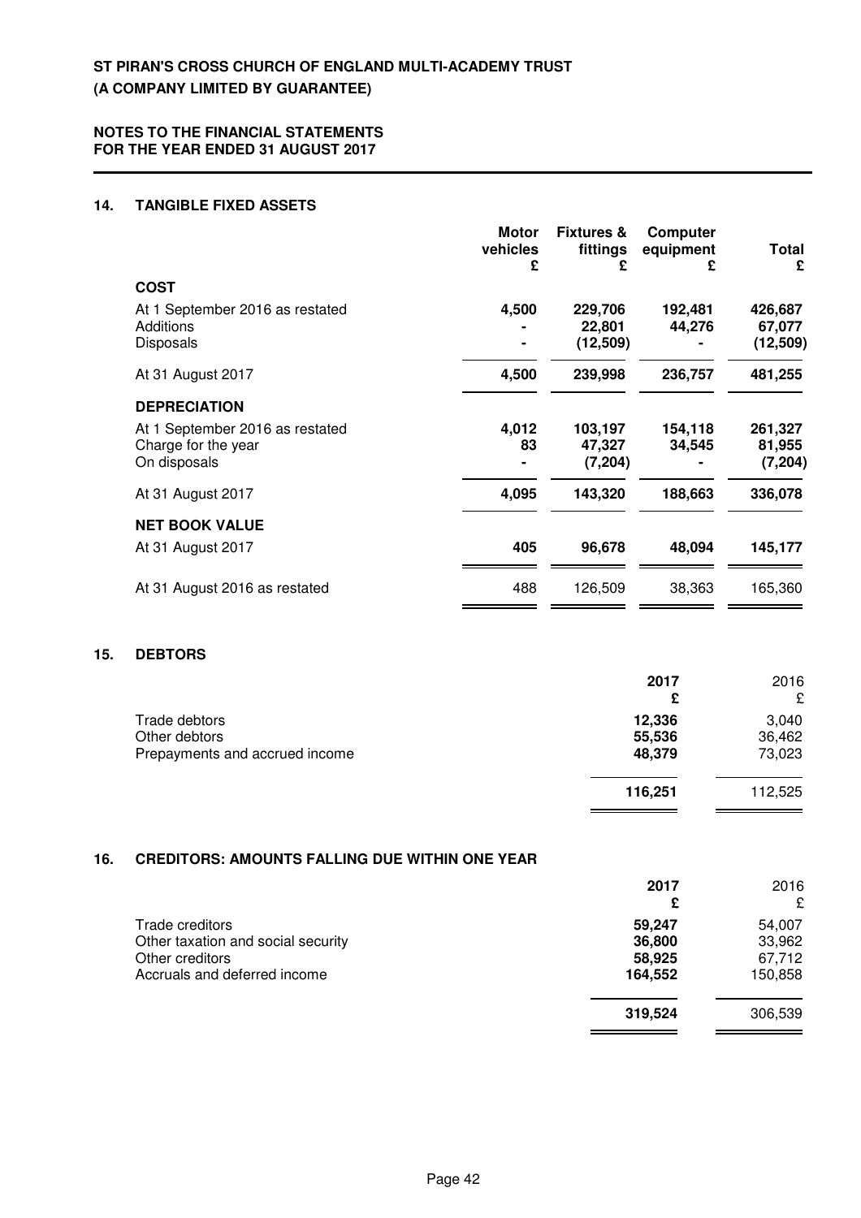**ST PIRAN'S CROSS CHURCH OF ENGLAND MULTI-ACADEMY TRUST**
**(A COMPANY LIMITED BY GUARANTEE)**

**NOTES TO THE FINANCIAL STATEMENTS**
**FOR THE YEAR ENDED 31 AUGUST 2017**

## 14. TANGIBLE FIXED ASSETS

| | Motor vehicles £ | Fixtures & fittings £ | Computer equipment £ | Total £ |
|---|---|---|---|---|
| **COST** | | | | |
| At 1 September 2016 as restated | **4,500** | **229,706** | **192,481** | **426,687** |
| Additions | **-** | **22,801** | **44,276** | **67,077** |
| Disposals | **-** | **(12,509)** | **-** | **(12,509)** |
| At 31 August 2017 | **4,500** | **239,998** | **236,757** | **481,255** |
| **DEPRECIATION** | | | | |
| At 1 September 2016 as restated | **4,012** | **103,197** | **154,118** | **261,327** |
| Charge for the year | **83** | **47,327** | **34,545** | **81,955** |
| On disposals | **-** | **(7,204)** | **-** | **(7,204)** |
| At 31 August 2017 | **4,095** | **143,320** | **188,663** | **336,078** |
| **NET BOOK VALUE** | | | | |
| At 31 August 2017 | **405** | **96,678** | **48,094** | **145,177** |
| At 31 August 2016 as restated | 488 | 126,509 | 38,363 | 165,360 |

## 15. DEBTORS

| | 2017 £ | 2016 £ |
|---|---|---|
| Trade debtors | **12,336** | 3,040 |
| Other debtors | **55,536** | 36,462 |
| Prepayments and accrued income | **48,379** | 73,023 |
| | **116,251** | 112,525 |

## 16. CREDITORS: AMOUNTS FALLING DUE WITHIN ONE YEAR

| | 2017 £ | 2016 £ |
|---|---|---|
| Trade creditors | **59,247** | 54,007 |
| Other taxation and social security | **36,800** | 33,962 |
| Other creditors | **58,925** | 67,712 |
| Accruals and deferred income | **164,552** | 150,858 |
| | **319,524** | 306,539 |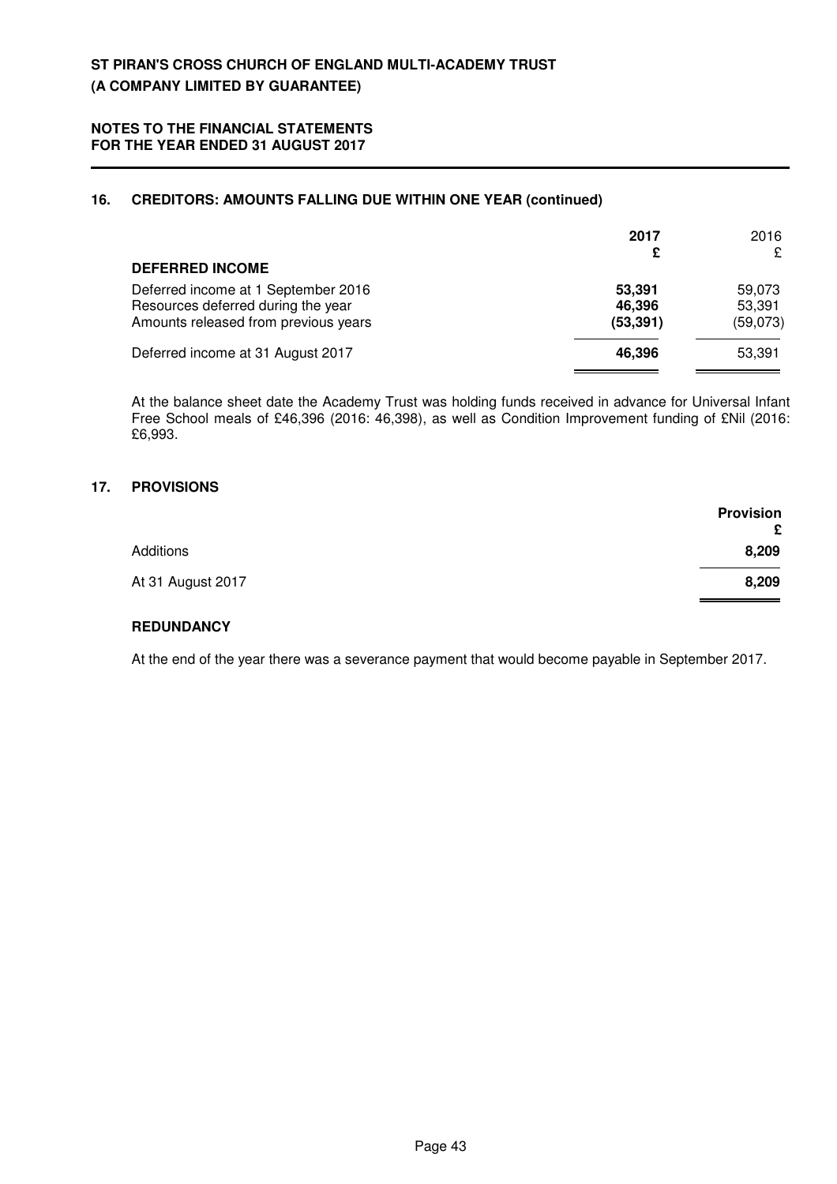## 16. CREDITORS: AMOUNTS FALLING DUE WITHIN ONE YEAR (continued)

| | 2017 £ | 2016 £ |
|---|---|---|
| **DEFERRED INCOME** | | |
| Deferred income at 1 September 2016 | **53,391** | 59,073 |
| Resources deferred during the year | **46,396** | 53,391 |
| Amounts released from previous years | **(53,391)** | (59,073) |
| Deferred income at 31 August 2017 | **46,396** | 53,391 |

At the balance sheet date the Academy Trust was holding funds received in advance for Universal Infant Free School meals of £46,396 (2016: 46,398), as well as Condition Improvement funding of £Nil (2016: £6,993.

## 17. PROVISIONS

| | Provision £ |
|---|---|
| Additions | **8,209** |
| At 31 August 2017 | **8,209** |

**REDUNDANCY**

At the end of the year there was a severance payment that would become payable in September 2017.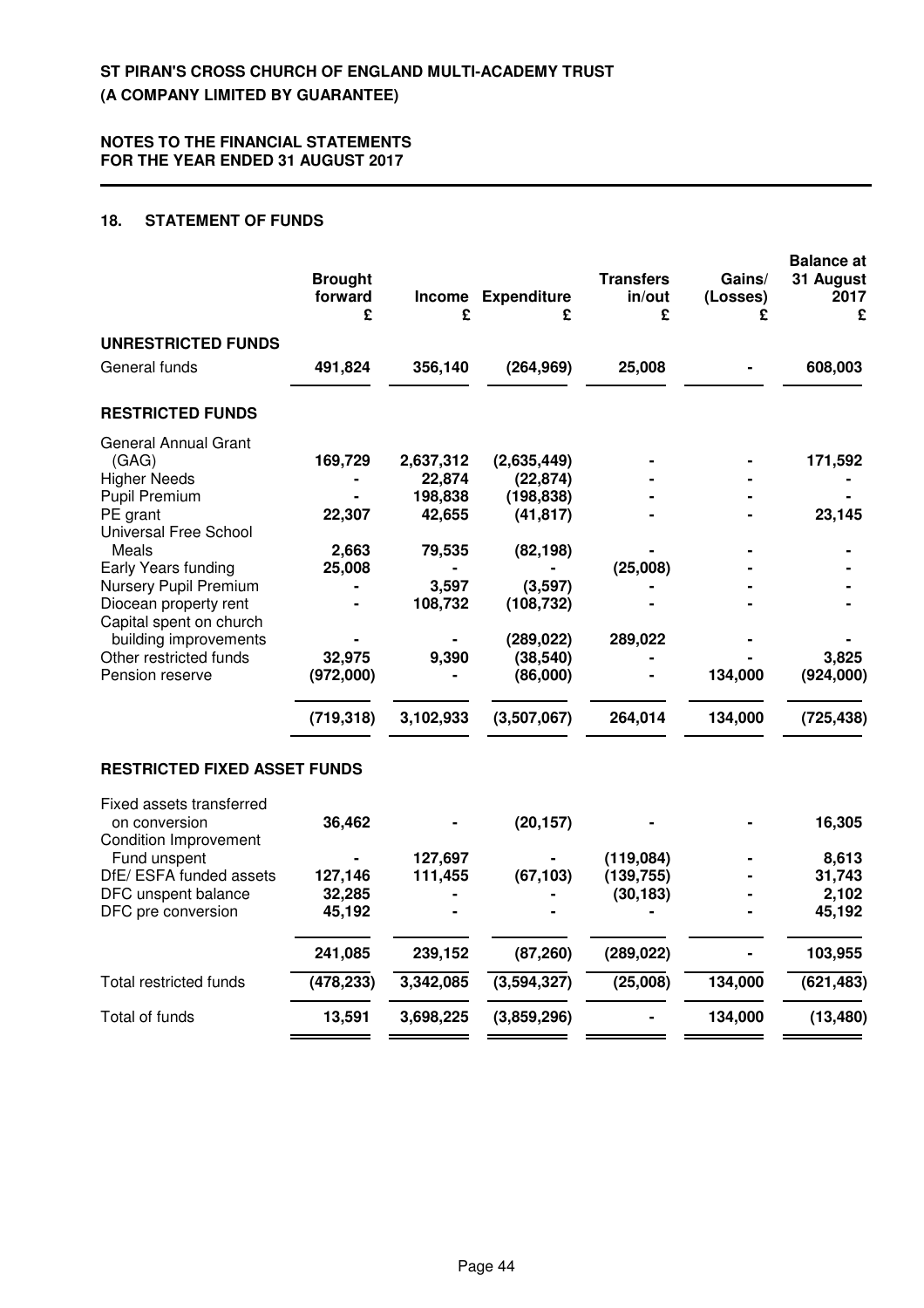## 18. STATEMENT OF FUNDS

| | Brought forward £ | Income £ | Expenditure £ | Transfers in/out £ | Gains/ (Losses) £ | Balance at 31 August 2017 £ |
|---|---|---|---|---|---|---|
| **UNRESTRICTED FUNDS** | | | | | | |
| General funds | **491,824** | **356,140** | **(264,969)** | **25,008** | **-** | **608,003** |
| **RESTRICTED FUNDS** | | | | | | |
| General Annual Grant (GAG) | **169,729** | **2,637,312** | **(2,635,449)** | **-** | **-** | **171,592** |
| Higher Needs | **-** | **22,874** | **(22,874)** | **-** | **-** | **-** |
| Pupil Premium | **-** | **198,838** | **(198,838)** | **-** | **-** | **-** |
| PE grant | **22,307** | **42,655** | **(41,817)** | **-** | **-** | **23,145** |
| Universal Free School Meals | **2,663** | **79,535** | **(82,198)** | **-** | **-** | **-** |
| Early Years funding | **25,008** | **-** | **-** | **(25,008)** | **-** | **-** |
| Nursery Pupil Premium | **-** | **3,597** | **(3,597)** | **-** | **-** | **-** |
| Diocean property rent | **-** | **108,732** | **(108,732)** | **-** | **-** | **-** |
| Capital spent on church building improvements | **-** | **-** | **(289,022)** | **289,022** | **-** | **-** |
| Other restricted funds | **32,975** | **9,390** | **(38,540)** | **-** | **-** | **3,825** |
| Pension reserve | **(972,000)** | **-** | **(86,000)** | **-** | **134,000** | **(924,000)** |
| | **(719,318)** | **3,102,933** | **(3,507,067)** | **264,014** | **134,000** | **(725,438)** |
| **RESTRICTED FIXED ASSET FUNDS** | | | | | | |
| Fixed assets transferred on conversion | **36,462** | **-** | **(20,157)** | **-** | **-** | **16,305** |
| Condition Improvement Fund unspent | **-** | **127,697** | **-** | **(119,084)** | **-** | **8,613** |
| DfE/ ESFA funded assets | **127,146** | **111,455** | **(67,103)** | **(139,755)** | **-** | **31,743** |
| DFC unspent balance | **32,285** | **-** | **-** | **(30,183)** | **-** | **2,102** |
| DFC pre conversion | **45,192** | **-** | **-** | **-** | **-** | **45,192** |
| | **241,085** | **239,152** | **(87,260)** | **(289,022)** | **-** | **103,955** |
| Total restricted funds | **(478,233)** | **3,342,085** | **(3,594,327)** | **(25,008)** | **134,000** | **(621,483)** |
| Total of funds | **13,591** | **3,698,225** | **(3,859,296)** | **-** | **134,000** | **(13,480)** |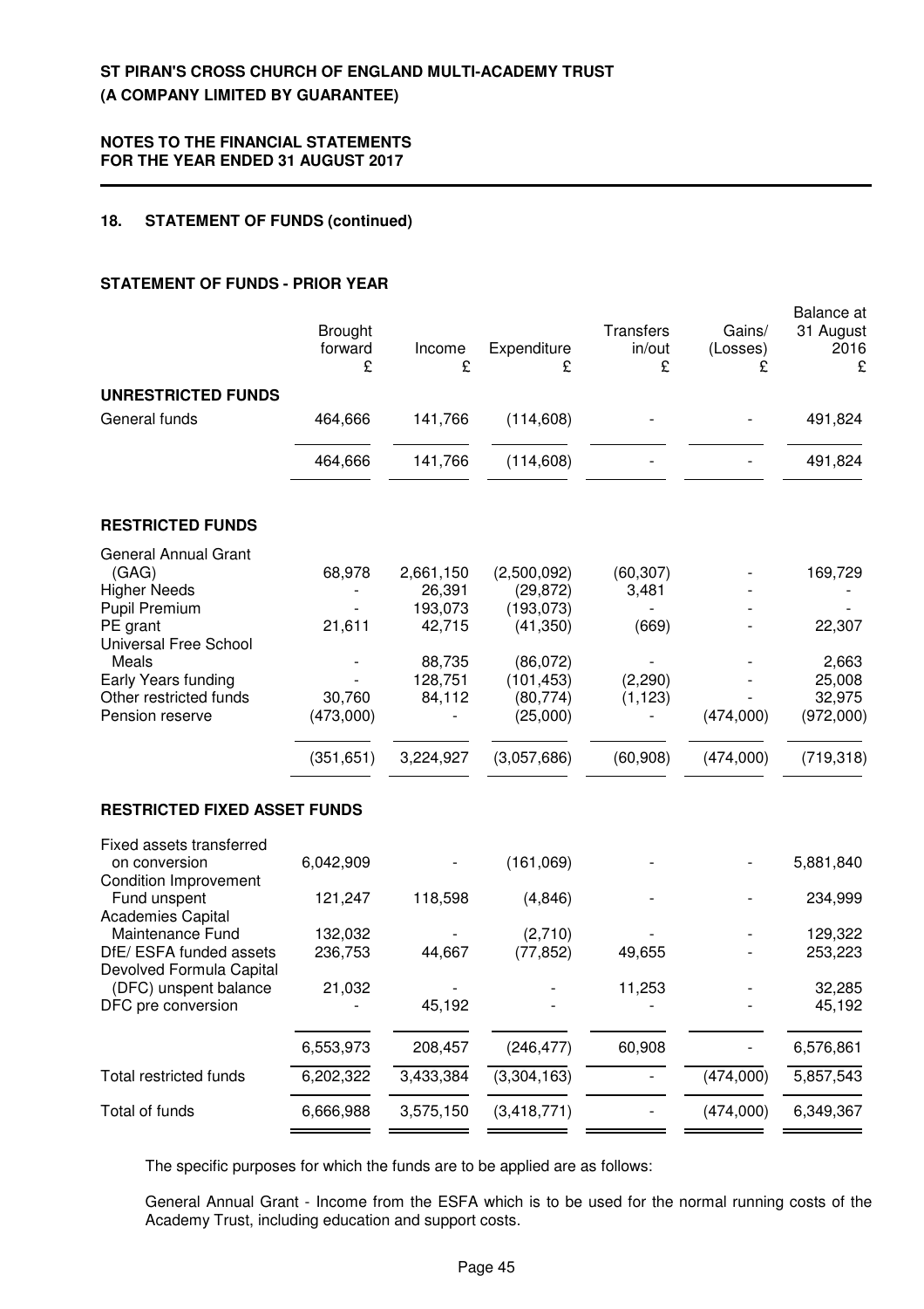**ST PIRAN'S CROSS CHURCH OF ENGLAND MULTI-ACADEMY TRUST**
**(A COMPANY LIMITED BY GUARANTEE)**

**NOTES TO THE FINANCIAL STATEMENTS**
**FOR THE YEAR ENDED 31 AUGUST 2017**

## 18. STATEMENT OF FUNDS (continued)

### STATEMENT OF FUNDS - PRIOR YEAR

| | Brought forward £ | Income £ | Expenditure £ | Transfers in/out £ | Gains/ (Losses) £ | Balance at 31 August 2016 £ |
|---|---|---|---|---|---|---|
| **UNRESTRICTED FUNDS** | | | | | | |
| General funds | 464,666 | 141,766 | (114,608) | - | - | 491,824 |
| | 464,666 | 141,766 | (114,608) | - | - | 491,824 |
| **RESTRICTED FUNDS** | | | | | | |
| General Annual Grant (GAG) | 68,978 | 2,661,150 | (2,500,092) | (60,307) | - | 169,729 |
| Higher Needs | - | 26,391 | (29,872) | 3,481 | - | - |
| Pupil Premium | - | 193,073 | (193,073) | - | - | - |
| PE grant | 21,611 | 42,715 | (41,350) | (669) | - | 22,307 |
| Universal Free School Meals | - | 88,735 | (86,072) | - | - | 2,663 |
| Early Years funding | - | 128,751 | (101,453) | (2,290) | - | 25,008 |
| Other restricted funds | 30,760 | 84,112 | (80,774) | (1,123) | - | 32,975 |
| Pension reserve | (473,000) | - | (25,000) | - | (474,000) | (972,000) |
| | (351,651) | 3,224,927 | (3,057,686) | (60,908) | (474,000) | (719,318) |
| **RESTRICTED FIXED ASSET FUNDS** | | | | | | |
| Fixed assets transferred on conversion | 6,042,909 | - | (161,069) | - | - | 5,881,840 |
| Condition Improvement Fund unspent | 121,247 | 118,598 | (4,846) | - | - | 234,999 |
| Academies Capital Maintenance Fund | 132,032 | - | (2,710) | - | - | 129,322 |
| DfE/ ESFA funded assets | 236,753 | 44,667 | (77,852) | 49,655 | - | 253,223 |
| Devolved Formula Capital (DFC) unspent balance | 21,032 | - | - | 11,253 | - | 32,285 |
| DFC pre conversion | - | 45,192 | - | - | - | 45,192 |
| | 6,553,973 | 208,457 | (246,477) | 60,908 | - | 6,576,861 |
| Total restricted funds | 6,202,322 | 3,433,384 | (3,304,163) | - | (474,000) | 5,857,543 |
| Total of funds | 6,666,988 | 3,575,150 | (3,418,771) | - | (474,000) | 6,349,367 |

The specific purposes for which the funds are to be applied are as follows:

General Annual Grant - Income from the ESFA which is to be used for the normal running costs of the Academy Trust, including education and support costs.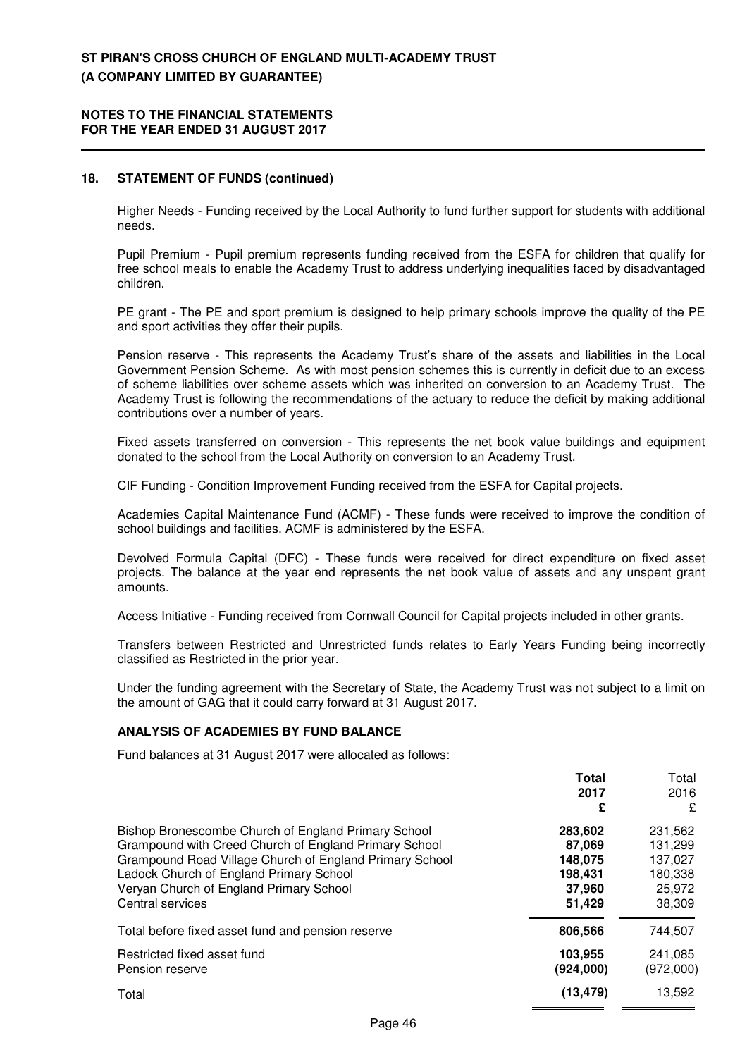## 18. STATEMENT OF FUNDS (continued)

Higher Needs - Funding received by the Local Authority to fund further support for students with additional needs.

Pupil Premium - Pupil premium represents funding received from the ESFA for children that qualify for free school meals to enable the Academy Trust to address underlying inequalities faced by disadvantaged children.

PE grant - The PE and sport premium is designed to help primary schools improve the quality of the PE and sport activities they offer their pupils.

Pension reserve - This represents the Academy Trust's share of the assets and liabilities in the Local Government Pension Scheme. As with most pension schemes this is currently in deficit due to an excess of scheme liabilities over scheme assets which was inherited on conversion to an Academy Trust. The Academy Trust is following the recommendations of the actuary to reduce the deficit by making additional contributions over a number of years.

Fixed assets transferred on conversion - This represents the net book value buildings and equipment donated to the school from the Local Authority on conversion to an Academy Trust.

CIF Funding - Condition Improvement Funding received from the ESFA for Capital projects.

Academies Capital Maintenance Fund (ACMF) - These funds were received to improve the condition of school buildings and facilities. ACMF is administered by the ESFA.

Devolved Formula Capital (DFC) - These funds were received for direct expenditure on fixed asset projects. The balance at the year end represents the net book value of assets and any unspent grant amounts.

Access Initiative - Funding received from Cornwall Council for Capital projects included in other grants.

Transfers between Restricted and Unrestricted funds relates to Early Years Funding being incorrectly classified as Restricted in the prior year.

Under the funding agreement with the Secretary of State, the Academy Trust was not subject to a limit on the amount of GAG that it could carry forward at 31 August 2017.

### ANALYSIS OF ACADEMIES BY FUND BALANCE

Fund balances at 31 August 2017 were allocated as follows:

| | **Total 2017 £** | Total 2016 £ |
|---|---|---|
| Bishop Bronescombe Church of England Primary School | **283,602** | 231,562 |
| Grampound with Creed Church of England Primary School | **87,069** | 131,299 |
| Grampound Road Village Church of England Primary School | **148,075** | 137,027 |
| Ladock Church of England Primary School | **198,431** | 180,338 |
| Veryan Church of England Primary School | **37,960** | 25,972 |
| Central services | **51,429** | 38,309 |
| Total before fixed asset fund and pension reserve | **806,566** | 744,507 |
| Restricted fixed asset fund | **103,955** | 241,085 |
| Pension reserve | **(924,000)** | (972,000) |
| Total | **(13,479)** | 13,592 |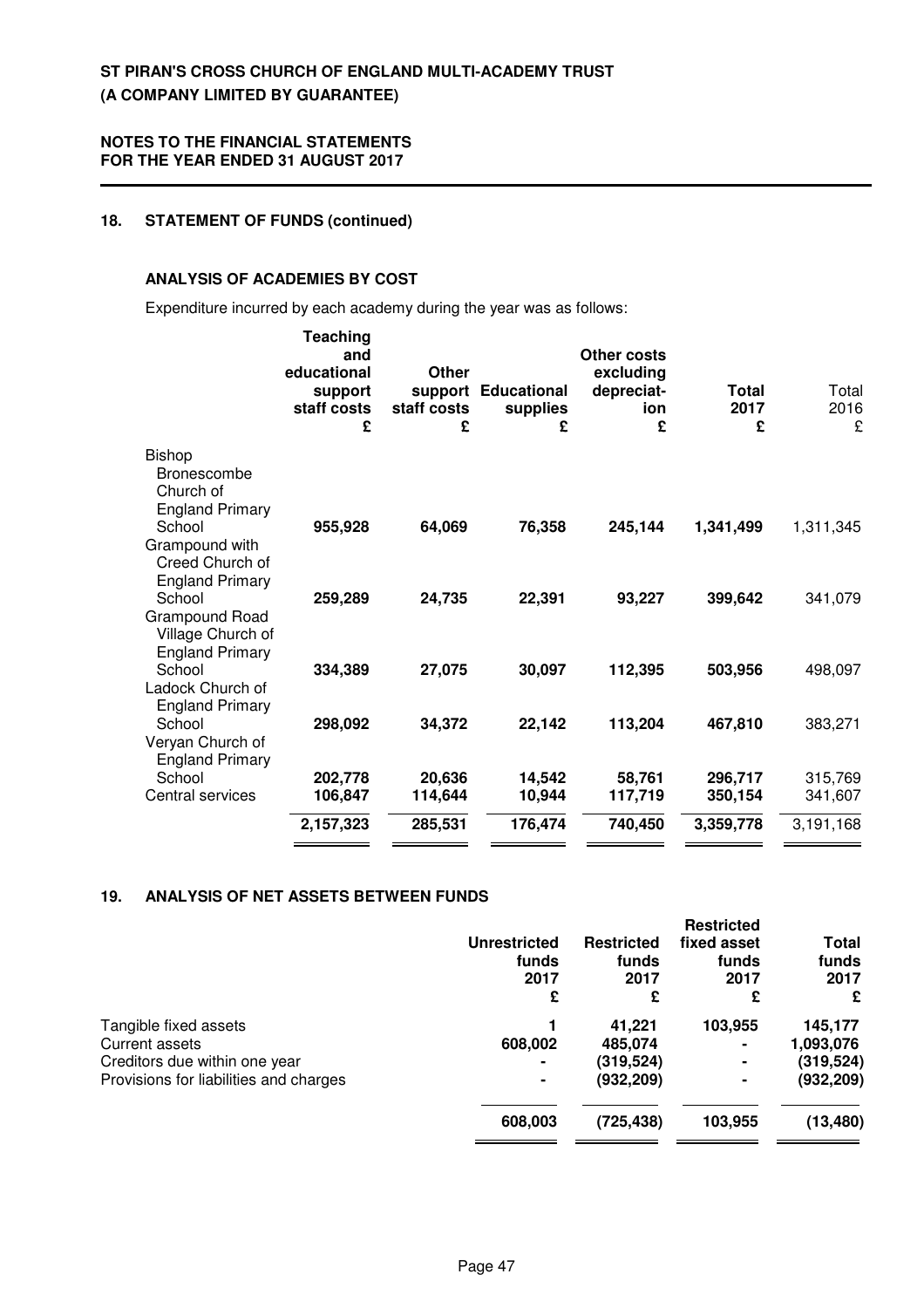## 18. STATEMENT OF FUNDS (continued)

### ANALYSIS OF ACADEMIES BY COST

Expenditure incurred by each academy during the year was as follows:

| | Teaching and educational support staff costs £ | Other support staff costs £ | Educational supplies £ | Other costs excluding depreciation £ | Total 2017 £ | Total 2016 £ |
|---|---|---|---|---|---|---|
| Bishop Bronescombe Church of England Primary School | **955,928** | **64,069** | **76,358** | **245,144** | **1,341,499** | 1,311,345 |
| Grampound with Creed Church of England Primary School | **259,289** | **24,735** | **22,391** | **93,227** | **399,642** | 341,079 |
| Grampound Road Village Church of England Primary School | **334,389** | **27,075** | **30,097** | **112,395** | **503,956** | 498,097 |
| Ladock Church of England Primary School | **298,092** | **34,372** | **22,142** | **113,204** | **467,810** | 383,271 |
| Veryan Church of England Primary School | **202,778** | **20,636** | **14,542** | **58,761** | **296,717** | 315,769 |
| Central services | **106,847** | **114,644** | **10,944** | **117,719** | **350,154** | 341,607 |
| | **2,157,323** | **285,531** | **176,474** | **740,450** | **3,359,778** | 3,191,168 |

## 19. ANALYSIS OF NET ASSETS BETWEEN FUNDS

| | Unrestricted funds 2017 £ | Restricted funds 2017 £ | Restricted fixed asset funds 2017 £ | Total funds 2017 £ |
|---|---|---|---|---|
| Tangible fixed assets | **1** | **41,221** | **103,955** | **145,177** |
| Current assets | **608,002** | **485,074** | **-** | **1,093,076** |
| Creditors due within one year | **-** | **(319,524)** | **-** | **(319,524)** |
| Provisions for liabilities and charges | **-** | **(932,209)** | **-** | **(932,209)** |
| | **608,003** | **(725,438)** | **103,955** | **(13,480)** |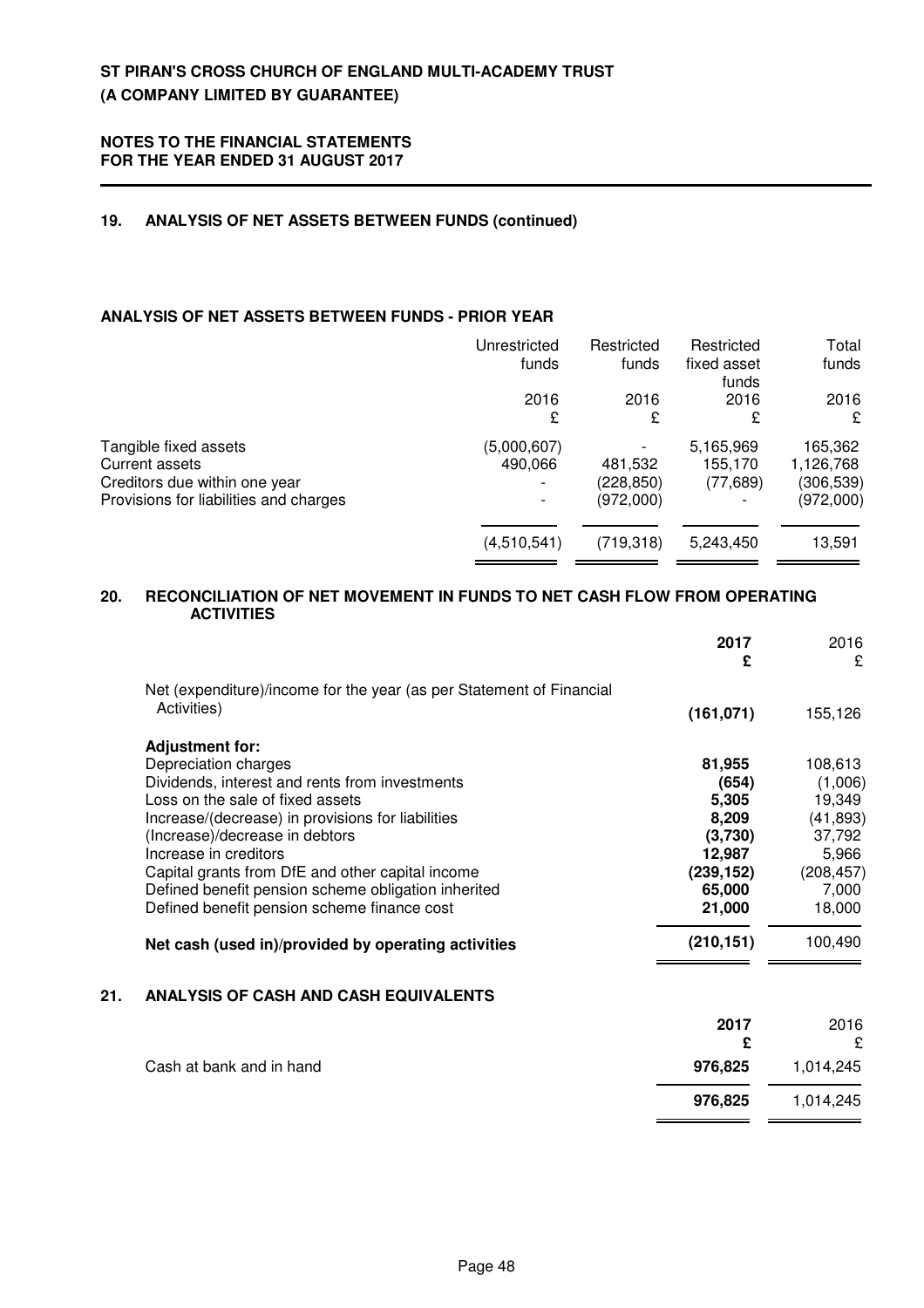# ST PIRAN'S CROSS CHURCH OF ENGLAND MULTI-ACADEMY TRUST
# (A COMPANY LIMITED BY GUARANTEE)

**NOTES TO THE FINANCIAL STATEMENTS**
**FOR THE YEAR ENDED 31 AUGUST 2017**

## 19. ANALYSIS OF NET ASSETS BETWEEN FUNDS (continued)

### ANALYSIS OF NET ASSETS BETWEEN FUNDS - PRIOR YEAR

| | Unrestricted funds 2016 £ | Restricted funds 2016 £ | Restricted fixed asset funds 2016 £ | Total funds 2016 £ |
|---|---|---|---|---|
| Tangible fixed assets | (5,000,607) | - | 5,165,969 | 165,362 |
| Current assets | 490,066 | 481,532 | 155,170 | 1,126,768 |
| Creditors due within one year | - | (228,850) | (77,689) | (306,539) |
| Provisions for liabilities and charges | - | (972,000) | - | (972,000) |
| | (4,510,541) | (719,318) | 5,243,450 | 13,591 |

## 20. RECONCILIATION OF NET MOVEMENT IN FUNDS TO NET CASH FLOW FROM OPERATING ACTIVITIES

| | **2017 £** | 2016 £ |
|---|---|---|
| Net (expenditure)/income for the year (as per Statement of Financial Activities) | **(161,071)** | 155,126 |
| **Adjustment for:** | | |
| Depreciation charges | **81,955** | 108,613 |
| Dividends, interest and rents from investments | **(654)** | (1,006) |
| Loss on the sale of fixed assets | **5,305** | 19,349 |
| Increase/(decrease) in provisions for liabilities | **8,209** | (41,893) |
| (Increase)/decrease in debtors | **(3,730)** | 37,792 |
| Increase in creditors | **12,987** | 5,966 |
| Capital grants from DfE and other capital income | **(239,152)** | (208,457) |
| Defined benefit pension scheme obligation inherited | **65,000** | 7,000 |
| Defined benefit pension scheme finance cost | **21,000** | 18,000 |
| **Net cash (used in)/provided by operating activities** | **(210,151)** | 100,490 |

## 21. ANALYSIS OF CASH AND CASH EQUIVALENTS

| | **2017 £** | 2016 £ |
|---|---|---|
| Cash at bank and in hand | **976,825** | 1,014,245 |
| | **976,825** | 1,014,245 |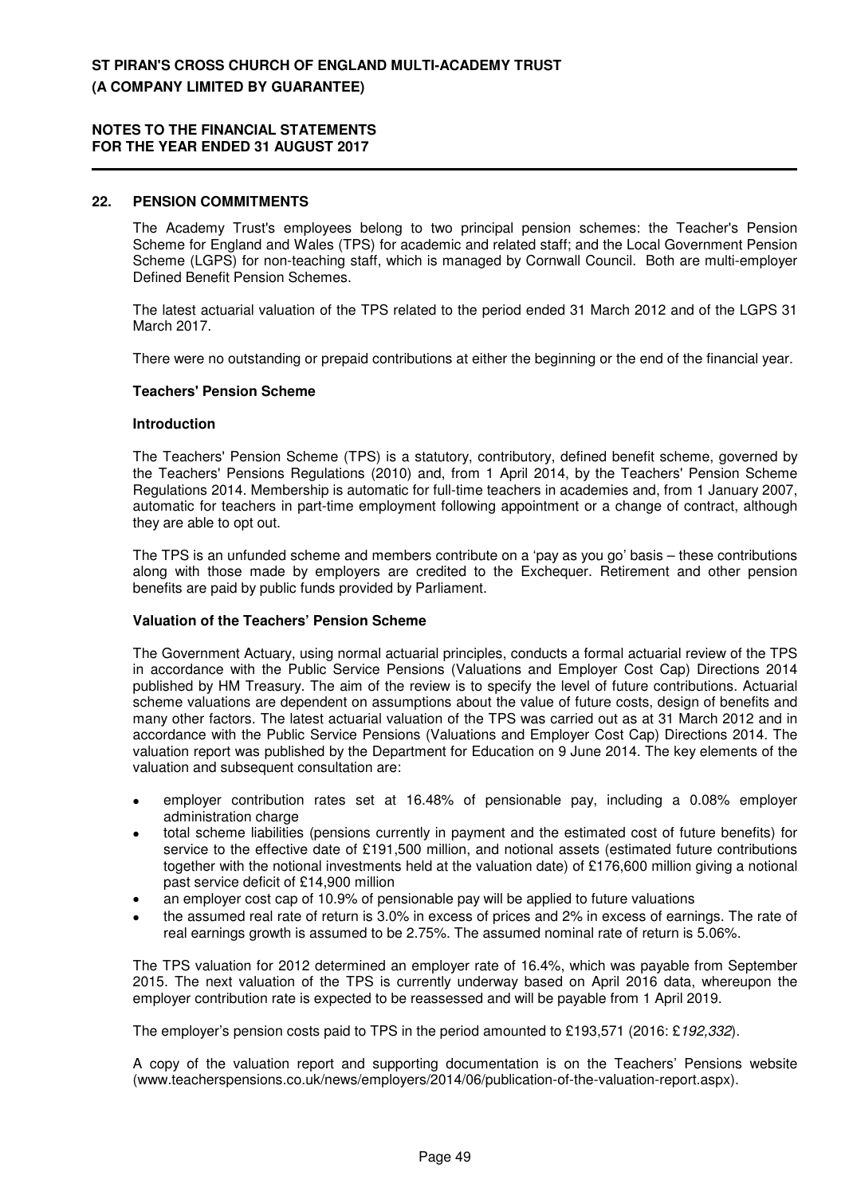## 22. PENSION COMMITMENTS

The Academy Trust's employees belong to two principal pension schemes: the Teacher's Pension Scheme for England and Wales (TPS) for academic and related staff; and the Local Government Pension Scheme (LGPS) for non-teaching staff, which is managed by Cornwall Council. Both are multi-employer Defined Benefit Pension Schemes.

The latest actuarial valuation of the TPS related to the period ended 31 March 2012 and of the LGPS 31 March 2017.

There were no outstanding or prepaid contributions at either the beginning or the end of the financial year.

### Teachers' Pension Scheme

#### Introduction

The Teachers' Pension Scheme (TPS) is a statutory, contributory, defined benefit scheme, governed by the Teachers' Pensions Regulations (2010) and, from 1 April 2014, by the Teachers' Pension Scheme Regulations 2014. Membership is automatic for full-time teachers in academies and, from 1 January 2007, automatic for teachers in part-time employment following appointment or a change of contract, although they are able to opt out.

The TPS is an unfunded scheme and members contribute on a 'pay as you go' basis – these contributions along with those made by employers are credited to the Exchequer. Retirement and other pension benefits are paid by public funds provided by Parliament.

#### Valuation of the Teachers' Pension Scheme

The Government Actuary, using normal actuarial principles, conducts a formal actuarial review of the TPS in accordance with the Public Service Pensions (Valuations and Employer Cost Cap) Directions 2014 published by HM Treasury. The aim of the review is to specify the level of future contributions. Actuarial scheme valuations are dependent on assumptions about the value of future costs, design of benefits and many other factors. The latest actuarial valuation of the TPS was carried out as at 31 March 2012 and in accordance with the Public Service Pensions (Valuations and Employer Cost Cap) Directions 2014. The valuation report was published by the Department for Education on 9 June 2014. The key elements of the valuation and subsequent consultation are:

- employer contribution rates set at 16.48% of pensionable pay, including a 0.08% employer administration charge
- total scheme liabilities (pensions currently in payment and the estimated cost of future benefits) for service to the effective date of £191,500 million, and notional assets (estimated future contributions together with the notional investments held at the valuation date) of £176,600 million giving a notional past service deficit of £14,900 million
- an employer cost cap of 10.9% of pensionable pay will be applied to future valuations
- the assumed real rate of return is 3.0% in excess of prices and 2% in excess of earnings. The rate of real earnings growth is assumed to be 2.75%. The assumed nominal rate of return is 5.06%.

The TPS valuation for 2012 determined an employer rate of 16.4%, which was payable from September 2015. The next valuation of the TPS is currently underway based on April 2016 data, whereupon the employer contribution rate is expected to be reassessed and will be payable from 1 April 2019.

The employer's pension costs paid to TPS in the period amounted to £193,571 (2016: £*192,332*).

A copy of the valuation report and supporting documentation is on the Teachers' Pensions website (www.teacherspensions.co.uk/news/employers/2014/06/publication-of-the-valuation-report.aspx).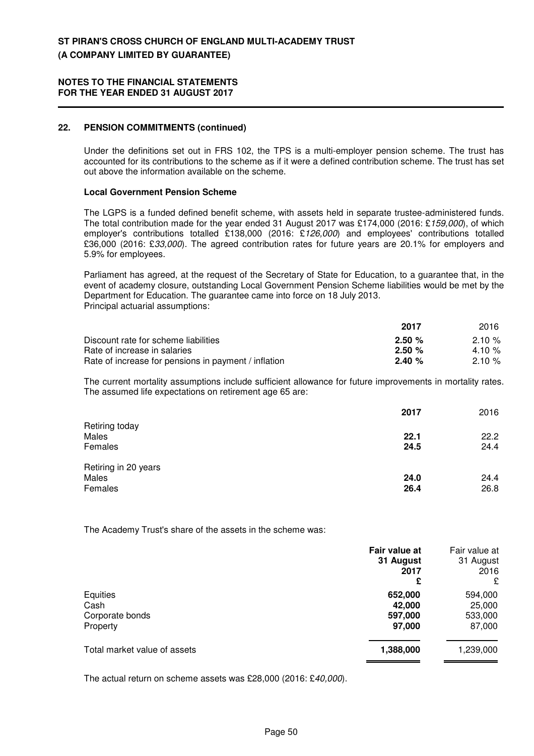## 22. PENSION COMMITMENTS (continued)

Under the definitions set out in FRS 102, the TPS is a multi-employer pension scheme. The trust has accounted for its contributions to the scheme as if it were a defined contribution scheme. The trust has set out above the information available on the scheme.

### Local Government Pension Scheme

The LGPS is a funded defined benefit scheme, with assets held in separate trustee-administered funds. The total contribution made for the year ended 31 August 2017 was £174,000 (2016: £*159,000*), of which employer's contributions totalled £138,000 (2016: £*126,000*) and employees' contributions totalled £36,000 (2016: £*33,000*). The agreed contribution rates for future years are 20.1% for employers and 5.9% for employees.

Parliament has agreed, at the request of the Secretary of State for Education, to a guarantee that, in the event of academy closure, outstanding Local Government Pension Scheme liabilities would be met by the Department for Education. The guarantee came into force on 18 July 2013.
Principal actuarial assumptions:

| | **2017** | 2016 |
|---|---|---|
| Discount rate for scheme liabilities | **2.50 %** | 2.10 % |
| Rate of increase in salaries | **2.50 %** | 4.10 % |
| Rate of increase for pensions in payment / inflation | **2.40 %** | 2.10 % |

The current mortality assumptions include sufficient allowance for future improvements in mortality rates. The assumed life expectations on retirement age 65 are:

| | **2017** | 2016 |
|---|---|---|
| Retiring today | | |
| Males | **22.1** | 22.2 |
| Females | **24.5** | 24.4 |
| Retiring in 20 years | | |
| Males | **24.0** | 24.4 |
| Females | **26.4** | 26.8 |

The Academy Trust's share of the assets in the scheme was:

| | **Fair value at 31 August 2017 £** | Fair value at 31 August 2016 £ |
|---|---|---|
| Equities | **652,000** | 594,000 |
| Cash | **42,000** | 25,000 |
| Corporate bonds | **597,000** | 533,000 |
| Property | **97,000** | 87,000 |
| Total market value of assets | **1,388,000** | 1,239,000 |

The actual return on scheme assets was £28,000 (2016: £*40,000*).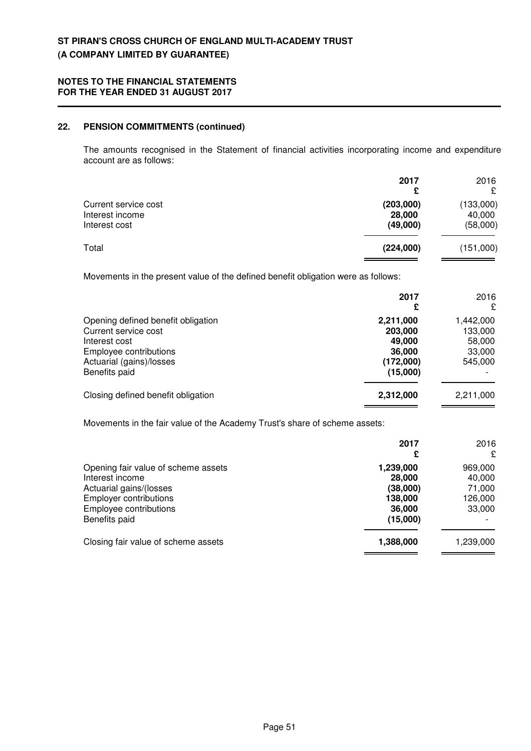## 22. PENSION COMMITMENTS (continued)

The amounts recognised in the Statement of financial activities incorporating income and expenditure account are as follows:

| | **2017** | 2016 |
|---|---|---|
| | **£** | £ |
| Current service cost | **(203,000)** | (133,000) |
| Interest income | **28,000** | 40,000 |
| Interest cost | **(49,000)** | (58,000) |
| Total | **(224,000)** | (151,000) |

Movements in the present value of the defined benefit obligation were as follows:

| | **2017** | 2016 |
|---|---|---|
| | **£** | £ |
| Opening defined benefit obligation | **2,211,000** | 1,442,000 |
| Current service cost | **203,000** | 133,000 |
| Interest cost | **49,000** | 58,000 |
| Employee contributions | **36,000** | 33,000 |
| Actuarial (gains)/losses | **(172,000)** | 545,000 |
| Benefits paid | **(15,000)** | - |
| Closing defined benefit obligation | **2,312,000** | 2,211,000 |

Movements in the fair value of the Academy Trust's share of scheme assets:

| | **2017** | 2016 |
|---|---|---|
| | **£** | £ |
| Opening fair value of scheme assets | **1,239,000** | 969,000 |
| Interest income | **28,000** | 40,000 |
| Actuarial gains/(losses | **(38,000)** | 71,000 |
| Employer contributions | **138,000** | 126,000 |
| Employee contributions | **36,000** | 33,000 |
| Benefits paid | **(15,000)** | - |
| Closing fair value of scheme assets | **1,388,000** | 1,239,000 |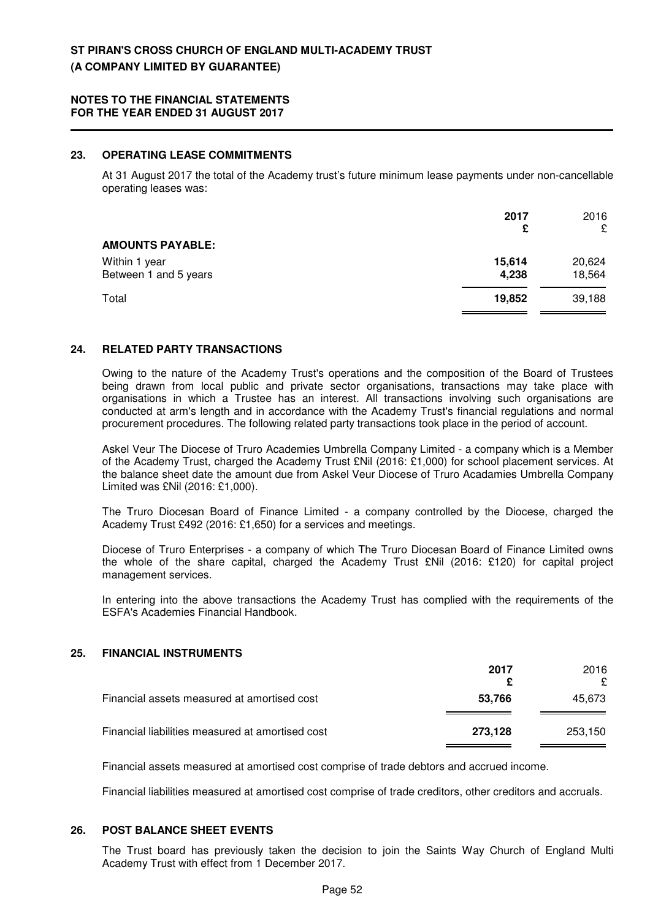## 23. OPERATING LEASE COMMITMENTS

At 31 August 2017 the total of the Academy trust's future minimum lease payments under non-cancellable operating leases was:

| | **2017** **£** | 2016 £ |
|---|---|---|
| **AMOUNTS PAYABLE:** | | |
| Within 1 year | **15,614** | 20,624 |
| Between 1 and 5 years | **4,238** | 18,564 |
| Total | **19,852** | 39,188 |

## 24. RELATED PARTY TRANSACTIONS

Owing to the nature of the Academy Trust's operations and the composition of the Board of Trustees being drawn from local public and private sector organisations, transactions may take place with organisations in which a Trustee has an interest. All transactions involving such organisations are conducted at arm's length and in accordance with the Academy Trust's financial regulations and normal procurement procedures. The following related party transactions took place in the period of account.

Askel Veur The Diocese of Truro Academies Umbrella Company Limited - a company which is a Member of the Academy Trust, charged the Academy Trust £Nil (2016: £1,000) for school placement services. At the balance sheet date the amount due from Askel Veur Diocese of Truro Acadamies Umbrella Company Limited was £Nil (2016: £1,000).

The Truro Diocesan Board of Finance Limited - a company controlled by the Diocese, charged the Academy Trust £492 (2016: £1,650) for a services and meetings.

Diocese of Truro Enterprises - a company of which The Truro Diocesan Board of Finance Limited owns the whole of the share capital, charged the Academy Trust £Nil (2016: £120) for capital project management services.

In entering into the above transactions the Academy Trust has complied with the requirements of the ESFA's Academies Financial Handbook.

## 25. FINANCIAL INSTRUMENTS

| | **2017** **£** | 2016 £ |
|---|---|---|
| Financial assets measured at amortised cost | **53,766** | 45,673 |
| Financial liabilities measured at amortised cost | **273,128** | 253,150 |

Financial assets measured at amortised cost comprise of trade debtors and accrued income.

Financial liabilities measured at amortised cost comprise of trade creditors, other creditors and accruals.

## 26. POST BALANCE SHEET EVENTS

The Trust board has previously taken the decision to join the Saints Way Church of England Multi Academy Trust with effect from 1 December 2017.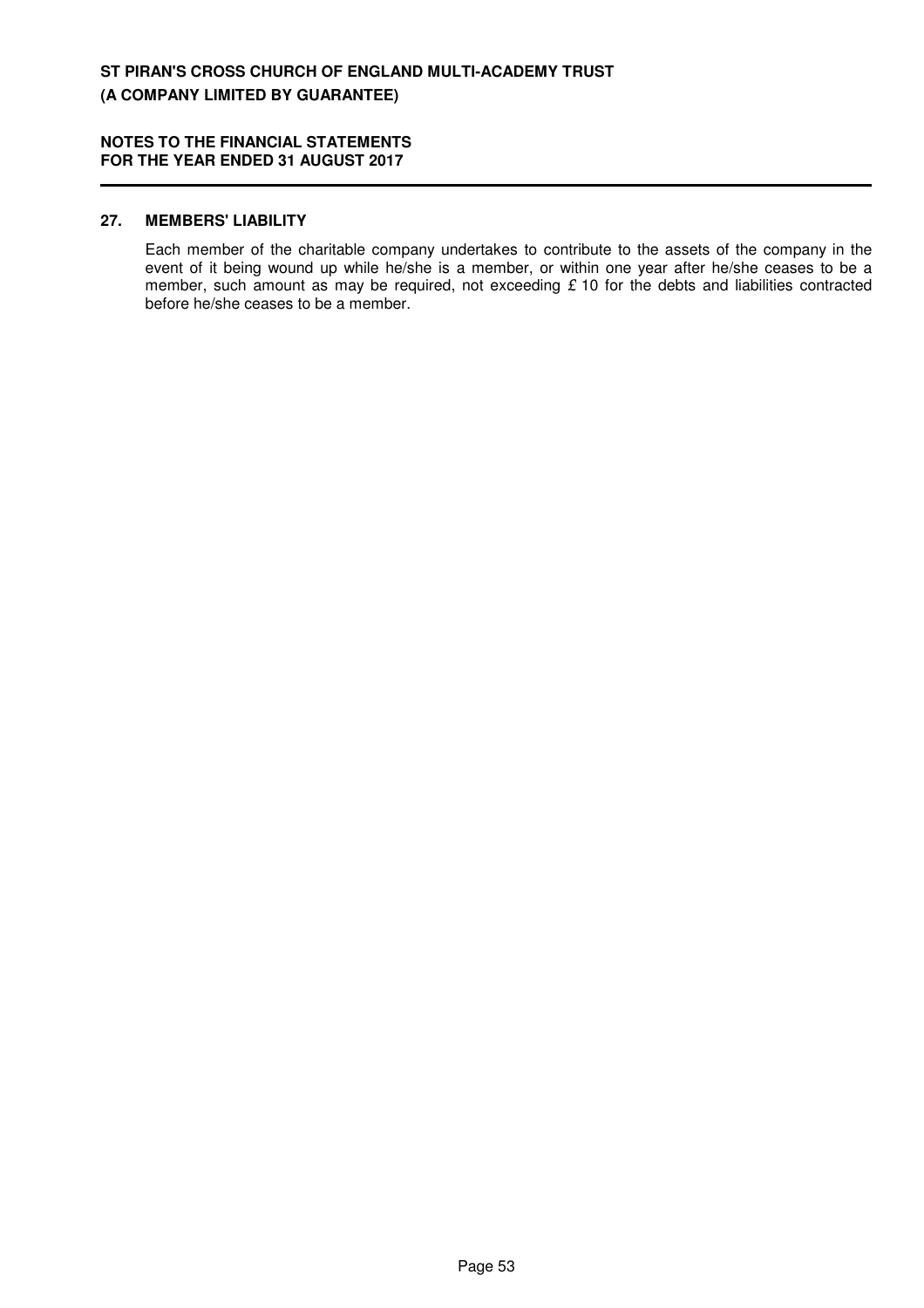## 27. MEMBERS' LIABILITY

Each member of the charitable company undertakes to contribute to the assets of the company in the event of it being wound up while he/she is a member, or within one year after he/she ceases to be a member, such amount as may be required, not exceeding £ 10 for the debts and liabilities contracted before he/she ceases to be a member.